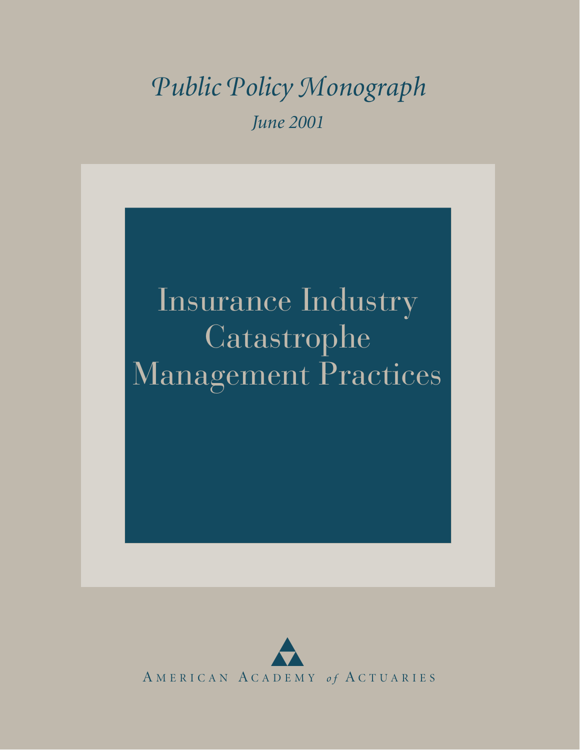*Public Policy Monograph*

*June 2001*

# Insurance Industry Catastrophe Management Practices

American Academy *of* Actuaries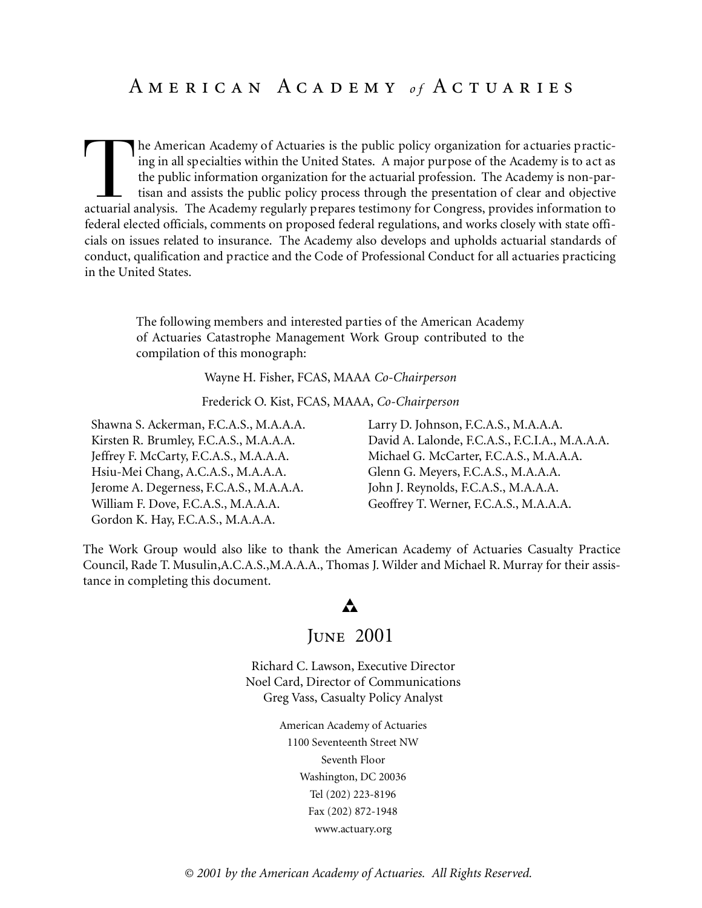# American Academy *of* Actuaries

The American Academy of Actuaries is the public policy organization for actuaries practicing in all specialties within the United States. A major purpose of the Academy is to act as the public information organization for the actuarial profession. The Academy is non-partisan and assists the public policy process through the presentation of clear and objective actuarial analysis. The Academy regularly prepares testimony for Congress, provides information to federal elected officials, comments on proposed federal regulations, and works closely with state officials on issues related to insurance. The Academy also develops and upholds actuarial standards of conduct, qualification and practice and the Code of Professional Conduct for all actuaries practicing in the United States.

The following members and interested parties of the American Academy of Actuaries Catastrophe Management Work Group contributed to the compilation of this monograph:

Wayne H. Fisher, FCAS, MAAA *Co-Chairperson*

Frederick O. Kist, FCAS, MAAA, *Co-Chairperson*

Shawna S. Ackerman, F.C.A.S., M.A.A.A.
Kirsten R. Brumley, F.C.A.S., M.A.A.A.
Jeffrey F. McCarty, F.C.A.S., M.A.A.A.
Hsiu-Mei Chang, A.C.A.S., M.A.A.A.
Jerome A. Degerness, F.C.A.S., M.A.A.A.
William F. Dove, F.C.A.S., M.A.A.A.
Gordon K. Hay, F.C.A.S., M.A.A.A.
Larry D. Johnson, F.C.A.S., M.A.A.A.
David A. Lalonde, F.C.A.S., F.C.I.A., M.A.A.A.
Michael G. McCarter, F.C.A.S., M.A.A.A.
Glenn G. Meyers, F.C.A.S., M.A.A.A.
John J. Reynolds, F.C.A.S., M.A.A.A.
Geoffrey T. Werner, F.C.A.S., M.A.A.A.

The Work Group would also like to thank the American Academy of Actuaries Casualty Practice Council, Rade T. Musulin,A.C.A.S.,M.A.A.A., Thomas J. Wilder and Michael R. Murray for their assistance in completing this document.

## June 2001

Richard C. Lawson, Executive Director
Noel Card, Director of Communications
Greg Vass, Casualty Policy Analyst

American Academy of Actuaries
1100 Seventeenth Street NW
Seventh Floor
Washington, DC 20036
Tel (202) 223-8196
Fax (202) 872-1948
www.actuary.org

*© 2001 by the American Academy of Actuaries. All Rights Reserved.*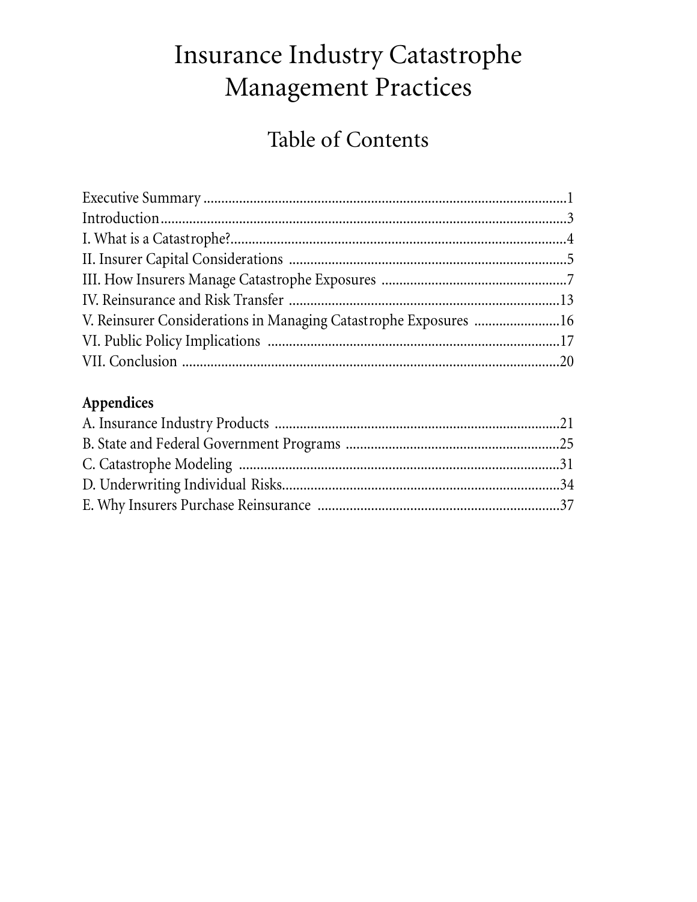# Insurance Industry Catastrophe Management Practices

## Table of Contents

Executive Summary .......................................................................................................1
Introduction...................................................................................................................3
I. What is a Catastrophe?...............................................................................................4
II. Insurer Capital Considerations ................................................................................5
III. How Insurers Manage Catastrophe Exposures .......................................................7
IV. Reinsurance and Risk Transfer ..............................................................................13
V. Reinsurer Considerations in Managing Catastrophe Exposures ..........................16
VI. Public Policy Implications .....................................................................................17
VII. Conclusion ............................................................................................................20

**Appendices**

A. Insurance Industry Products ....................................................................................21
B. State and Federal Government Programs ...............................................................25
C. Catastrophe Modeling ..............................................................................................31
D. Underwriting Individual Risks.................................................................................34
E. Why Insurers Purchase Reinsurance .......................................................................37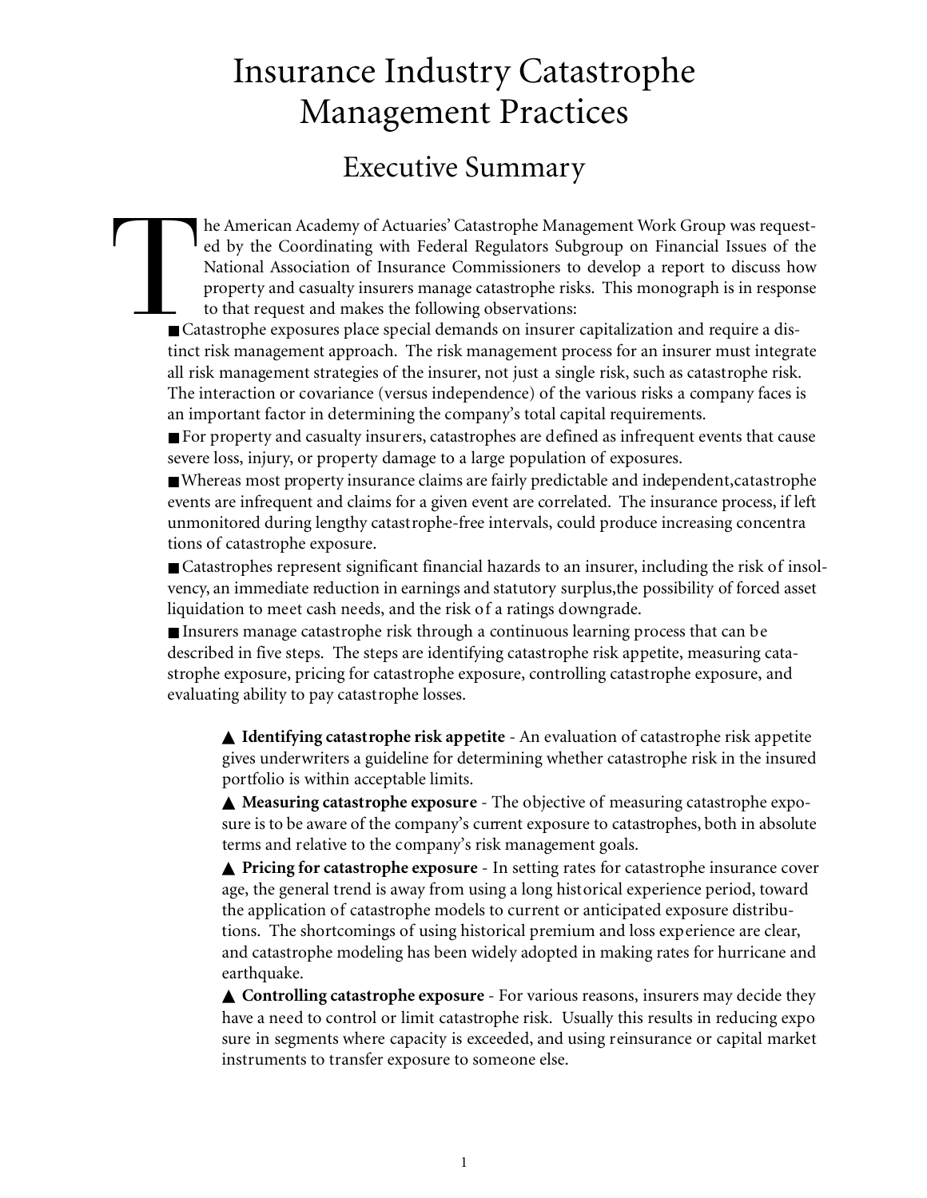# Insurance Industry Catastrophe Management Practices

## Executive Summary

The American Academy of Actuaries' Catastrophe Management Work Group was requested by the Coordinating with Federal Regulators Subgroup on Financial Issues of the National Association of Insurance Commissioners to develop a report to discuss how property and casualty insurers manage catastrophe risks. This monograph is in response to that request and makes the following observations:

- Catastrophe exposures place special demands on insurer capitalization and require a distinct risk management approach. The risk management process for an insurer must integrate all risk management strategies of the insurer, not just a single risk, such as catastrophe risk. The interaction or covariance (versus independence) of the various risks a company faces is an important factor in determining the company's total capital requirements.
- For property and casualty insurers, catastrophes are defined as infrequent events that cause severe loss, injury, or property damage to a large population of exposures.
- Whereas most property insurance claims are fairly predictable and independent, catastrophe events are infrequent and claims for a given event are correlated. The insurance process, if left unmonitored during lengthy catastrophe-free intervals, could produce increasing concentrations of catastrophe exposure.
- Catastrophes represent significant financial hazards to an insurer, including the risk of insolvency, an immediate reduction in earnings and statutory surplus, the possibility of forced asset liquidation to meet cash needs, and the risk of a ratings downgrade.
- Insurers manage catastrophe risk through a continuous learning process that can be described in five steps. The steps are identifying catastrophe risk appetite, measuring catastrophe exposure, pricing for catastrophe exposure, controlling catastrophe exposure, and evaluating ability to pay catastrophe losses.

  - **Identifying catastrophe risk appetite** - An evaluation of catastrophe risk appetite gives underwriters a guideline for determining whether catastrophe risk in the insured portfolio is within acceptable limits.
  - **Measuring catastrophe exposure** - The objective of measuring catastrophe exposure is to be aware of the company's current exposure to catastrophes, both in absolute terms and relative to the company's risk management goals.
  - **Pricing for catastrophe exposure** - In setting rates for catastrophe insurance coverage, the general trend is away from using a long historical experience period, toward the application of catastrophe models to current or anticipated exposure distributions. The shortcomings of using historical premium and loss experience are clear, and catastrophe modeling has been widely adopted in making rates for hurricane and earthquake.
  - **Controlling catastrophe exposure** - For various reasons, insurers may decide they have a need to control or limit catastrophe risk. Usually this results in reducing exposure in segments where capacity is exceeded, and using reinsurance or capital market instruments to transfer exposure to someone else.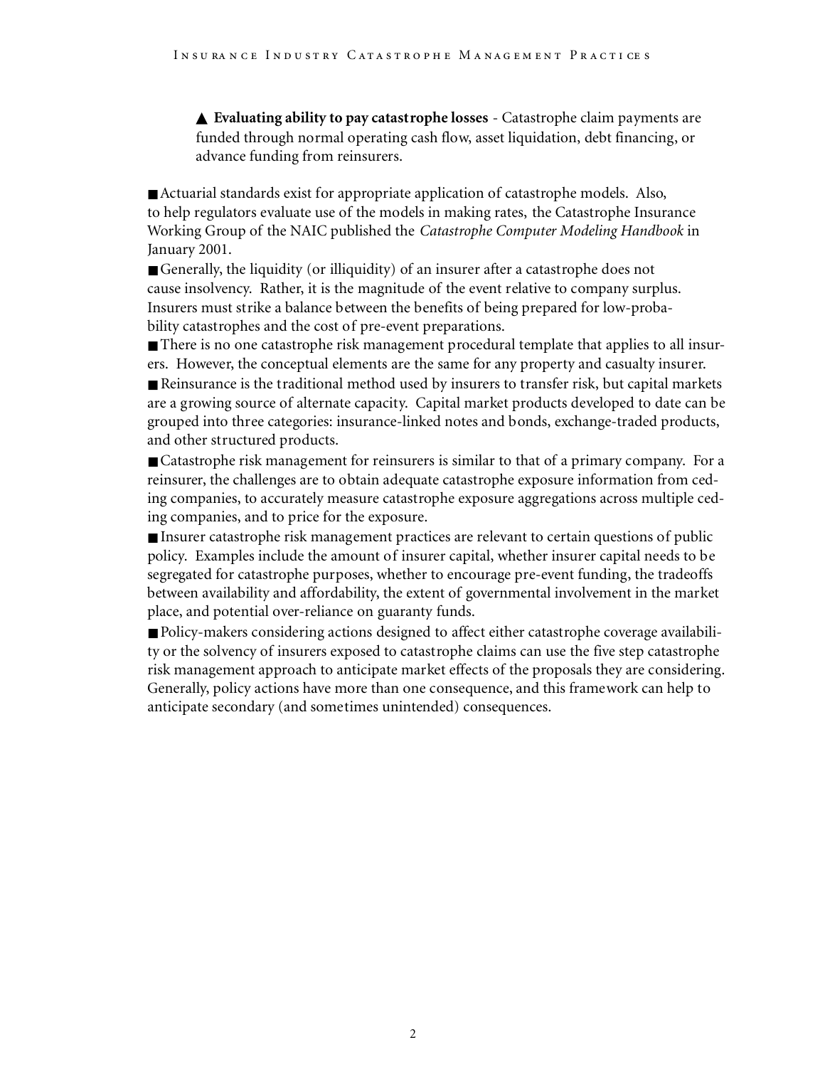- ▲ **Evaluating ability to pay catastrophe losses** - Catastrophe claim payments are funded through normal operating cash flow, asset liquidation, debt financing, or advance funding from reinsurers.

- Actuarial standards exist for appropriate application of catastrophe models. Also, to help regulators evaluate use of the models in making rates, the Catastrophe Insurance Working Group of the NAIC published the *Catastrophe Computer Modeling Handbook* in January 2001.
- Generally, the liquidity (or illiquidity) of an insurer after a catastrophe does not cause insolvency. Rather, it is the magnitude of the event relative to company surplus. Insurers must strike a balance between the benefits of being prepared for low-probability catastrophes and the cost of pre-event preparations.
- There is no one catastrophe risk management procedural template that applies to all insurers. However, the conceptual elements are the same for any property and casualty insurer.
- Reinsurance is the traditional method used by insurers to transfer risk, but capital markets are a growing source of alternate capacity. Capital market products developed to date can be grouped into three categories: insurance-linked notes and bonds, exchange-traded products, and other structured products.
- Catastrophe risk management for reinsurers is similar to that of a primary company. For a reinsurer, the challenges are to obtain adequate catastrophe exposure information from ceding companies, to accurately measure catastrophe exposure aggregations across multiple ceding companies, and to price for the exposure.
- Insurer catastrophe risk management practices are relevant to certain questions of public policy. Examples include the amount of insurer capital, whether insurer capital needs to be segregated for catastrophe purposes, whether to encourage pre-event funding, the tradeoffs between availability and affordability, the extent of governmental involvement in the market place, and potential over-reliance on guaranty funds.
- Policy-makers considering actions designed to affect either catastrophe coverage availability or the solvency of insurers exposed to catastrophe claims can use the five step catastrophe risk management approach to anticipate market effects of the proposals they are considering. Generally, policy actions have more than one consequence, and this framework can help to anticipate secondary (and sometimes unintended) consequences.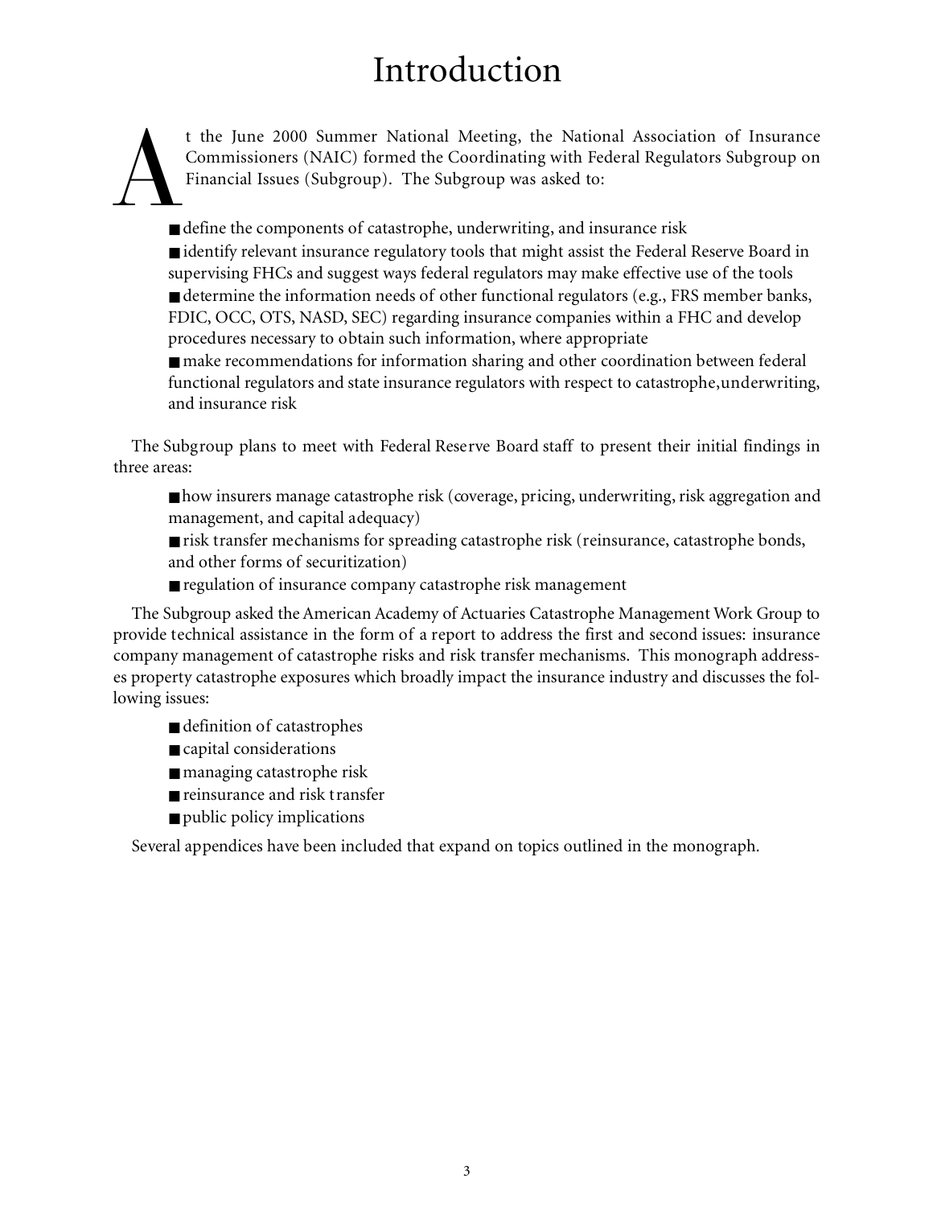# Introduction

At the June 2000 Summer National Meeting, the National Association of Insurance Commissioners (NAIC) formed the Coordinating with Federal Regulators Subgroup on Financial Issues (Subgroup). The Subgroup was asked to:

- define the components of catastrophe, underwriting, and insurance risk
- identify relevant insurance regulatory tools that might assist the Federal Reserve Board in supervising FHCs and suggest ways federal regulators may make effective use of the tools
- determine the information needs of other functional regulators (e.g., FRS member banks, FDIC, OCC, OTS, NASD, SEC) regarding insurance companies within a FHC and develop procedures necessary to obtain such information, where appropriate
- make recommendations for information sharing and other coordination between federal functional regulators and state insurance regulators with respect to catastrophe, underwriting, and insurance risk

The Subgroup plans to meet with Federal Reserve Board staff to present their initial findings in three areas:

- how insurers manage catastrophe risk (coverage, pricing, underwriting, risk aggregation and management, and capital adequacy)
- risk transfer mechanisms for spreading catastrophe risk (reinsurance, catastrophe bonds, and other forms of securitization)
- regulation of insurance company catastrophe risk management

The Subgroup asked the American Academy of Actuaries Catastrophe Management Work Group to provide technical assistance in the form of a report to address the first and second issues: insurance company management of catastrophe risks and risk transfer mechanisms. This monograph addresses property catastrophe exposures which broadly impact the insurance industry and discusses the following issues:

- definition of catastrophes
- capital considerations
- managing catastrophe risk
- reinsurance and risk transfer
- public policy implications

Several appendices have been included that expand on topics outlined in the monograph.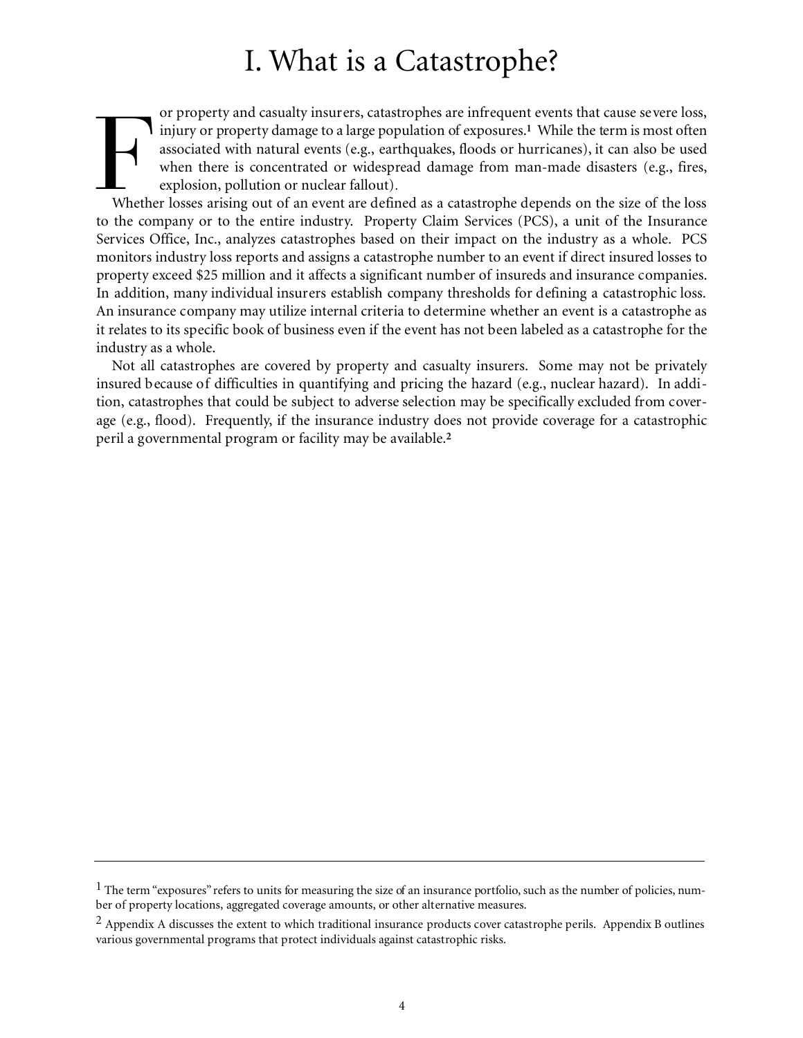# I. What is a Catastrophe?

For property and casualty insurers, catastrophes are infrequent events that cause severe loss, injury or property damage to a large population of exposures.[1] While the term is most often associated with natural events (e.g., earthquakes, floods or hurricanes), it can also be used when there is concentrated or widespread damage from man-made disasters (e.g., fires, explosion, pollution or nuclear fallout).

Whether losses arising out of an event are defined as a catastrophe depends on the size of the loss to the company or to the entire industry. Property Claim Services (PCS), a unit of the Insurance Services Office, Inc., analyzes catastrophes based on their impact on the industry as a whole. PCS monitors industry loss reports and assigns a catastrophe number to an event if direct insured losses to property exceed $25 million and it affects a significant number of insureds and insurance companies. In addition, many individual insurers establish company thresholds for defining a catastrophic loss. An insurance company may utilize internal criteria to determine whether an event is a catastrophe as it relates to its specific book of business even if the event has not been labeled as a catastrophe for the industry as a whole.

Not all catastrophes are covered by property and casualty insurers. Some may not be privately insured because of difficulties in quantifying and pricing the hazard (e.g., nuclear hazard). In addition, catastrophes that could be subject to adverse selection may be specifically excluded from coverage (e.g., flood). Frequently, if the insurance industry does not provide coverage for a catastrophic peril a governmental program or facility may be available.[2]

---

[1] The term "exposures" refers to units for measuring the size of an insurance portfolio, such as the number of policies, number of property locations, aggregated coverage amounts, or other alternative measures.

[2] Appendix A discusses the extent to which traditional insurance products cover catastrophe perils. Appendix B outlines various governmental programs that protect individuals against catastrophic risks.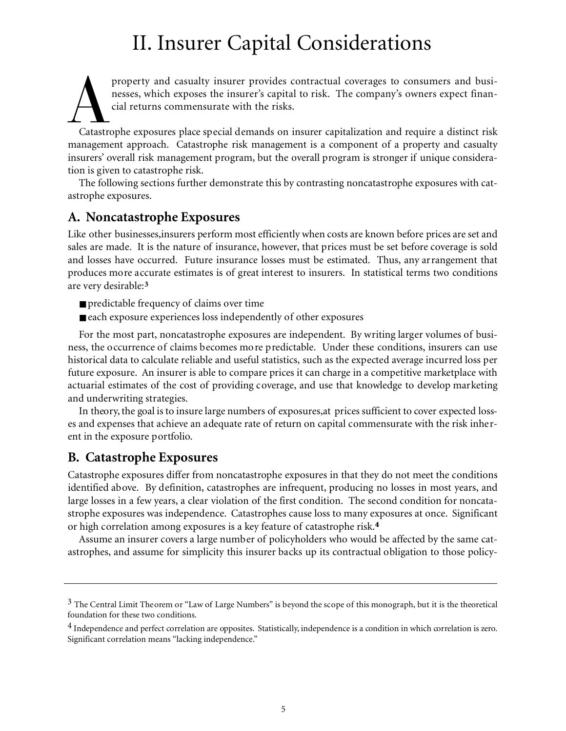# II. Insurer Capital Considerations

A property and casualty insurer provides contractual coverages to consumers and businesses, which exposes the insurer's capital to risk. The company's owners expect financial returns commensurate with the risks.

Catastrophe exposures place special demands on insurer capitalization and require a distinct risk management approach. Catastrophe risk management is a component of a property and casualty insurers' overall risk management program, but the overall program is stronger if unique consideration is given to catastrophe risk.

The following sections further demonstrate this by contrasting noncatastrophe exposures with catastrophe exposures.

## A. Noncatastrophe Exposures

Like other businesses,insurers perform most efficiently when costs are known before prices are set and sales are made. It is the nature of insurance, however, that prices must be set before coverage is sold and losses have occurred. Future insurance losses must be estimated. Thus, any arrangement that produces more accurate estimates is of great interest to insurers. In statistical terms two conditions are very desirable:[3]

- predictable frequency of claims over time
- each exposure experiences loss independently of other exposures

For the most part, noncatastrophe exposures are independent. By writing larger volumes of business, the occurrence of claims becomes more predictable. Under these conditions, insurers can use historical data to calculate reliable and useful statistics, such as the expected average incurred loss per future exposure. An insurer is able to compare prices it can charge in a competitive marketplace with actuarial estimates of the cost of providing coverage, and use that knowledge to develop marketing and underwriting strategies.

In theory, the goal is to insure large numbers of exposures,at prices sufficient to cover expected losses and expenses that achieve an adequate rate of return on capital commensurate with the risk inherent in the exposure portfolio.

## B. Catastrophe Exposures

Catastrophe exposures differ from noncatastrophe exposures in that they do not meet the conditions identified above. By definition, catastrophes are infrequent, producing no losses in most years, and large losses in a few years, a clear violation of the first condition. The second condition for noncatastrophe exposures was independence. Catastrophes cause loss to many exposures at once. Significant or high correlation among exposures is a key feature of catastrophe risk.[4]

Assume an insurer covers a large number of policyholders who would be affected by the same catastrophes, and assume for simplicity this insurer backs up its contractual obligation to those policy-

---

[3] The Central Limit Theorem or "Law of Large Numbers" is beyond the scope of this monograph, but it is the theoretical foundation for these two conditions.

[4] Independence and perfect correlation are opposites. Statistically, independence is a condition in which correlation is zero. Significant correlation means "lacking independence."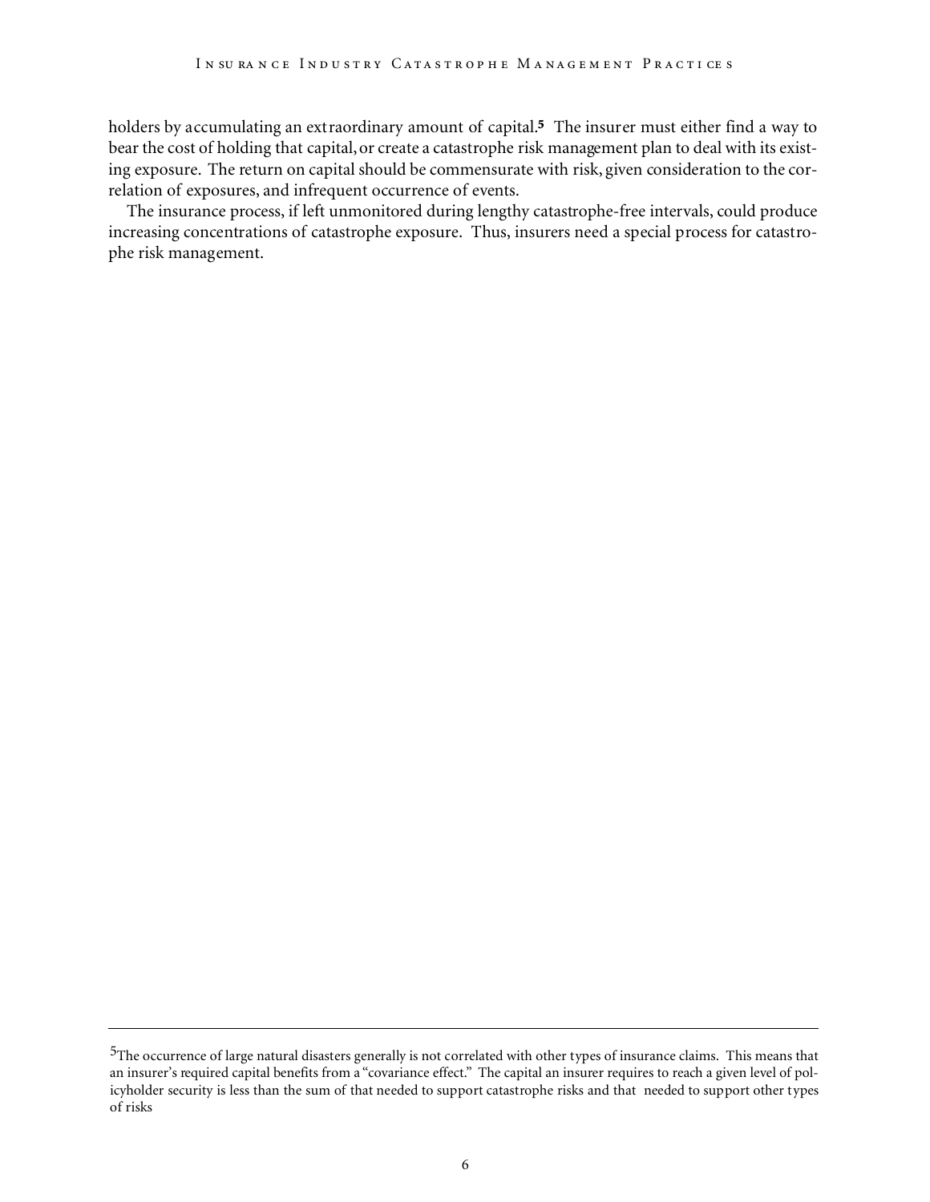holders by accumulating an extraordinary amount of capital.[5] The insurer must either find a way to bear the cost of holding that capital, or create a catastrophe risk management plan to deal with its existing exposure. The return on capital should be commensurate with risk, given consideration to the correlation of exposures, and infrequent occurrence of events.

The insurance process, if left unmonitored during lengthy catastrophe-free intervals, could produce increasing concentrations of catastrophe exposure. Thus, insurers need a special process for catastrophe risk management.

---

[5] The occurrence of large natural disasters generally is not correlated with other types of insurance claims. This means that an insurer's required capital benefits from a "covariance effect." The capital an insurer requires to reach a given level of policyholder security is less than the sum of that needed to support catastrophe risks and that needed to support other types of risks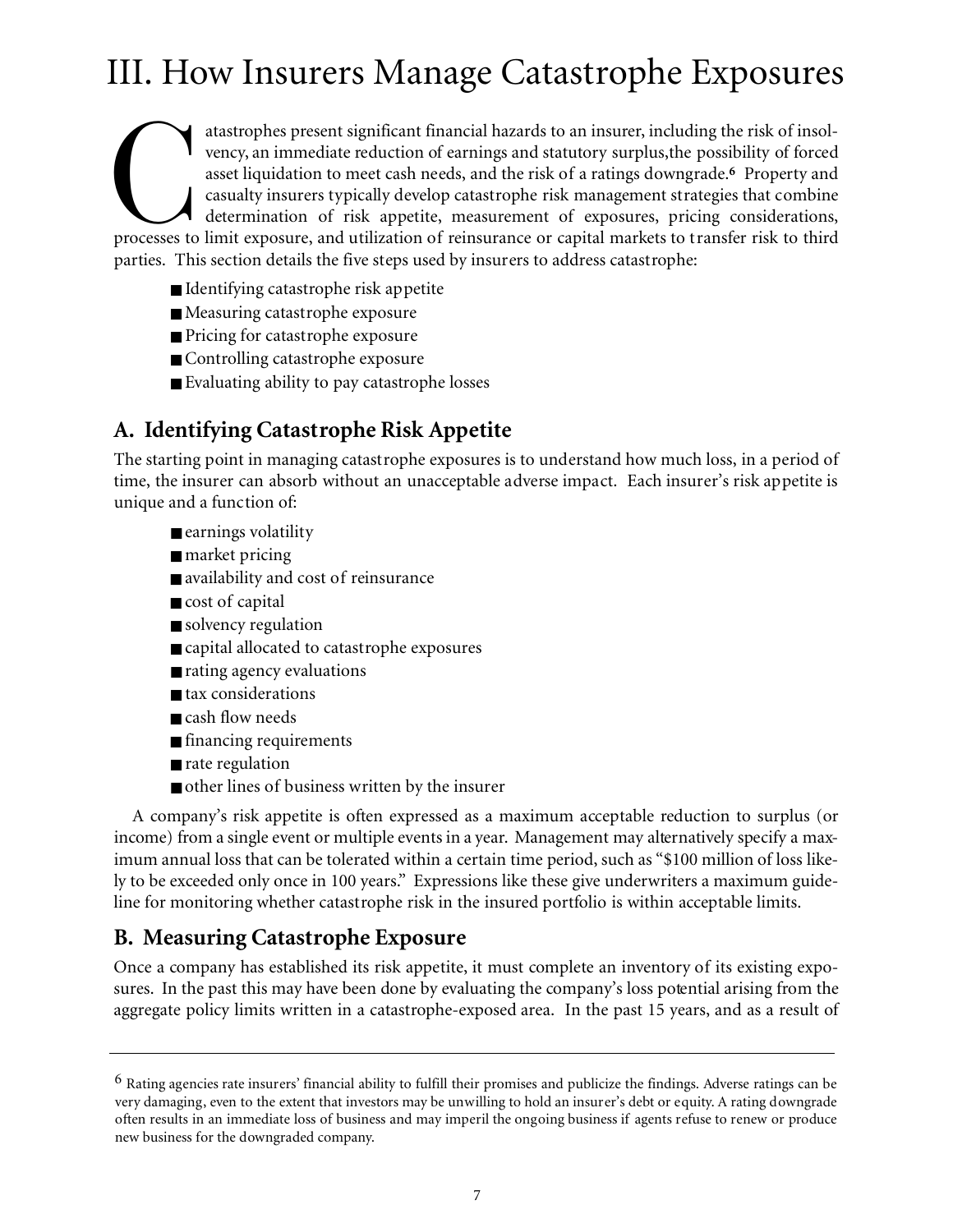# III. How Insurers Manage Catastrophe Exposures

Catastrophes present significant financial hazards to an insurer, including the risk of insolvency, an immediate reduction of earnings and statutory surplus,the possibility of forced asset liquidation to meet cash needs, and the risk of a ratings downgrade.[6] Property and casualty insurers typically develop catastrophe risk management strategies that combine determination of risk appetite, measurement of exposures, pricing considerations, processes to limit exposure, and utilization of reinsurance or capital markets to transfer risk to third parties. This section details the five steps used by insurers to address catastrophe:

- Identifying catastrophe risk appetite
- Measuring catastrophe exposure
- Pricing for catastrophe exposure
- Controlling catastrophe exposure
- Evaluating ability to pay catastrophe losses

## A. Identifying Catastrophe Risk Appetite

The starting point in managing catastrophe exposures is to understand how much loss, in a period of time, the insurer can absorb without an unacceptable adverse impact. Each insurer's risk appetite is unique and a function of:

- earnings volatility
- market pricing
- availability and cost of reinsurance
- cost of capital
- solvency regulation
- capital allocated to catastrophe exposures
- rating agency evaluations
- tax considerations
- cash flow needs
- financing requirements
- rate regulation
- other lines of business written by the insurer

A company's risk appetite is often expressed as a maximum acceptable reduction to surplus (or income) from a single event or multiple events in a year. Management may alternatively specify a maximum annual loss that can be tolerated within a certain time period, such as "$100 million of loss likely to be exceeded only once in 100 years." Expressions like these give underwriters a maximum guideline for monitoring whether catastrophe risk in the insured portfolio is within acceptable limits.

## B. Measuring Catastrophe Exposure

Once a company has established its risk appetite, it must complete an inventory of its existing exposures. In the past this may have been done by evaluating the company's loss potential arising from the aggregate policy limits written in a catastrophe-exposed area. In the past 15 years, and as a result of

---

[6] Rating agencies rate insurers' financial ability to fulfill their promises and publicize the findings. Adverse ratings can be very damaging, even to the extent that investors may be unwilling to hold an insurer's debt or equity. A rating downgrade often results in an immediate loss of business and may imperil the ongoing business if agents refuse to renew or produce new business for the downgraded company.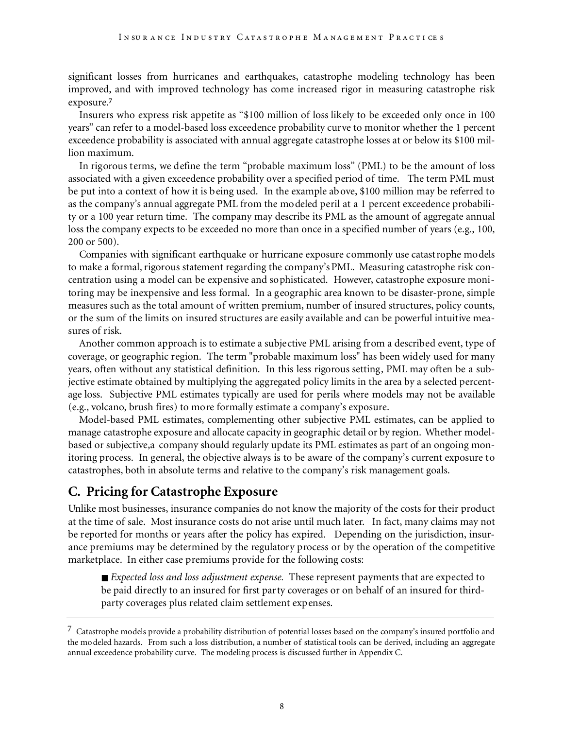significant losses from hurricanes and earthquakes, catastrophe modeling technology has been improved, and with improved technology has come increased rigor in measuring catastrophe risk exposure.[7]

Insurers who express risk appetite as "$100 million of loss likely to be exceeded only once in 100 years" can refer to a model-based loss exceedence probability curve to monitor whether the 1 percent exceedence probability is associated with annual aggregate catastrophe losses at or below its $100 million maximum.

In rigorous terms, we define the term "probable maximum loss" (PML) to be the amount of loss associated with a given exceedence probability over a specified period of time. The term PML must be put into a context of how it is being used. In the example above, $100 million may be referred to as the company's annual aggregate PML from the modeled peril at a 1 percent exceedence probability or a 100 year return time. The company may describe its PML as the amount of aggregate annual loss the company expects to be exceeded no more than once in a specified number of years (e.g., 100, 200 or 500).

Companies with significant earthquake or hurricane exposure commonly use catastrophe models to make a formal, rigorous statement regarding the company's PML. Measuring catastrophe risk concentration using a model can be expensive and sophisticated. However, catastrophe exposure monitoring may be inexpensive and less formal. In a geographic area known to be disaster-prone, simple measures such as the total amount of written premium, number of insured structures, policy counts, or the sum of the limits on insured structures are easily available and can be powerful intuitive measures of risk.

Another common approach is to estimate a subjective PML arising from a described event, type of coverage, or geographic region. The term "probable maximum loss" has been widely used for many years, often without any statistical definition. In this less rigorous setting, PML may often be a subjective estimate obtained by multiplying the aggregated policy limits in the area by a selected percentage loss. Subjective PML estimates typically are used for perils where models may not be available (e.g., volcano, brush fires) to more formally estimate a company's exposure.

Model-based PML estimates, complementing other subjective PML estimates, can be applied to manage catastrophe exposure and allocate capacity in geographic detail or by region. Whether model-based or subjective,a company should regularly update its PML estimates as part of an ongoing monitoring process. In general, the objective always is to be aware of the company's current exposure to catastrophes, both in absolute terms and relative to the company's risk management goals.

## C. Pricing for Catastrophe Exposure

Unlike most businesses, insurance companies do not know the majority of the costs for their product at the time of sale. Most insurance costs do not arise until much later. In fact, many claims may not be reported for months or years after the policy has expired. Depending on the jurisdiction, insurance premiums may be determined by the regulatory process or by the operation of the competitive marketplace. In either case premiums provide for the following costs:

- *Expected loss and loss adjustment expense.* These represent payments that are expected to be paid directly to an insured for first party coverages or on behalf of an insured for third-party coverages plus related claim settlement expenses.

---

[7] Catastrophe models provide a probability distribution of potential losses based on the company's insured portfolio and the modeled hazards. From such a loss distribution, a number of statistical tools can be derived, including an aggregate annual exceedence probability curve. The modeling process is discussed further in Appendix C.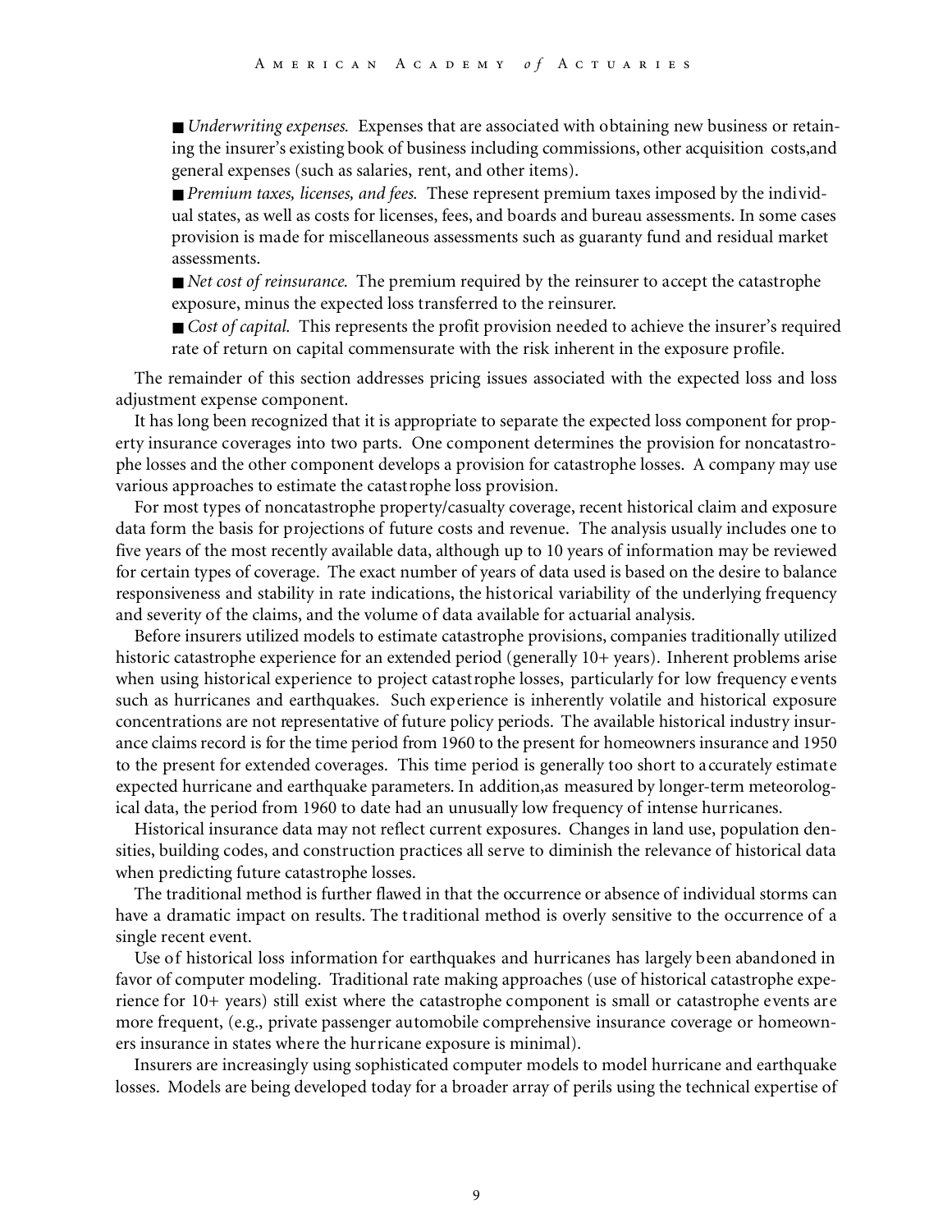- *Underwriting expenses.* Expenses that are associated with obtaining new business or retaining the insurer's existing book of business including commissions, other acquisition costs,and general expenses (such as salaries, rent, and other items).
- *Premium taxes, licenses, and fees.* These represent premium taxes imposed by the individual states, as well as costs for licenses, fees, and boards and bureau assessments. In some cases provision is made for miscellaneous assessments such as guaranty fund and residual market assessments.
- *Net cost of reinsurance.* The premium required by the reinsurer to accept the catastrophe exposure, minus the expected loss transferred to the reinsurer.
- *Cost of capital.* This represents the profit provision needed to achieve the insurer's required rate of return on capital commensurate with the risk inherent in the exposure profile.

The remainder of this section addresses pricing issues associated with the expected loss and loss adjustment expense component.

It has long been recognized that it is appropriate to separate the expected loss component for property insurance coverages into two parts. One component determines the provision for noncatastrophe losses and the other component develops a provision for catastrophe losses. A company may use various approaches to estimate the catastrophe loss provision.

For most types of noncatastrophe property/casualty coverage, recent historical claim and exposure data form the basis for projections of future costs and revenue. The analysis usually includes one to five years of the most recently available data, although up to 10 years of information may be reviewed for certain types of coverage. The exact number of years of data used is based on the desire to balance responsiveness and stability in rate indications, the historical variability of the underlying frequency and severity of the claims, and the volume of data available for actuarial analysis.

Before insurers utilized models to estimate catastrophe provisions, companies traditionally utilized historic catastrophe experience for an extended period (generally 10+ years). Inherent problems arise when using historical experience to project catastrophe losses, particularly for low frequency events such as hurricanes and earthquakes. Such experience is inherently volatile and historical exposure concentrations are not representative of future policy periods. The available historical industry insurance claims record is for the time period from 1960 to the present for homeowners insurance and 1950 to the present for extended coverages. This time period is generally too short to accurately estimate expected hurricane and earthquake parameters. In addition,as measured by longer-term meteorological data, the period from 1960 to date had an unusually low frequency of intense hurricanes.

Historical insurance data may not reflect current exposures. Changes in land use, population densities, building codes, and construction practices all serve to diminish the relevance of historical data when predicting future catastrophe losses.

The traditional method is further flawed in that the occurrence or absence of individual storms can have a dramatic impact on results. The traditional method is overly sensitive to the occurrence of a single recent event.

Use of historical loss information for earthquakes and hurricanes has largely been abandoned in favor of computer modeling. Traditional rate making approaches (use of historical catastrophe experience for 10+ years) still exist where the catastrophe component is small or catastrophe events are more frequent, (e.g., private passenger automobile comprehensive insurance coverage or homeowners insurance in states where the hurricane exposure is minimal).

Insurers are increasingly using sophisticated computer models to model hurricane and earthquake losses. Models are being developed today for a broader array of perils using the technical expertise of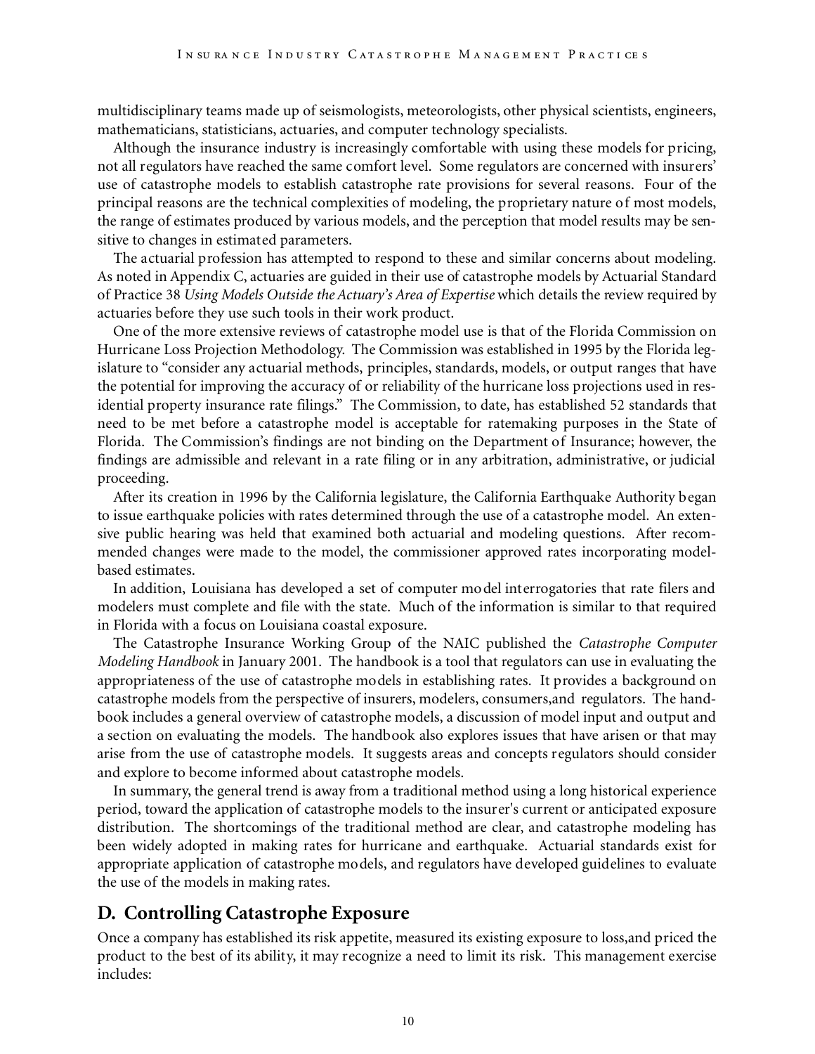multidisciplinary teams made up of seismologists, meteorologists, other physical scientists, engineers, mathematicians, statisticians, actuaries, and computer technology specialists.

Although the insurance industry is increasingly comfortable with using these models for pricing, not all regulators have reached the same comfort level. Some regulators are concerned with insurers' use of catastrophe models to establish catastrophe rate provisions for several reasons. Four of the principal reasons are the technical complexities of modeling, the proprietary nature of most models, the range of estimates produced by various models, and the perception that model results may be sensitive to changes in estimated parameters.

The actuarial profession has attempted to respond to these and similar concerns about modeling. As noted in Appendix C, actuaries are guided in their use of catastrophe models by Actuarial Standard of Practice 38 *Using Models Outside the Actuary's Area of Expertise* which details the review required by actuaries before they use such tools in their work product.

One of the more extensive reviews of catastrophe model use is that of the Florida Commission on Hurricane Loss Projection Methodology. The Commission was established in 1995 by the Florida legislature to "consider any actuarial methods, principles, standards, models, or output ranges that have the potential for improving the accuracy of or reliability of the hurricane loss projections used in residential property insurance rate filings." The Commission, to date, has established 52 standards that need to be met before a catastrophe model is acceptable for ratemaking purposes in the State of Florida. The Commission's findings are not binding on the Department of Insurance; however, the findings are admissible and relevant in a rate filing or in any arbitration, administrative, or judicial proceeding.

After its creation in 1996 by the California legislature, the California Earthquake Authority began to issue earthquake policies with rates determined through the use of a catastrophe model. An extensive public hearing was held that examined both actuarial and modeling questions. After recommended changes were made to the model, the commissioner approved rates incorporating model-based estimates.

In addition, Louisiana has developed a set of computer model interrogatories that rate filers and modelers must complete and file with the state. Much of the information is similar to that required in Florida with a focus on Louisiana coastal exposure.

The Catastrophe Insurance Working Group of the NAIC published the *Catastrophe Computer Modeling Handbook* in January 2001. The handbook is a tool that regulators can use in evaluating the appropriateness of the use of catastrophe models in establishing rates. It provides a background on catastrophe models from the perspective of insurers, modelers, consumers,and regulators. The handbook includes a general overview of catastrophe models, a discussion of model input and output and a section on evaluating the models. The handbook also explores issues that have arisen or that may arise from the use of catastrophe models. It suggests areas and concepts regulators should consider and explore to become informed about catastrophe models.

In summary, the general trend is away from a traditional method using a long historical experience period, toward the application of catastrophe models to the insurer's current or anticipated exposure distribution. The shortcomings of the traditional method are clear, and catastrophe modeling has been widely adopted in making rates for hurricane and earthquake. Actuarial standards exist for appropriate application of catastrophe models, and regulators have developed guidelines to evaluate the use of the models in making rates.

## D. Controlling Catastrophe Exposure

Once a company has established its risk appetite, measured its existing exposure to loss,and priced the product to the best of its ability, it may recognize a need to limit its risk. This management exercise includes: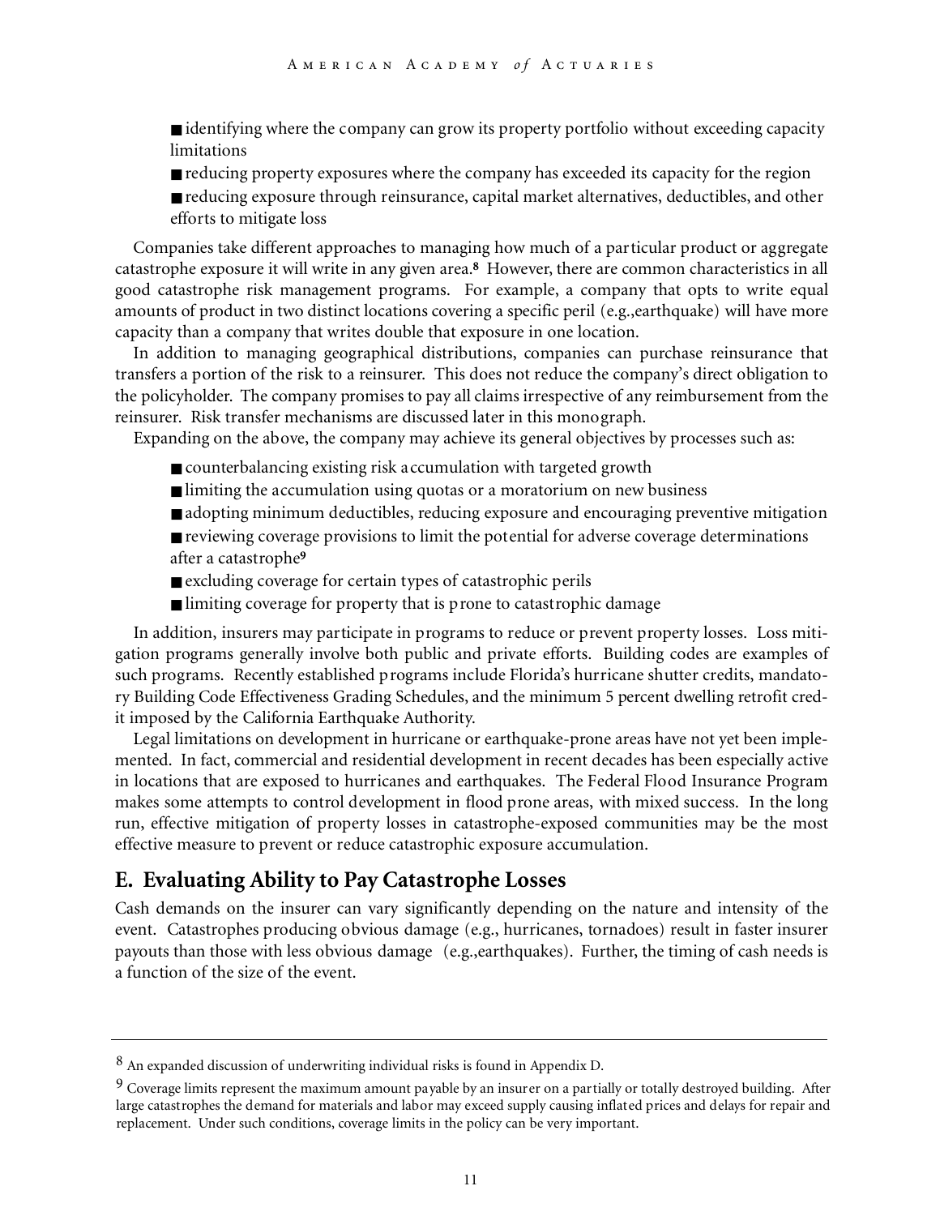- identifying where the company can grow its property portfolio without exceeding capacity limitations
- reducing property exposures where the company has exceeded its capacity for the region
- reducing exposure through reinsurance, capital market alternatives, deductibles, and other efforts to mitigate loss

Companies take different approaches to managing how much of a particular product or aggregate catastrophe exposure it will write in any given area.[8] However, there are common characteristics in all good catastrophe risk management programs. For example, a company that opts to write equal amounts of product in two distinct locations covering a specific peril (e.g.,earthquake) will have more capacity than a company that writes double that exposure in one location.

In addition to managing geographical distributions, companies can purchase reinsurance that transfers a portion of the risk to a reinsurer. This does not reduce the company's direct obligation to the policyholder. The company promises to pay all claims irrespective of any reimbursement from the reinsurer. Risk transfer mechanisms are discussed later in this monograph.

Expanding on the above, the company may achieve its general objectives by processes such as:

- counterbalancing existing risk accumulation with targeted growth
- limiting the accumulation using quotas or a moratorium on new business
- adopting minimum deductibles, reducing exposure and encouraging preventive mitigation
- reviewing coverage provisions to limit the potential for adverse coverage determinations after a catastrophe[9]
- excluding coverage for certain types of catastrophic perils
- limiting coverage for property that is prone to catastrophic damage

In addition, insurers may participate in programs to reduce or prevent property losses. Loss mitigation programs generally involve both public and private efforts. Building codes are examples of such programs. Recently established programs include Florida's hurricane shutter credits, mandatory Building Code Effectiveness Grading Schedules, and the minimum 5 percent dwelling retrofit credit imposed by the California Earthquake Authority.

Legal limitations on development in hurricane or earthquake-prone areas have not yet been implemented. In fact, commercial and residential development in recent decades has been especially active in locations that are exposed to hurricanes and earthquakes. The Federal Flood Insurance Program makes some attempts to control development in flood prone areas, with mixed success. In the long run, effective mitigation of property losses in catastrophe-exposed communities may be the most effective measure to prevent or reduce catastrophic exposure accumulation.

## E. Evaluating Ability to Pay Catastrophe Losses

Cash demands on the insurer can vary significantly depending on the nature and intensity of the event. Catastrophes producing obvious damage (e.g., hurricanes, tornadoes) result in faster insurer payouts than those with less obvious damage (e.g.,earthquakes). Further, the timing of cash needs is a function of the size of the event.

---

[8] An expanded discussion of underwriting individual risks is found in Appendix D.

[9] Coverage limits represent the maximum amount payable by an insurer on a partially or totally destroyed building. After large catastrophes the demand for materials and labor may exceed supply causing inflated prices and delays for repair and replacement. Under such conditions, coverage limits in the policy can be very important.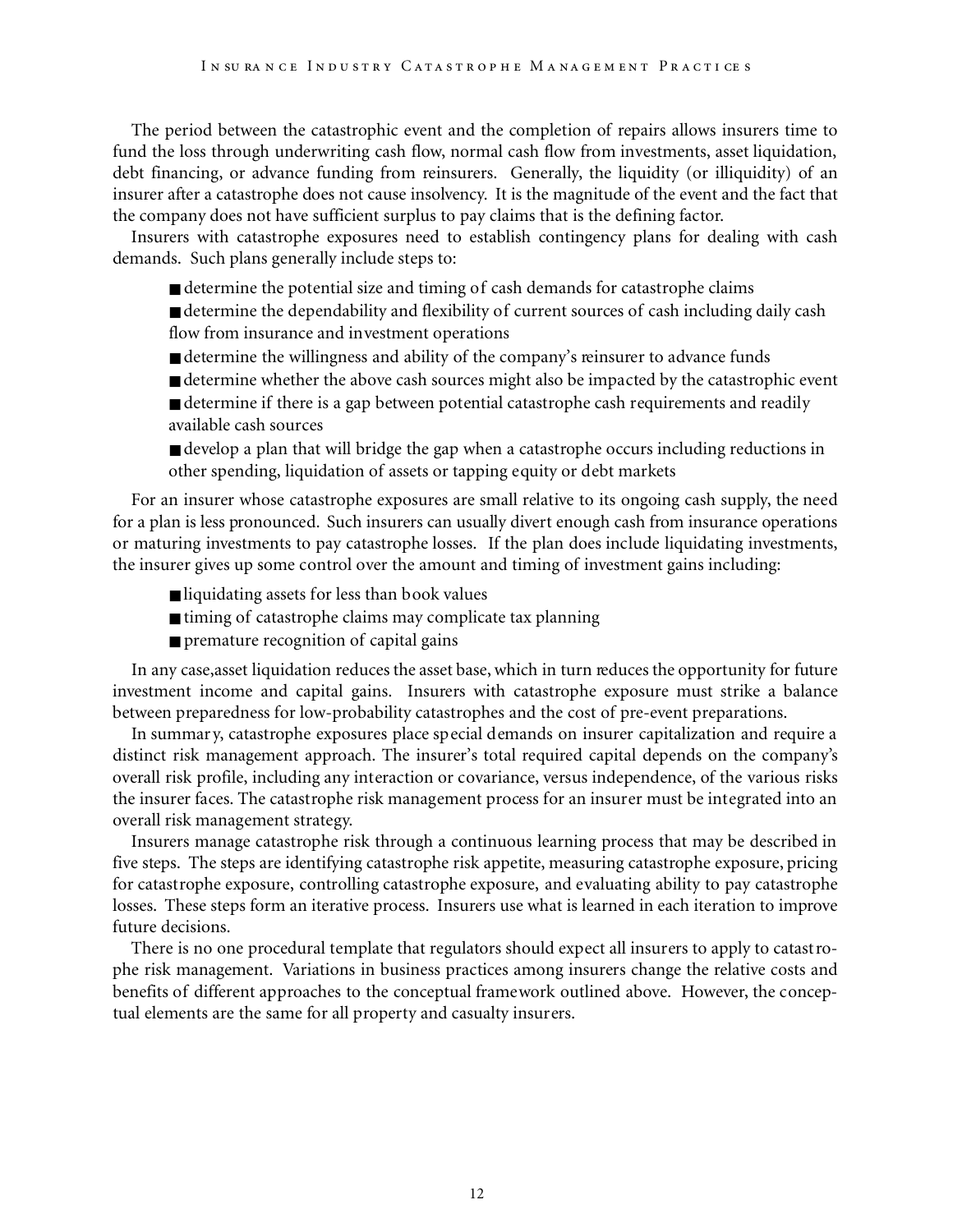The period between the catastrophic event and the completion of repairs allows insurers time to fund the loss through underwriting cash flow, normal cash flow from investments, asset liquidation, debt financing, or advance funding from reinsurers. Generally, the liquidity (or illiquidity) of an insurer after a catastrophe does not cause insolvency. It is the magnitude of the event and the fact that the company does not have sufficient surplus to pay claims that is the defining factor.

Insurers with catastrophe exposures need to establish contingency plans for dealing with cash demands. Such plans generally include steps to:

- determine the potential size and timing of cash demands for catastrophe claims
- determine the dependability and flexibility of current sources of cash including daily cash flow from insurance and investment operations
- determine the willingness and ability of the company's reinsurer to advance funds
- determine whether the above cash sources might also be impacted by the catastrophic event
- determine if there is a gap between potential catastrophe cash requirements and readily available cash sources
- develop a plan that will bridge the gap when a catastrophe occurs including reductions in other spending, liquidation of assets or tapping equity or debt markets

For an insurer whose catastrophe exposures are small relative to its ongoing cash supply, the need for a plan is less pronounced. Such insurers can usually divert enough cash from insurance operations or maturing investments to pay catastrophe losses. If the plan does include liquidating investments, the insurer gives up some control over the amount and timing of investment gains including:

- liquidating assets for less than book values
- timing of catastrophe claims may complicate tax planning
- premature recognition of capital gains

In any case,asset liquidation reduces the asset base, which in turn reduces the opportunity for future investment income and capital gains. Insurers with catastrophe exposure must strike a balance between preparedness for low-probability catastrophes and the cost of pre-event preparations.

In summary, catastrophe exposures place special demands on insurer capitalization and require a distinct risk management approach. The insurer's total required capital depends on the company's overall risk profile, including any interaction or covariance, versus independence, of the various risks the insurer faces. The catastrophe risk management process for an insurer must be integrated into an overall risk management strategy.

Insurers manage catastrophe risk through a continuous learning process that may be described in five steps. The steps are identifying catastrophe risk appetite, measuring catastrophe exposure, pricing for catastrophe exposure, controlling catastrophe exposure, and evaluating ability to pay catastrophe losses. These steps form an iterative process. Insurers use what is learned in each iteration to improve future decisions.

There is no one procedural template that regulators should expect all insurers to apply to catastrophe risk management. Variations in business practices among insurers change the relative costs and benefits of different approaches to the conceptual framework outlined above. However, the conceptual elements are the same for all property and casualty insurers.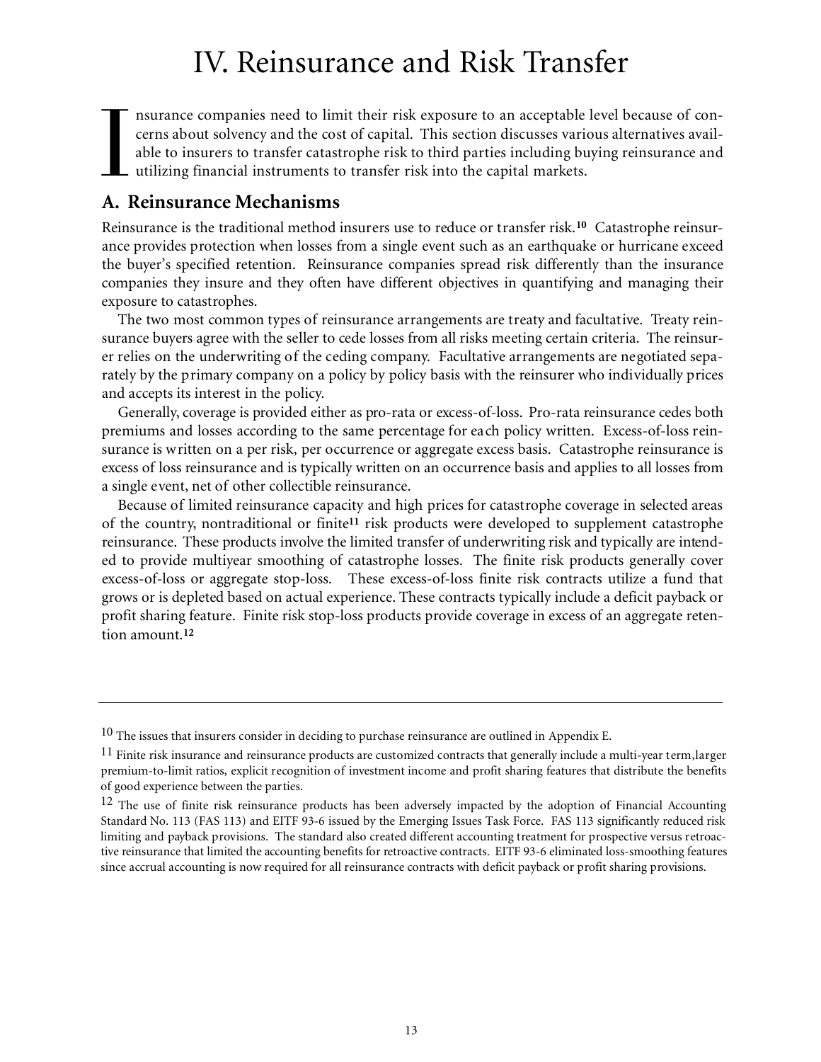# IV. Reinsurance and Risk Transfer

Insurance companies need to limit their risk exposure to an acceptable level because of concerns about solvency and the cost of capital. This section discusses various alternatives available to insurers to transfer catastrophe risk to third parties including buying reinsurance and utilizing financial instruments to transfer risk into the capital markets.

## A. Reinsurance Mechanisms

Reinsurance is the traditional method insurers use to reduce or transfer risk.[10] Catastrophe reinsurance provides protection when losses from a single event such as an earthquake or hurricane exceed the buyer's specified retention. Reinsurance companies spread risk differently than the insurance companies they insure and they often have different objectives in quantifying and managing their exposure to catastrophes.

The two most common types of reinsurance arrangements are treaty and facultative. Treaty reinsurance buyers agree with the seller to cede losses from all risks meeting certain criteria. The reinsurer relies on the underwriting of the ceding company. Facultative arrangements are negotiated separately by the primary company on a policy by policy basis with the reinsurer who individually prices and accepts its interest in the policy.

Generally, coverage is provided either as pro-rata or excess-of-loss. Pro-rata reinsurance cedes both premiums and losses according to the same percentage for each policy written. Excess-of-loss reinsurance is written on a per risk, per occurrence or aggregate excess basis. Catastrophe reinsurance is excess of loss reinsurance and is typically written on an occurrence basis and applies to all losses from a single event, net of other collectible reinsurance.

Because of limited reinsurance capacity and high prices for catastrophe coverage in selected areas of the country, nontraditional or finite[11] risk products were developed to supplement catastrophe reinsurance. These products involve the limited transfer of underwriting risk and typically are intended to provide multiyear smoothing of catastrophe losses. The finite risk products generally cover excess-of-loss or aggregate stop-loss. These excess-of-loss finite risk contracts utilize a fund that grows or is depleted based on actual experience. These contracts typically include a deficit payback or profit sharing feature. Finite risk stop-loss products provide coverage in excess of an aggregate retention amount.[12]

---

[10] The issues that insurers consider in deciding to purchase reinsurance are outlined in Appendix E.

[11] Finite risk insurance and reinsurance products are customized contracts that generally include a multi-year term, larger premium-to-limit ratios, explicit recognition of investment income and profit sharing features that distribute the benefits of good experience between the parties.

[12] The use of finite risk reinsurance products has been adversely impacted by the adoption of Financial Accounting Standard No. 113 (FAS 113) and EITF 93-6 issued by the Emerging Issues Task Force. FAS 113 significantly reduced risk limiting and payback provisions. The standard also created different accounting treatment for prospective versus retroactive reinsurance that limited the accounting benefits for retroactive contracts. EITF 93-6 eliminated loss-smoothing features since accrual accounting is now required for all reinsurance contracts with deficit payback or profit sharing provisions.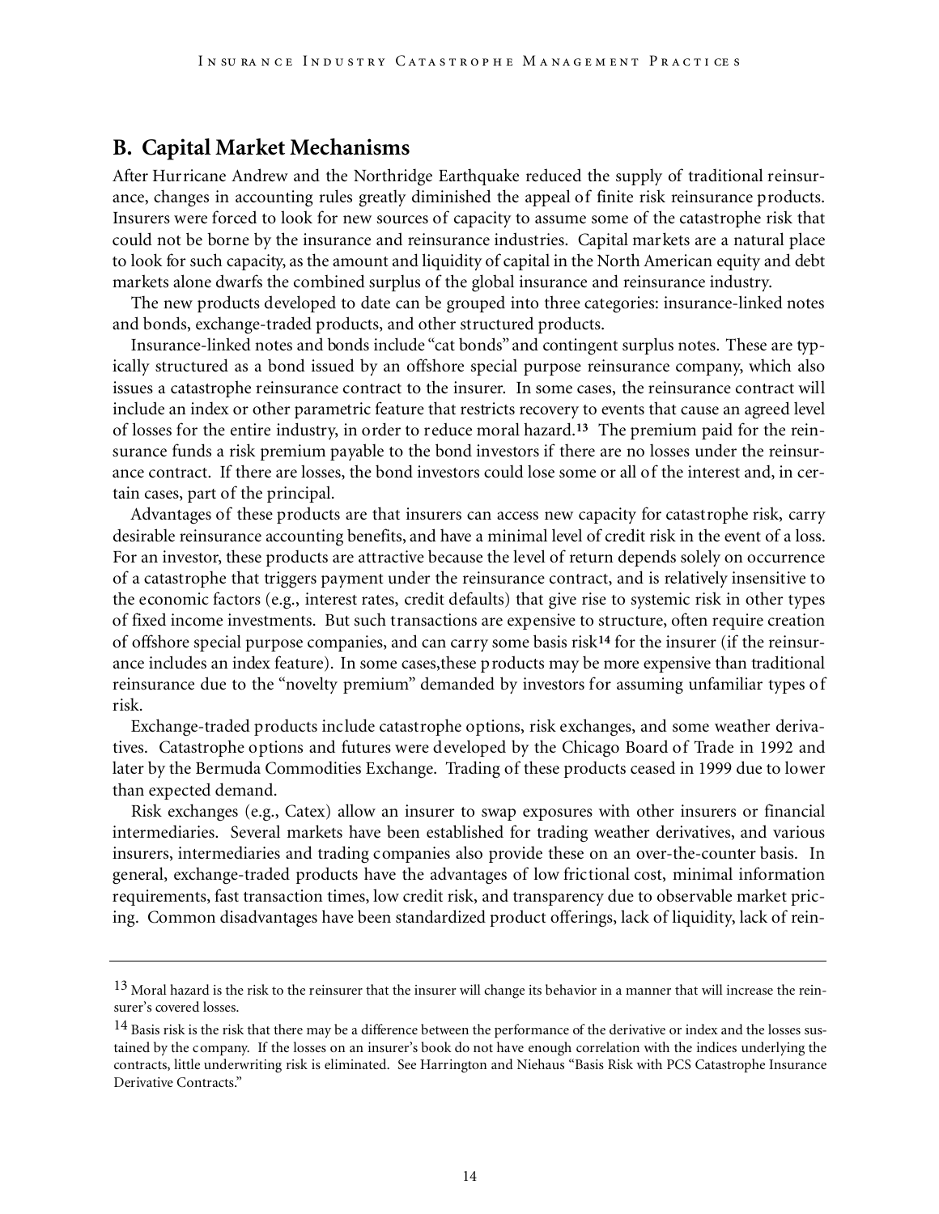## B. Capital Market Mechanisms

After Hurricane Andrew and the Northridge Earthquake reduced the supply of traditional reinsurance, changes in accounting rules greatly diminished the appeal of finite risk reinsurance products. Insurers were forced to look for new sources of capacity to assume some of the catastrophe risk that could not be borne by the insurance and reinsurance industries. Capital markets are a natural place to look for such capacity, as the amount and liquidity of capital in the North American equity and debt markets alone dwarfs the combined surplus of the global insurance and reinsurance industry.

The new products developed to date can be grouped into three categories: insurance-linked notes and bonds, exchange-traded products, and other structured products.

Insurance-linked notes and bonds include "cat bonds" and contingent surplus notes. These are typically structured as a bond issued by an offshore special purpose reinsurance company, which also issues a catastrophe reinsurance contract to the insurer. In some cases, the reinsurance contract will include an index or other parametric feature that restricts recovery to events that cause an agreed level of losses for the entire industry, in order to reduce moral hazard.[13] The premium paid for the reinsurance funds a risk premium payable to the bond investors if there are no losses under the reinsurance contract. If there are losses, the bond investors could lose some or all of the interest and, in certain cases, part of the principal.

Advantages of these products are that insurers can access new capacity for catastrophe risk, carry desirable reinsurance accounting benefits, and have a minimal level of credit risk in the event of a loss. For an investor, these products are attractive because the level of return depends solely on occurrence of a catastrophe that triggers payment under the reinsurance contract, and is relatively insensitive to the economic factors (e.g., interest rates, credit defaults) that give rise to systemic risk in other types of fixed income investments. But such transactions are expensive to structure, often require creation of offshore special purpose companies, and can carry some basis risk[14] for the insurer (if the reinsurance includes an index feature). In some cases,these products may be more expensive than traditional reinsurance due to the "novelty premium" demanded by investors for assuming unfamiliar types of risk.

Exchange-traded products include catastrophe options, risk exchanges, and some weather derivatives. Catastrophe options and futures were developed by the Chicago Board of Trade in 1992 and later by the Bermuda Commodities Exchange. Trading of these products ceased in 1999 due to lower than expected demand.

Risk exchanges (e.g., Catex) allow an insurer to swap exposures with other insurers or financial intermediaries. Several markets have been established for trading weather derivatives, and various insurers, intermediaries and trading companies also provide these on an over-the-counter basis. In general, exchange-traded products have the advantages of low frictional cost, minimal information requirements, fast transaction times, low credit risk, and transparency due to observable market pricing. Common disadvantages have been standardized product offerings, lack of liquidity, lack of rein-

---

[13] Moral hazard is the risk to the reinsurer that the insurer will change its behavior in a manner that will increase the reinsurer's covered losses.

[14] Basis risk is the risk that there may be a difference between the performance of the derivative or index and the losses sustained by the company. If the losses on an insurer's book do not have enough correlation with the indices underlying the contracts, little underwriting risk is eliminated. See Harrington and Niehaus "Basis Risk with PCS Catastrophe Insurance Derivative Contracts."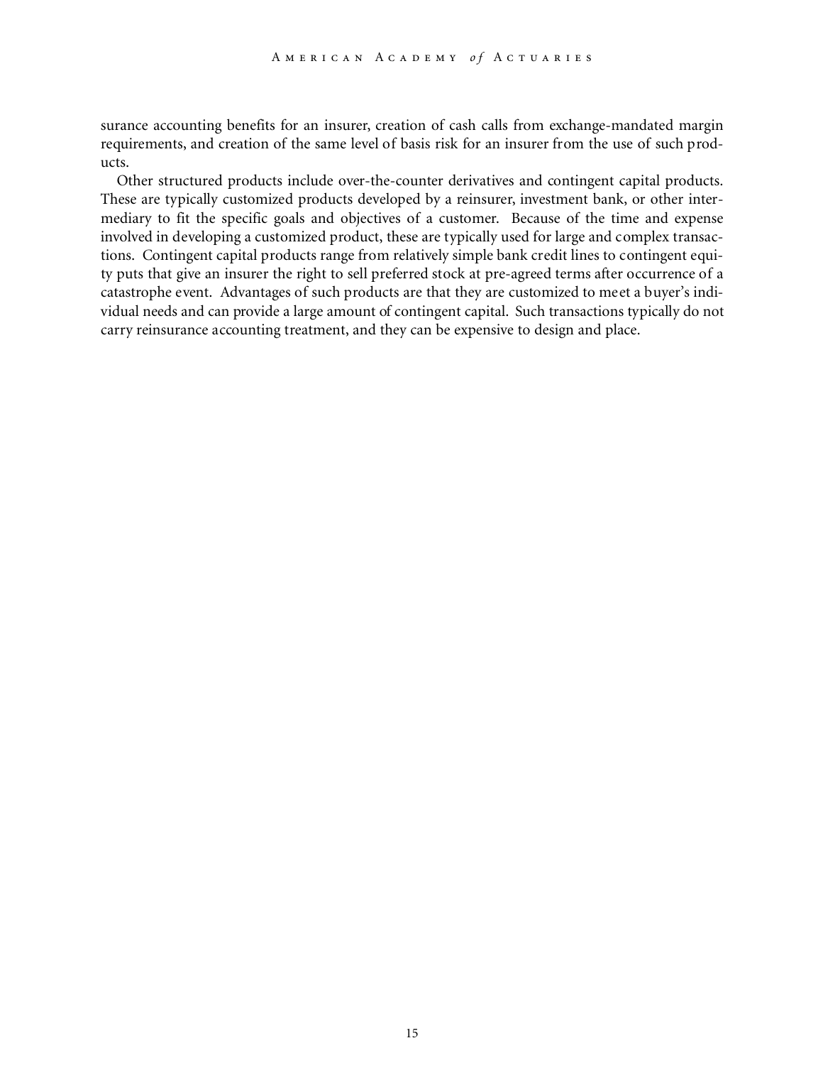surance accounting benefits for an insurer, creation of cash calls from exchange-mandated margin requirements, and creation of the same level of basis risk for an insurer from the use of such products.

Other structured products include over-the-counter derivatives and contingent capital products. These are typically customized products developed by a reinsurer, investment bank, or other intermediary to fit the specific goals and objectives of a customer. Because of the time and expense involved in developing a customized product, these are typically used for large and complex transactions. Contingent capital products range from relatively simple bank credit lines to contingent equity puts that give an insurer the right to sell preferred stock at pre-agreed terms after occurrence of a catastrophe event. Advantages of such products are that they are customized to meet a buyer's individual needs and can provide a large amount of contingent capital. Such transactions typically do not carry reinsurance accounting treatment, and they can be expensive to design and place.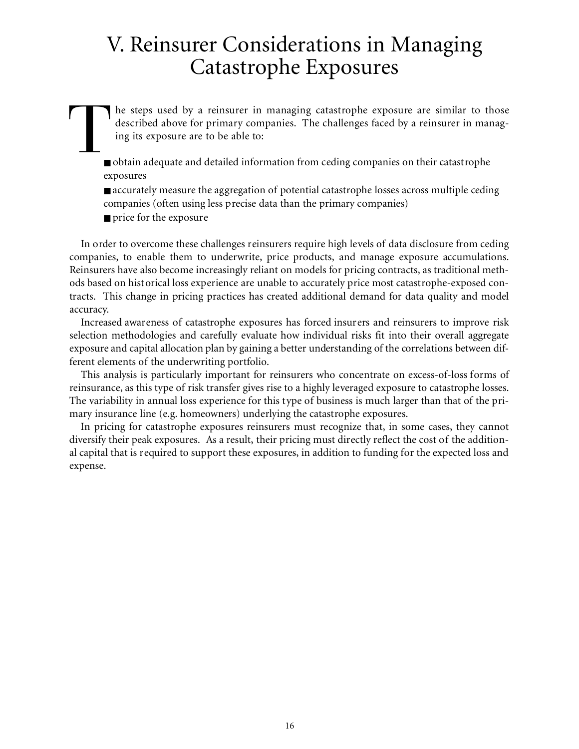# V. Reinsurer Considerations in Managing Catastrophe Exposures

The steps used by a reinsurer in managing catastrophe exposure are similar to those described above for primary companies. The challenges faced by a reinsurer in managing its exposure are to be able to:

- obtain adequate and detailed information from ceding companies on their catastrophe exposures
- accurately measure the aggregation of potential catastrophe losses across multiple ceding companies (often using less precise data than the primary companies)
- price for the exposure

In order to overcome these challenges reinsurers require high levels of data disclosure from ceding companies, to enable them to underwrite, price products, and manage exposure accumulations. Reinsurers have also become increasingly reliant on models for pricing contracts, as traditional methods based on historical loss experience are unable to accurately price most catastrophe-exposed contracts. This change in pricing practices has created additional demand for data quality and model accuracy.

Increased awareness of catastrophe exposures has forced insurers and reinsurers to improve risk selection methodologies and carefully evaluate how individual risks fit into their overall aggregate exposure and capital allocation plan by gaining a better understanding of the correlations between different elements of the underwriting portfolio.

This analysis is particularly important for reinsurers who concentrate on excess-of-loss forms of reinsurance, as this type of risk transfer gives rise to a highly leveraged exposure to catastrophe losses. The variability in annual loss experience for this type of business is much larger than that of the primary insurance line (e.g. homeowners) underlying the catastrophe exposures.

In pricing for catastrophe exposures reinsurers must recognize that, in some cases, they cannot diversify their peak exposures. As a result, their pricing must directly reflect the cost of the additional capital that is required to support these exposures, in addition to funding for the expected loss and expense.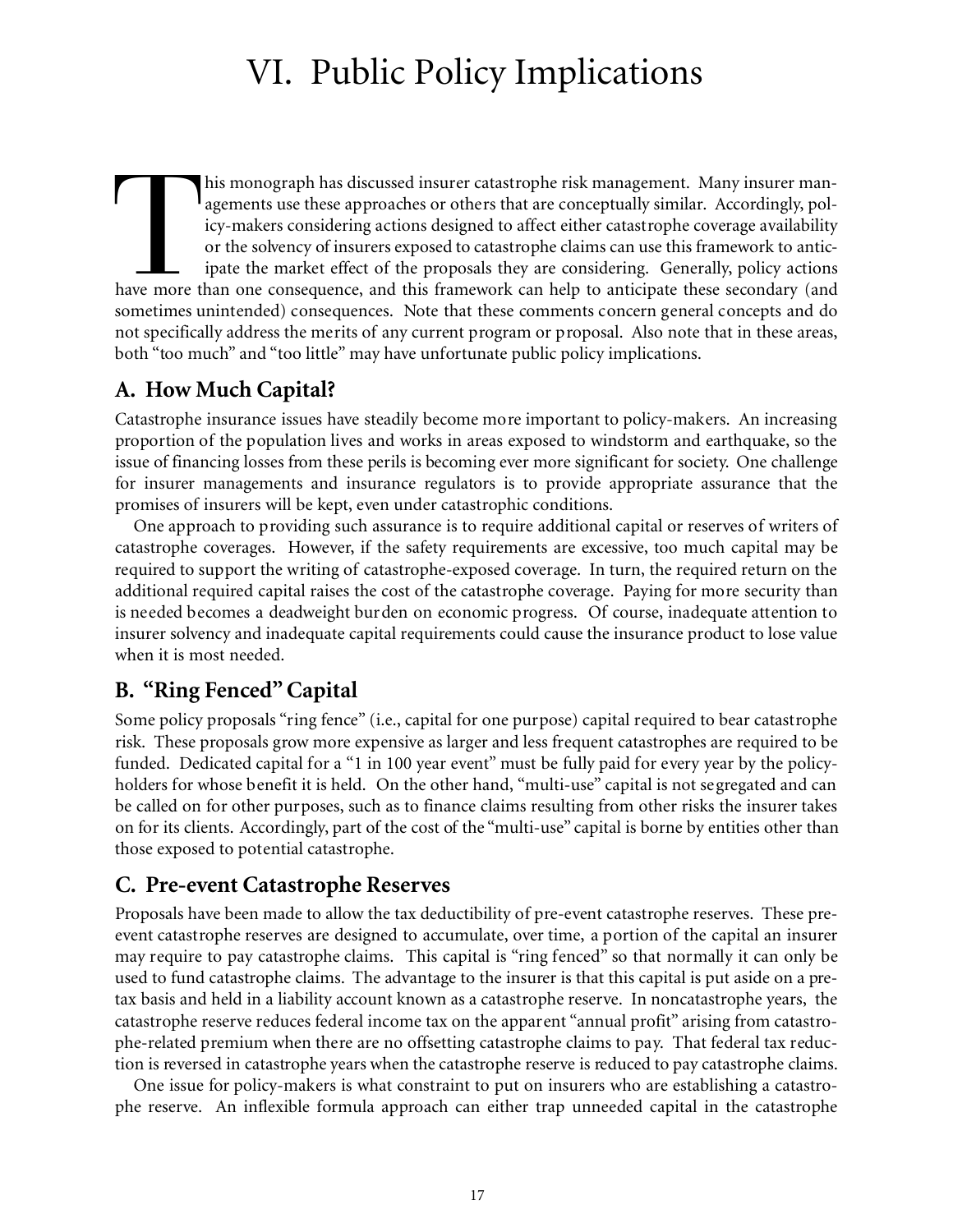# VI. Public Policy Implications

This monograph has discussed insurer catastrophe risk management. Many insurer managements use these approaches or others that are conceptually similar. Accordingly, policy-makers considering actions designed to affect either catastrophe coverage availability or the solvency of insurers exposed to catastrophe claims can use this framework to anticipate the market effect of the proposals they are considering. Generally, policy actions have more than one consequence, and this framework can help to anticipate these secondary (and sometimes unintended) consequences. Note that these comments concern general concepts and do not specifically address the merits of any current program or proposal. Also note that in these areas, both "too much" and "too little" may have unfortunate public policy implications.

## A. How Much Capital?

Catastrophe insurance issues have steadily become more important to policy-makers. An increasing proportion of the population lives and works in areas exposed to windstorm and earthquake, so the issue of financing losses from these perils is becoming ever more significant for society. One challenge for insurer managements and insurance regulators is to provide appropriate assurance that the promises of insurers will be kept, even under catastrophic conditions.

One approach to providing such assurance is to require additional capital or reserves of writers of catastrophe coverages. However, if the safety requirements are excessive, too much capital may be required to support the writing of catastrophe-exposed coverage. In turn, the required return on the additional required capital raises the cost of the catastrophe coverage. Paying for more security than is needed becomes a deadweight burden on economic progress. Of course, inadequate attention to insurer solvency and inadequate capital requirements could cause the insurance product to lose value when it is most needed.

## B. "Ring Fenced" Capital

Some policy proposals "ring fence" (i.e., capital for one purpose) capital required to bear catastrophe risk. These proposals grow more expensive as larger and less frequent catastrophes are required to be funded. Dedicated capital for a "1 in 100 year event" must be fully paid for every year by the policyholders for whose benefit it is held. On the other hand, "multi-use" capital is not segregated and can be called on for other purposes, such as to finance claims resulting from other risks the insurer takes on for its clients. Accordingly, part of the cost of the "multi-use" capital is borne by entities other than those exposed to potential catastrophe.

## C. Pre-event Catastrophe Reserves

Proposals have been made to allow the tax deductibility of pre-event catastrophe reserves. These pre-event catastrophe reserves are designed to accumulate, over time, a portion of the capital an insurer may require to pay catastrophe claims. This capital is "ring fenced" so that normally it can only be used to fund catastrophe claims. The advantage to the insurer is that this capital is put aside on a pre-tax basis and held in a liability account known as a catastrophe reserve. In noncatastrophe years, the catastrophe reserve reduces federal income tax on the apparent "annual profit" arising from catastrophe-related premium when there are no offsetting catastrophe claims to pay. That federal tax reduction is reversed in catastrophe years when the catastrophe reserve is reduced to pay catastrophe claims.

One issue for policy-makers is what constraint to put on insurers who are establishing a catastrophe reserve. An inflexible formula approach can either trap unneeded capital in the catastrophe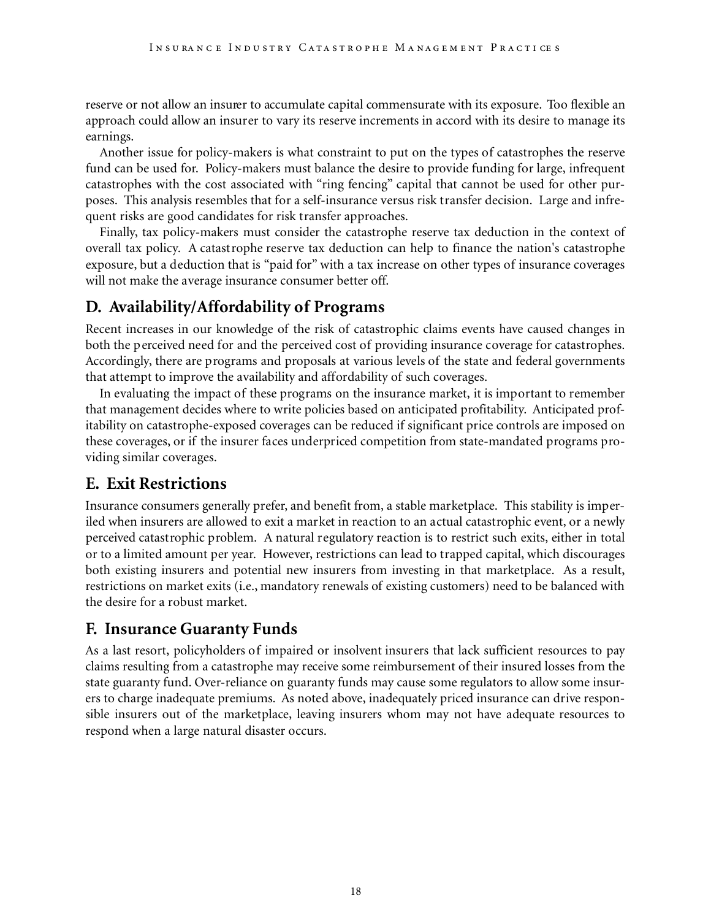reserve or not allow an insurer to accumulate capital commensurate with its exposure. Too flexible an approach could allow an insurer to vary its reserve increments in accord with its desire to manage its earnings.

Another issue for policy-makers is what constraint to put on the types of catastrophes the reserve fund can be used for. Policy-makers must balance the desire to provide funding for large, infrequent catastrophes with the cost associated with "ring fencing" capital that cannot be used for other purposes. This analysis resembles that for a self-insurance versus risk transfer decision. Large and infrequent risks are good candidates for risk transfer approaches.

Finally, tax policy-makers must consider the catastrophe reserve tax deduction in the context of overall tax policy. A catastrophe reserve tax deduction can help to finance the nation's catastrophe exposure, but a deduction that is "paid for" with a tax increase on other types of insurance coverages will not make the average insurance consumer better off.

## D. Availability/Affordability of Programs

Recent increases in our knowledge of the risk of catastrophic claims events have caused changes in both the perceived need for and the perceived cost of providing insurance coverage for catastrophes. Accordingly, there are programs and proposals at various levels of the state and federal governments that attempt to improve the availability and affordability of such coverages.

In evaluating the impact of these programs on the insurance market, it is important to remember that management decides where to write policies based on anticipated profitability. Anticipated profitability on catastrophe-exposed coverages can be reduced if significant price controls are imposed on these coverages, or if the insurer faces underpriced competition from state-mandated programs providing similar coverages.

## E. Exit Restrictions

Insurance consumers generally prefer, and benefit from, a stable marketplace. This stability is imperiled when insurers are allowed to exit a market in reaction to an actual catastrophic event, or a newly perceived catastrophic problem. A natural regulatory reaction is to restrict such exits, either in total or to a limited amount per year. However, restrictions can lead to trapped capital, which discourages both existing insurers and potential new insurers from investing in that marketplace. As a result, restrictions on market exits (i.e., mandatory renewals of existing customers) need to be balanced with the desire for a robust market.

## F. Insurance Guaranty Funds

As a last resort, policyholders of impaired or insolvent insurers that lack sufficient resources to pay claims resulting from a catastrophe may receive some reimbursement of their insured losses from the state guaranty fund. Over-reliance on guaranty funds may cause some regulators to allow some insurers to charge inadequate premiums. As noted above, inadequately priced insurance can drive responsible insurers out of the marketplace, leaving insurers whom may not have adequate resources to respond when a large natural disaster occurs.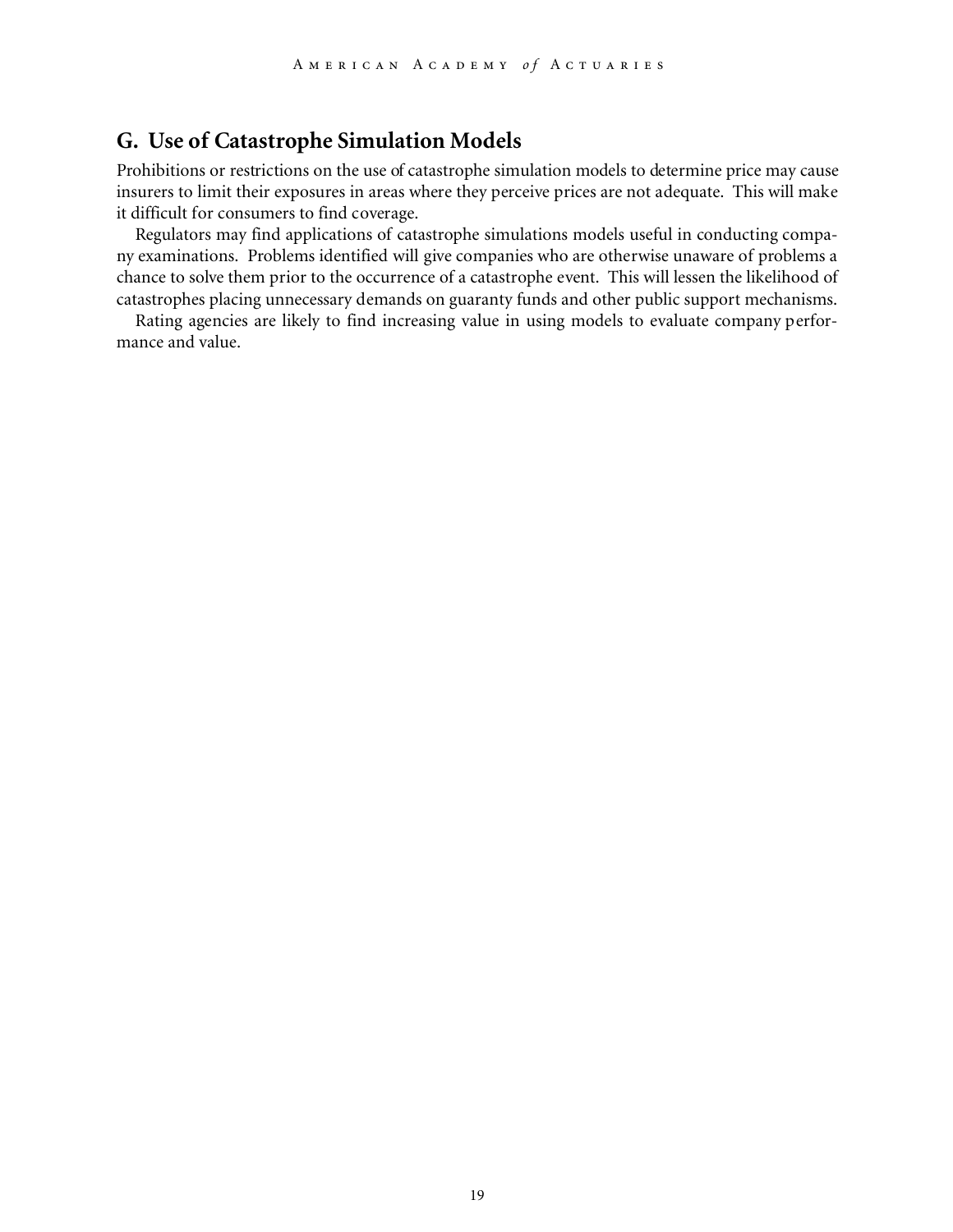## G. Use of Catastrophe Simulation Models

Prohibitions or restrictions on the use of catastrophe simulation models to determine price may cause insurers to limit their exposures in areas where they perceive prices are not adequate. This will make it difficult for consumers to find coverage.

Regulators may find applications of catastrophe simulations models useful in conducting company examinations. Problems identified will give companies who are otherwise unaware of problems a chance to solve them prior to the occurrence of a catastrophe event. This will lessen the likelihood of catastrophes placing unnecessary demands on guaranty funds and other public support mechanisms.

Rating agencies are likely to find increasing value in using models to evaluate company performance and value.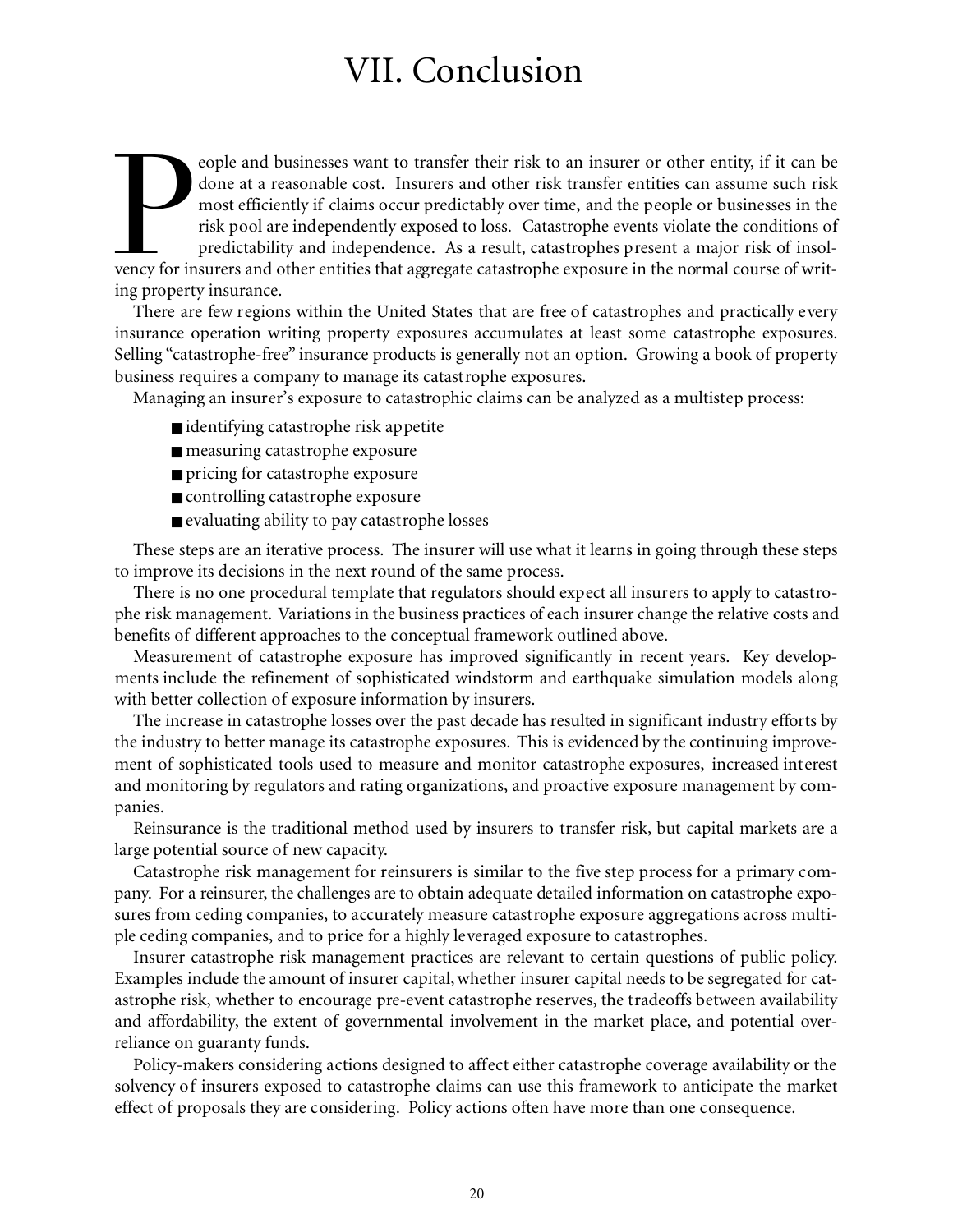# VII. Conclusion

People and businesses want to transfer their risk to an insurer or other entity, if it can be done at a reasonable cost. Insurers and other risk transfer entities can assume such risk most efficiently if claims occur predictably over time, and the people or businesses in the risk pool are independently exposed to loss. Catastrophe events violate the conditions of predictability and independence. As a result, catastrophes present a major risk of insolvency for insurers and other entities that aggregate catastrophe exposure in the normal course of writing property insurance.

There are few regions within the United States that are free of catastrophes and practically every insurance operation writing property exposures accumulates at least some catastrophe exposures. Selling "catastrophe-free" insurance products is generally not an option. Growing a book of property business requires a company to manage its catastrophe exposures.

Managing an insurer's exposure to catastrophic claims can be analyzed as a multistep process:

- identifying catastrophe risk appetite
- measuring catastrophe exposure
- pricing for catastrophe exposure
- controlling catastrophe exposure
- evaluating ability to pay catastrophe losses

These steps are an iterative process. The insurer will use what it learns in going through these steps to improve its decisions in the next round of the same process.

There is no one procedural template that regulators should expect all insurers to apply to catastrophe risk management. Variations in the business practices of each insurer change the relative costs and benefits of different approaches to the conceptual framework outlined above.

Measurement of catastrophe exposure has improved significantly in recent years. Key developments include the refinement of sophisticated windstorm and earthquake simulation models along with better collection of exposure information by insurers.

The increase in catastrophe losses over the past decade has resulted in significant industry efforts by the industry to better manage its catastrophe exposures. This is evidenced by the continuing improvement of sophisticated tools used to measure and monitor catastrophe exposures, increased interest and monitoring by regulators and rating organizations, and proactive exposure management by companies.

Reinsurance is the traditional method used by insurers to transfer risk, but capital markets are a large potential source of new capacity.

Catastrophe risk management for reinsurers is similar to the five step process for a primary company. For a reinsurer, the challenges are to obtain adequate detailed information on catastrophe exposures from ceding companies, to accurately measure catastrophe exposure aggregations across multiple ceding companies, and to price for a highly leveraged exposure to catastrophes.

Insurer catastrophe risk management practices are relevant to certain questions of public policy. Examples include the amount of insurer capital, whether insurer capital needs to be segregated for catastrophe risk, whether to encourage pre-event catastrophe reserves, the tradeoffs between availability and affordability, the extent of governmental involvement in the market place, and potential over-reliance on guaranty funds.

Policy-makers considering actions designed to affect either catastrophe coverage availability or the solvency of insurers exposed to catastrophe claims can use this framework to anticipate the market effect of proposals they are considering. Policy actions often have more than one consequence.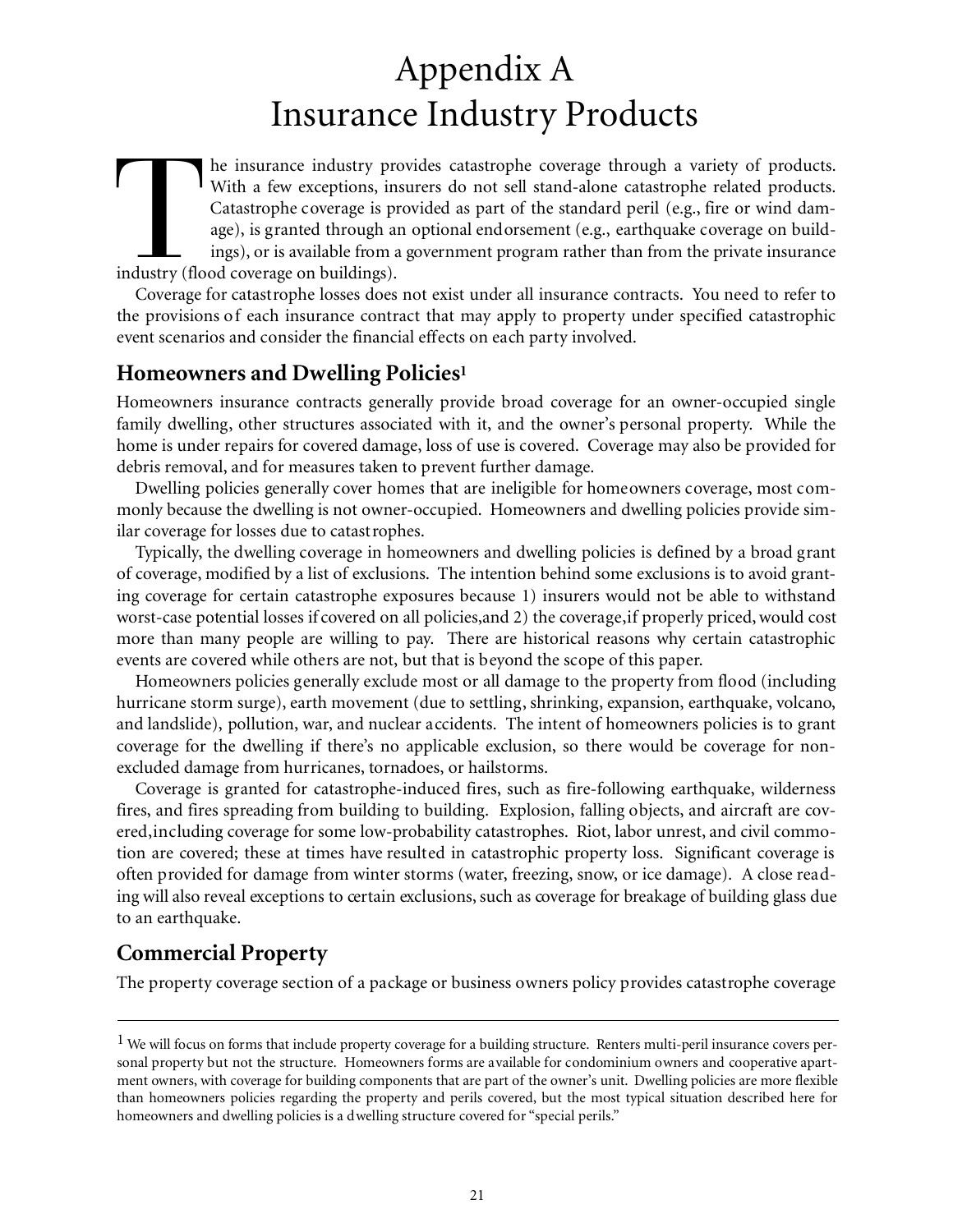# Appendix A
# Insurance Industry Products

The insurance industry provides catastrophe coverage through a variety of products. With a few exceptions, insurers do not sell stand-alone catastrophe related products. Catastrophe coverage is provided as part of the standard peril (e.g., fire or wind damage), is granted through an optional endorsement (e.g., earthquake coverage on buildings), or is available from a government program rather than from the private insurance industry (flood coverage on buildings).

Coverage for catastrophe losses does not exist under all insurance contracts. You need to refer to the provisions of each insurance contract that may apply to property under specified catastrophic event scenarios and consider the financial effects on each party involved.

## Homeowners and Dwelling Policies[1]

Homeowners insurance contracts generally provide broad coverage for an owner-occupied single family dwelling, other structures associated with it, and the owner's personal property. While the home is under repairs for covered damage, loss of use is covered. Coverage may also be provided for debris removal, and for measures taken to prevent further damage.

Dwelling policies generally cover homes that are ineligible for homeowners coverage, most commonly because the dwelling is not owner-occupied. Homeowners and dwelling policies provide similar coverage for losses due to catastrophes.

Typically, the dwelling coverage in homeowners and dwelling policies is defined by a broad grant of coverage, modified by a list of exclusions. The intention behind some exclusions is to avoid granting coverage for certain catastrophe exposures because 1) insurers would not be able to withstand worst-case potential losses if covered on all policies,and 2) the coverage,if properly priced, would cost more than many people are willing to pay. There are historical reasons why certain catastrophic events are covered while others are not, but that is beyond the scope of this paper.

Homeowners policies generally exclude most or all damage to the property from flood (including hurricane storm surge), earth movement (due to settling, shrinking, expansion, earthquake, volcano, and landslide), pollution, war, and nuclear accidents. The intent of homeowners policies is to grant coverage for the dwelling if there's no applicable exclusion, so there would be coverage for non-excluded damage from hurricanes, tornadoes, or hailstorms.

Coverage is granted for catastrophe-induced fires, such as fire-following earthquake, wilderness fires, and fires spreading from building to building. Explosion, falling objects, and aircraft are covered,including coverage for some low-probability catastrophes. Riot, labor unrest, and civil commotion are covered; these at times have resulted in catastrophic property loss. Significant coverage is often provided for damage from winter storms (water, freezing, snow, or ice damage). A close reading will also reveal exceptions to certain exclusions, such as coverage for breakage of building glass due to an earthquake.

## Commercial Property

The property coverage section of a package or business owners policy provides catastrophe coverage

---

[1] We will focus on forms that include property coverage for a building structure. Renters multi-peril insurance covers personal property but not the structure. Homeowners forms are available for condominium owners and cooperative apartment owners, with coverage for building components that are part of the owner's unit. Dwelling policies are more flexible than homeowners policies regarding the property and perils covered, but the most typical situation described here for homeowners and dwelling policies is a dwelling structure covered for "special perils."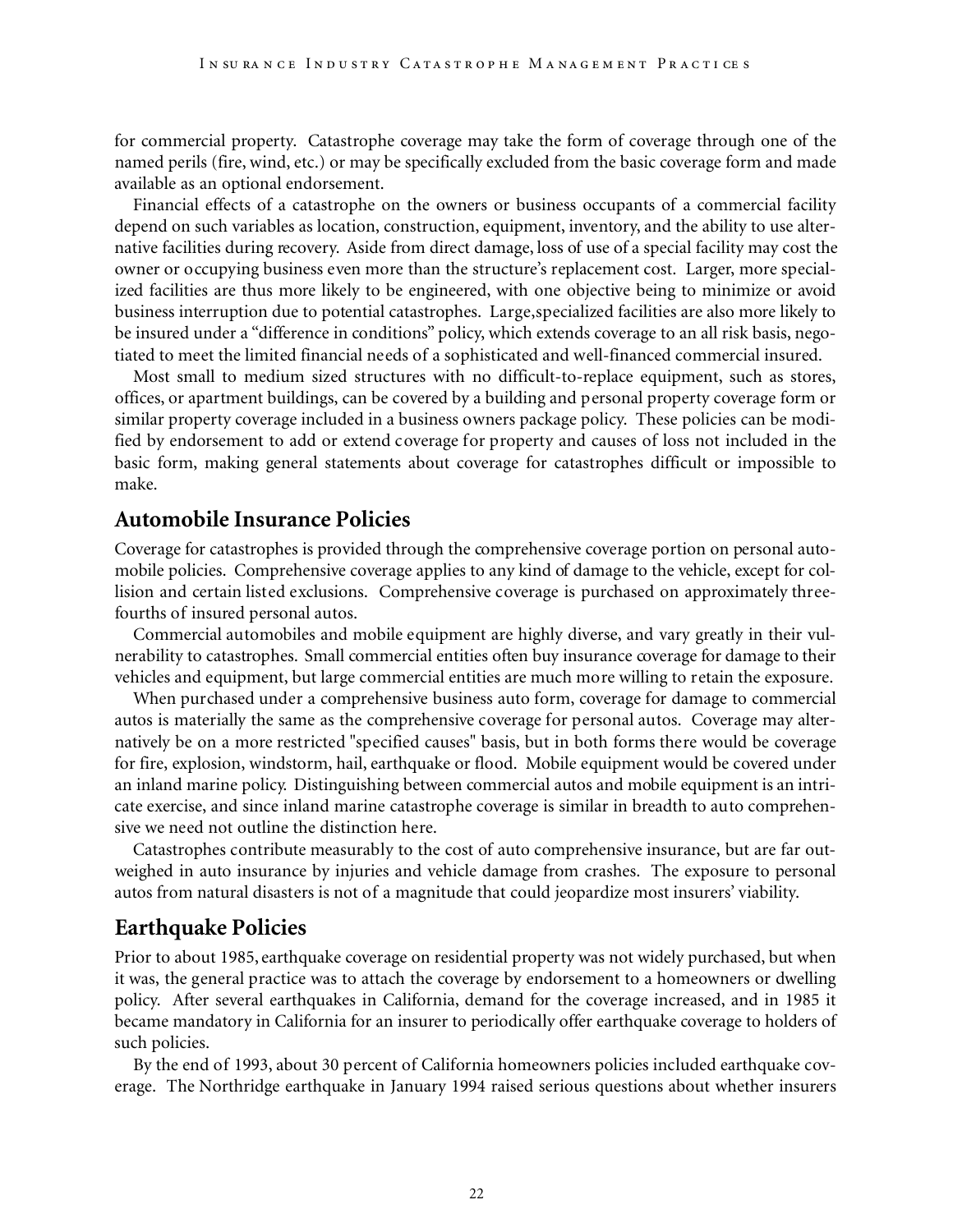for commercial property. Catastrophe coverage may take the form of coverage through one of the named perils (fire, wind, etc.) or may be specifically excluded from the basic coverage form and made available as an optional endorsement.

Financial effects of a catastrophe on the owners or business occupants of a commercial facility depend on such variables as location, construction, equipment, inventory, and the ability to use alternative facilities during recovery. Aside from direct damage, loss of use of a special facility may cost the owner or occupying business even more than the structure's replacement cost. Larger, more specialized facilities are thus more likely to be engineered, with one objective being to minimize or avoid business interruption due to potential catastrophes. Large,specialized facilities are also more likely to be insured under a "difference in conditions" policy, which extends coverage to an all risk basis, negotiated to meet the limited financial needs of a sophisticated and well-financed commercial insured.

Most small to medium sized structures with no difficult-to-replace equipment, such as stores, offices, or apartment buildings, can be covered by a building and personal property coverage form or similar property coverage included in a business owners package policy. These policies can be modified by endorsement to add or extend coverage for property and causes of loss not included in the basic form, making general statements about coverage for catastrophes difficult or impossible to make.

## Automobile Insurance Policies

Coverage for catastrophes is provided through the comprehensive coverage portion on personal automobile policies. Comprehensive coverage applies to any kind of damage to the vehicle, except for collision and certain listed exclusions. Comprehensive coverage is purchased on approximately three-fourths of insured personal autos.

Commercial automobiles and mobile equipment are highly diverse, and vary greatly in their vulnerability to catastrophes. Small commercial entities often buy insurance coverage for damage to their vehicles and equipment, but large commercial entities are much more willing to retain the exposure.

When purchased under a comprehensive business auto form, coverage for damage to commercial autos is materially the same as the comprehensive coverage for personal autos. Coverage may alternatively be on a more restricted "specified causes" basis, but in both forms there would be coverage for fire, explosion, windstorm, hail, earthquake or flood. Mobile equipment would be covered under an inland marine policy. Distinguishing between commercial autos and mobile equipment is an intricate exercise, and since inland marine catastrophe coverage is similar in breadth to auto comprehensive we need not outline the distinction here.

Catastrophes contribute measurably to the cost of auto comprehensive insurance, but are far outweighed in auto insurance by injuries and vehicle damage from crashes. The exposure to personal autos from natural disasters is not of a magnitude that could jeopardize most insurers' viability.

## Earthquake Policies

Prior to about 1985, earthquake coverage on residential property was not widely purchased, but when it was, the general practice was to attach the coverage by endorsement to a homeowners or dwelling policy. After several earthquakes in California, demand for the coverage increased, and in 1985 it became mandatory in California for an insurer to periodically offer earthquake coverage to holders of such policies.

By the end of 1993, about 30 percent of California homeowners policies included earthquake coverage. The Northridge earthquake in January 1994 raised serious questions about whether insurers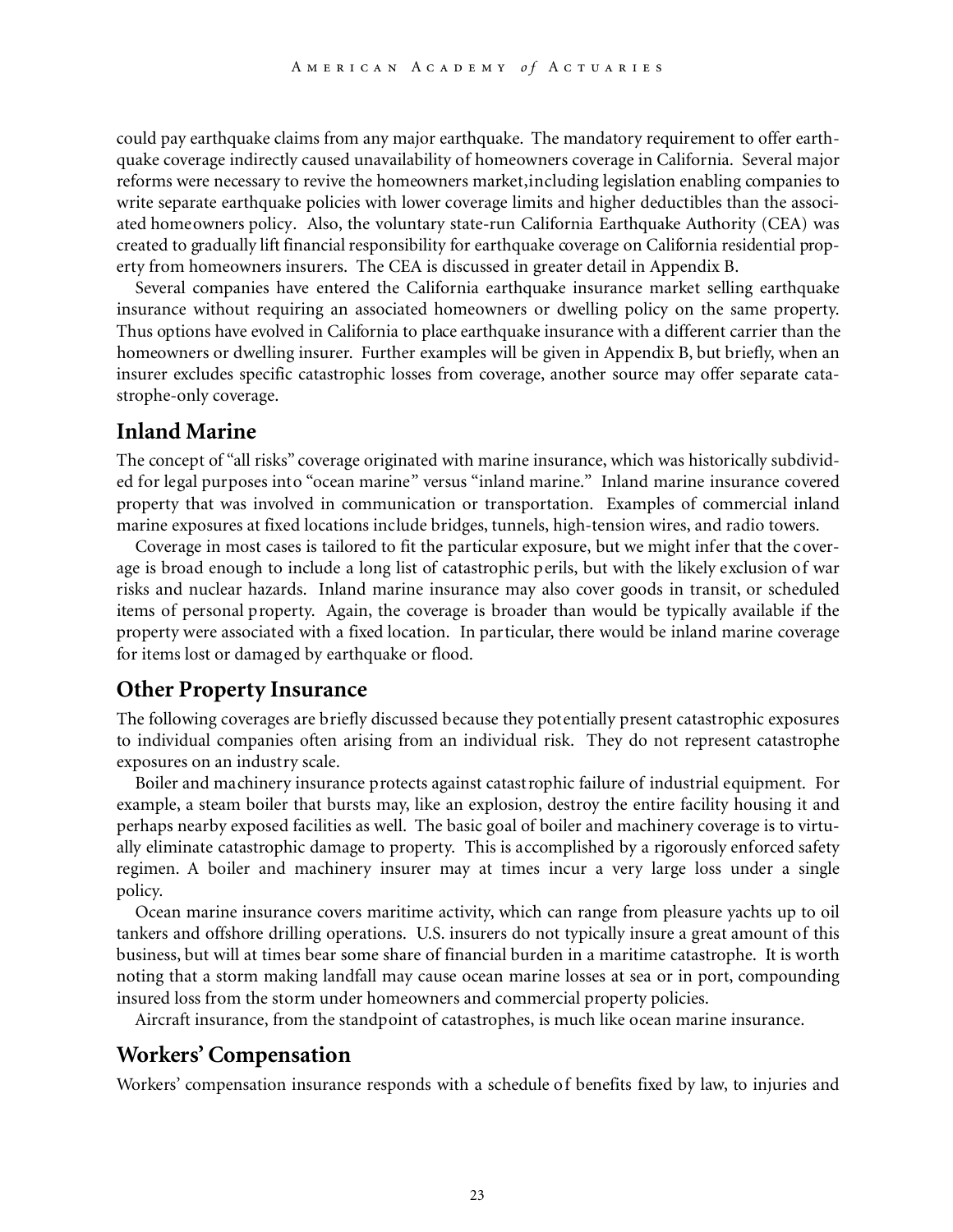could pay earthquake claims from any major earthquake. The mandatory requirement to offer earthquake coverage indirectly caused unavailability of homeowners coverage in California. Several major reforms were necessary to revive the homeowners market,including legislation enabling companies to write separate earthquake policies with lower coverage limits and higher deductibles than the associated homeowners policy. Also, the voluntary state-run California Earthquake Authority (CEA) was created to gradually lift financial responsibility for earthquake coverage on California residential property from homeowners insurers. The CEA is discussed in greater detail in Appendix B.

Several companies have entered the California earthquake insurance market selling earthquake insurance without requiring an associated homeowners or dwelling policy on the same property. Thus options have evolved in California to place earthquake insurance with a different carrier than the homeowners or dwelling insurer. Further examples will be given in Appendix B, but briefly, when an insurer excludes specific catastrophic losses from coverage, another source may offer separate catastrophe-only coverage.

## Inland Marine

The concept of "all risks" coverage originated with marine insurance, which was historically subdivided for legal purposes into "ocean marine" versus "inland marine." Inland marine insurance covered property that was involved in communication or transportation. Examples of commercial inland marine exposures at fixed locations include bridges, tunnels, high-tension wires, and radio towers.

Coverage in most cases is tailored to fit the particular exposure, but we might infer that the coverage is broad enough to include a long list of catastrophic perils, but with the likely exclusion of war risks and nuclear hazards. Inland marine insurance may also cover goods in transit, or scheduled items of personal property. Again, the coverage is broader than would be typically available if the property were associated with a fixed location. In particular, there would be inland marine coverage for items lost or damaged by earthquake or flood.

## Other Property Insurance

The following coverages are briefly discussed because they potentially present catastrophic exposures to individual companies often arising from an individual risk. They do not represent catastrophe exposures on an industry scale.

Boiler and machinery insurance protects against catastrophic failure of industrial equipment. For example, a steam boiler that bursts may, like an explosion, destroy the entire facility housing it and perhaps nearby exposed facilities as well. The basic goal of boiler and machinery coverage is to virtually eliminate catastrophic damage to property. This is accomplished by a rigorously enforced safety regimen. A boiler and machinery insurer may at times incur a very large loss under a single policy.

Ocean marine insurance covers maritime activity, which can range from pleasure yachts up to oil tankers and offshore drilling operations. U.S. insurers do not typically insure a great amount of this business, but will at times bear some share of financial burden in a maritime catastrophe. It is worth noting that a storm making landfall may cause ocean marine losses at sea or in port, compounding insured loss from the storm under homeowners and commercial property policies.

Aircraft insurance, from the standpoint of catastrophes, is much like ocean marine insurance.

## Workers' Compensation

Workers' compensation insurance responds with a schedule of benefits fixed by law, to injuries and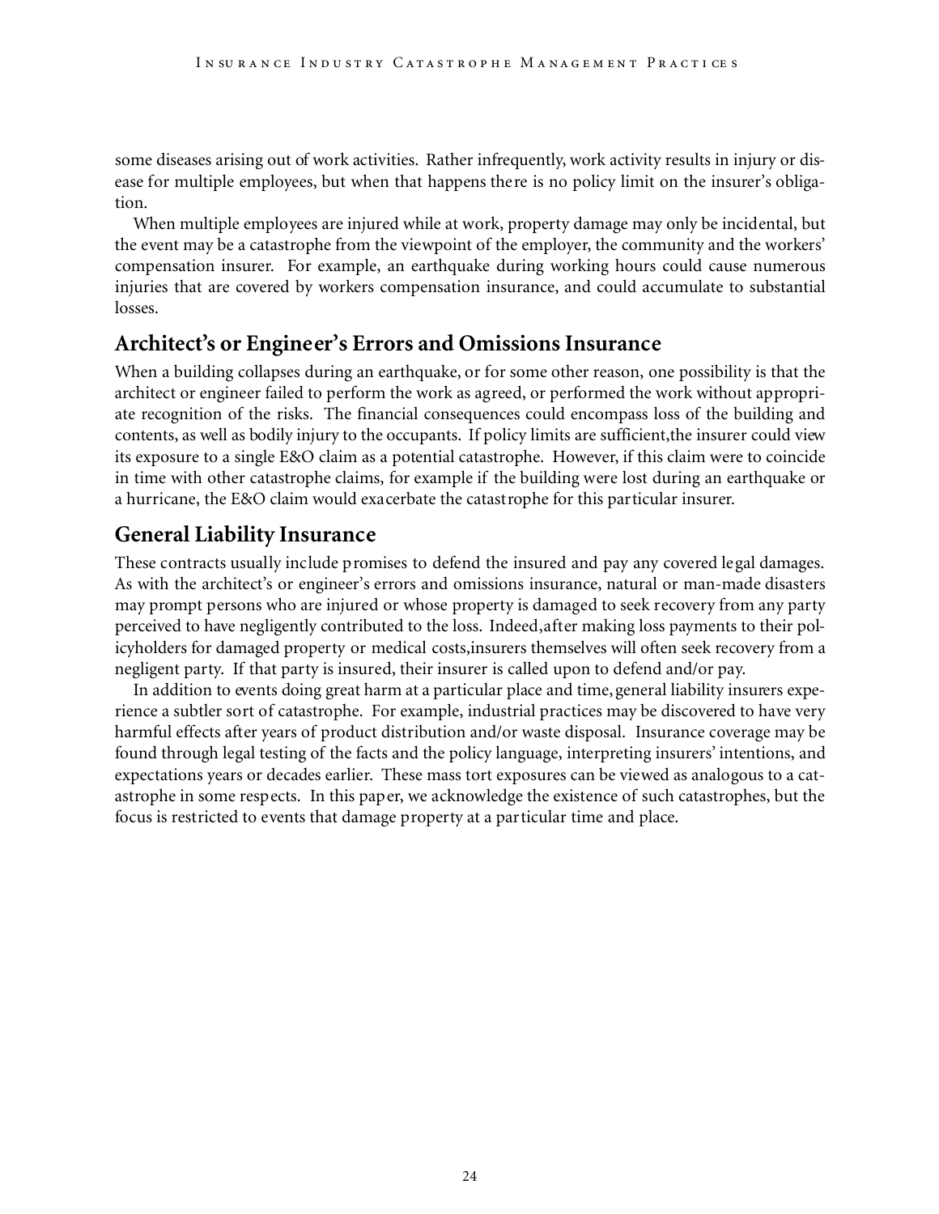some diseases arising out of work activities. Rather infrequently, work activity results in injury or disease for multiple employees, but when that happens there is no policy limit on the insurer's obligation.

When multiple employees are injured while at work, property damage may only be incidental, but the event may be a catastrophe from the viewpoint of the employer, the community and the workers' compensation insurer. For example, an earthquake during working hours could cause numerous injuries that are covered by workers compensation insurance, and could accumulate to substantial losses.

## Architect's or Engineer's Errors and Omissions Insurance

When a building collapses during an earthquake, or for some other reason, one possibility is that the architect or engineer failed to perform the work as agreed, or performed the work without appropriate recognition of the risks. The financial consequences could encompass loss of the building and contents, as well as bodily injury to the occupants. If policy limits are sufficient, the insurer could view its exposure to a single E&O claim as a potential catastrophe. However, if this claim were to coincide in time with other catastrophe claims, for example if the building were lost during an earthquake or a hurricane, the E&O claim would exacerbate the catastrophe for this particular insurer.

## General Liability Insurance

These contracts usually include promises to defend the insured and pay any covered legal damages. As with the architect's or engineer's errors and omissions insurance, natural or man-made disasters may prompt persons who are injured or whose property is damaged to seek recovery from any party perceived to have negligently contributed to the loss. Indeed, after making loss payments to their policyholders for damaged property or medical costs, insurers themselves will often seek recovery from a negligent party. If that party is insured, their insurer is called upon to defend and/or pay.

In addition to events doing great harm at a particular place and time, general liability insurers experience a subtler sort of catastrophe. For example, industrial practices may be discovered to have very harmful effects after years of product distribution and/or waste disposal. Insurance coverage may be found through legal testing of the facts and the policy language, interpreting insurers' intentions, and expectations years or decades earlier. These mass tort exposures can be viewed as analogous to a catastrophe in some respects. In this paper, we acknowledge the existence of such catastrophes, but the focus is restricted to events that damage property at a particular time and place.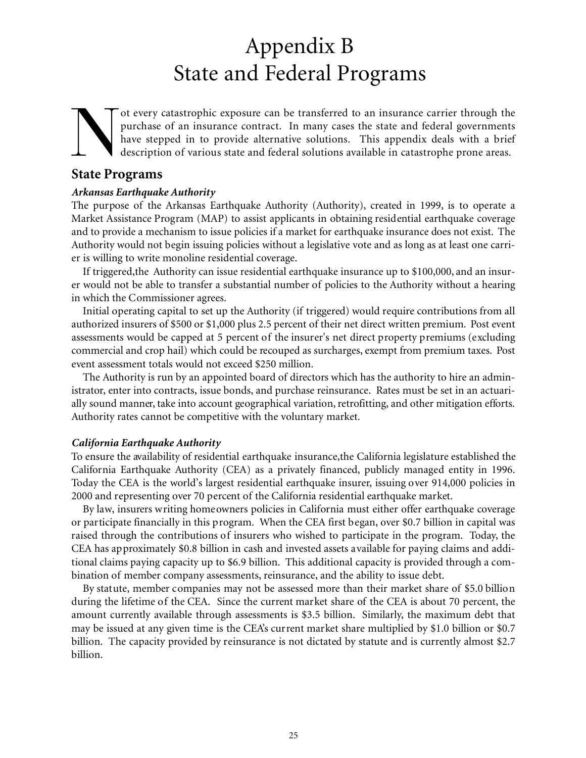# Appendix B
# State and Federal Programs

Not every catastrophic exposure can be transferred to an insurance carrier through the purchase of an insurance contract. In many cases the state and federal governments have stepped in to provide alternative solutions. This appendix deals with a brief description of various state and federal solutions available in catastrophe prone areas.

## State Programs

### *Arkansas Earthquake Authority*

The purpose of the Arkansas Earthquake Authority (Authority), created in 1999, is to operate a Market Assistance Program (MAP) to assist applicants in obtaining residential earthquake coverage and to provide a mechanism to issue policies if a market for earthquake insurance does not exist. The Authority would not begin issuing policies without a legislative vote and as long as at least one carrier is willing to write monoline residential coverage.

If triggered,the Authority can issue residential earthquake insurance up to $100,000, and an insurer would not be able to transfer a substantial number of policies to the Authority without a hearing in which the Commissioner agrees.

Initial operating capital to set up the Authority (if triggered) would require contributions from all authorized insurers of $500 or $1,000 plus 2.5 percent of their net direct written premium. Post event assessments would be capped at 5 percent of the insurer's net direct property premiums (excluding commercial and crop hail) which could be recouped as surcharges, exempt from premium taxes. Post event assessment totals would not exceed $250 million.

The Authority is run by an appointed board of directors which has the authority to hire an administrator, enter into contracts, issue bonds, and purchase reinsurance. Rates must be set in an actuarially sound manner, take into account geographical variation, retrofitting, and other mitigation efforts. Authority rates cannot be competitive with the voluntary market.

### *California Earthquake Authority*

To ensure the availability of residential earthquake insurance,the California legislature established the California Earthquake Authority (CEA) as a privately financed, publicly managed entity in 1996. Today the CEA is the world's largest residential earthquake insurer, issuing over 914,000 policies in 2000 and representing over 70 percent of the California residential earthquake market.

By law, insurers writing homeowners policies in California must either offer earthquake coverage or participate financially in this program. When the CEA first began, over $0.7 billion in capital was raised through the contributions of insurers who wished to participate in the program. Today, the CEA has approximately $0.8 billion in cash and invested assets available for paying claims and additional claims paying capacity up to $6.9 billion. This additional capacity is provided through a combination of member company assessments, reinsurance, and the ability to issue debt.

By statute, member companies may not be assessed more than their market share of $5.0 billion during the lifetime of the CEA. Since the current market share of the CEA is about 70 percent, the amount currently available through assessments is $3.5 billion. Similarly, the maximum debt that may be issued at any given time is the CEA's current market share multiplied by $1.0 billion or $0.7 billion. The capacity provided by reinsurance is not dictated by statute and is currently almost $2.7 billion.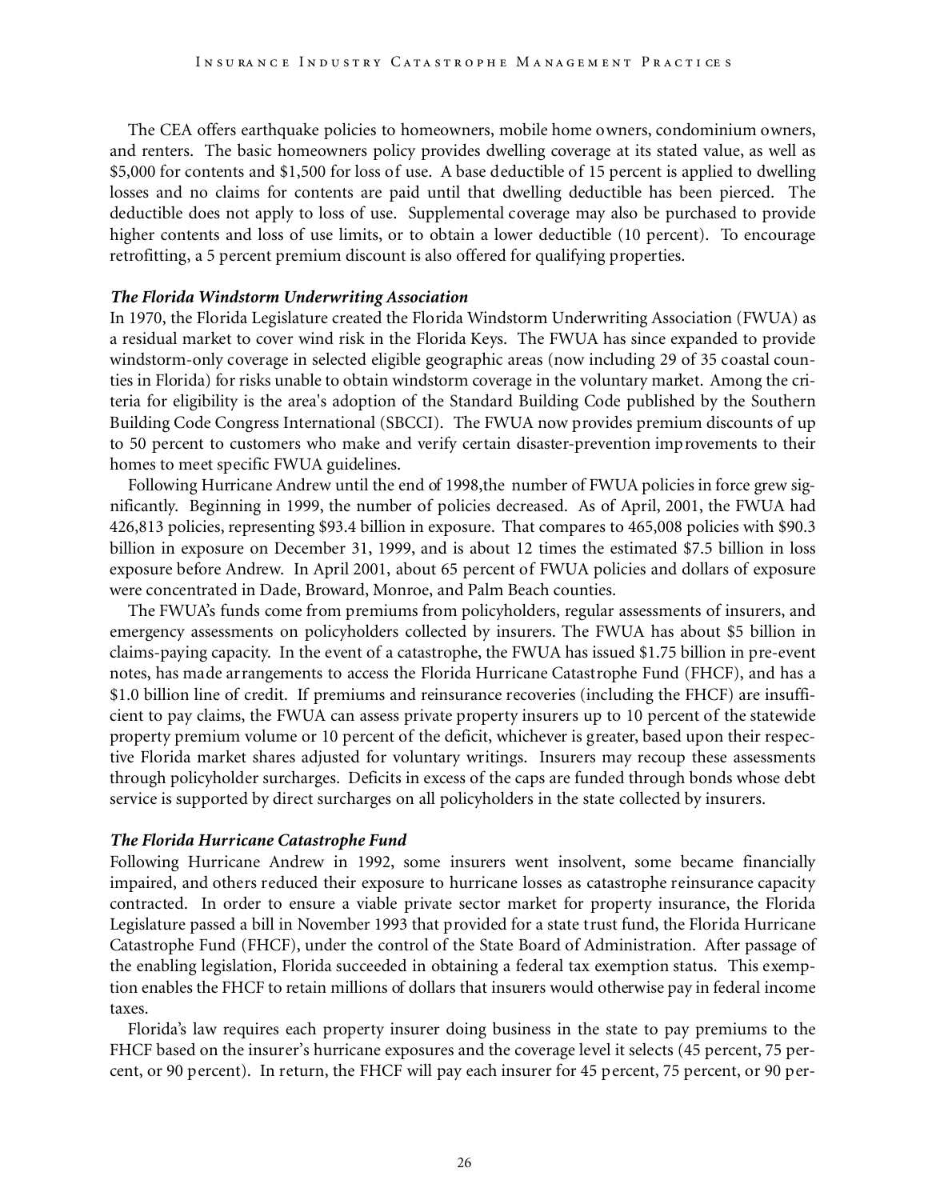The CEA offers earthquake policies to homeowners, mobile home owners, condominium owners, and renters. The basic homeowners policy provides dwelling coverage at its stated value, as well as $5,000 for contents and $1,500 for loss of use. A base deductible of 15 percent is applied to dwelling losses and no claims for contents are paid until that dwelling deductible has been pierced. The deductible does not apply to loss of use. Supplemental coverage may also be purchased to provide higher contents and loss of use limits, or to obtain a lower deductible (10 percent). To encourage retrofitting, a 5 percent premium discount is also offered for qualifying properties.

### *The Florida Windstorm Underwriting Association*

In 1970, the Florida Legislature created the Florida Windstorm Underwriting Association (FWUA) as a residual market to cover wind risk in the Florida Keys. The FWUA has since expanded to provide windstorm-only coverage in selected eligible geographic areas (now including 29 of 35 coastal counties in Florida) for risks unable to obtain windstorm coverage in the voluntary market. Among the criteria for eligibility is the area's adoption of the Standard Building Code published by the Southern Building Code Congress International (SBCCI). The FWUA now provides premium discounts of up to 50 percent to customers who make and verify certain disaster-prevention improvements to their homes to meet specific FWUA guidelines.

Following Hurricane Andrew until the end of 1998,the number of FWUA policies in force grew significantly. Beginning in 1999, the number of policies decreased. As of April, 2001, the FWUA had 426,813 policies, representing $93.4 billion in exposure. That compares to 465,008 policies with $90.3 billion in exposure on December 31, 1999, and is about 12 times the estimated $7.5 billion in loss exposure before Andrew. In April 2001, about 65 percent of FWUA policies and dollars of exposure were concentrated in Dade, Broward, Monroe, and Palm Beach counties.

The FWUA's funds come from premiums from policyholders, regular assessments of insurers, and emergency assessments on policyholders collected by insurers. The FWUA has about $5 billion in claims-paying capacity. In the event of a catastrophe, the FWUA has issued $1.75 billion in pre-event notes, has made arrangements to access the Florida Hurricane Catastrophe Fund (FHCF), and has a $1.0 billion line of credit. If premiums and reinsurance recoveries (including the FHCF) are insufficient to pay claims, the FWUA can assess private property insurers up to 10 percent of the statewide property premium volume or 10 percent of the deficit, whichever is greater, based upon their respective Florida market shares adjusted for voluntary writings. Insurers may recoup these assessments through policyholder surcharges. Deficits in excess of the caps are funded through bonds whose debt service is supported by direct surcharges on all policyholders in the state collected by insurers.

### *The Florida Hurricane Catastrophe Fund*

Following Hurricane Andrew in 1992, some insurers went insolvent, some became financially impaired, and others reduced their exposure to hurricane losses as catastrophe reinsurance capacity contracted. In order to ensure a viable private sector market for property insurance, the Florida Legislature passed a bill in November 1993 that provided for a state trust fund, the Florida Hurricane Catastrophe Fund (FHCF), under the control of the State Board of Administration. After passage of the enabling legislation, Florida succeeded in obtaining a federal tax exemption status. This exemption enables the FHCF to retain millions of dollars that insurers would otherwise pay in federal income taxes.

Florida's law requires each property insurer doing business in the state to pay premiums to the FHCF based on the insurer's hurricane exposures and the coverage level it selects (45 percent, 75 percent, or 90 percent). In return, the FHCF will pay each insurer for 45 percent, 75 percent, or 90 per-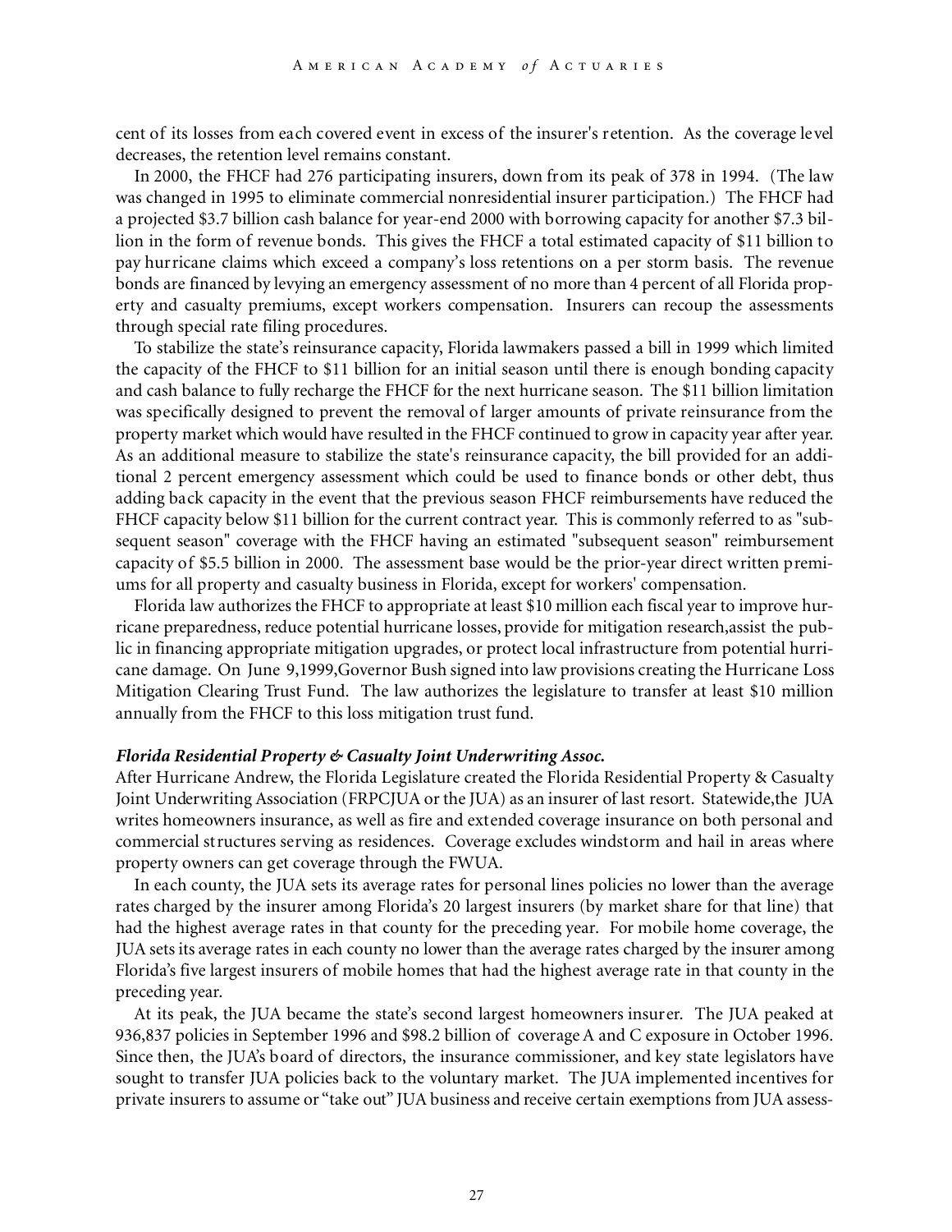cent of its losses from each covered event in excess of the insurer's retention. As the coverage level decreases, the retention level remains constant.

In 2000, the FHCF had 276 participating insurers, down from its peak of 378 in 1994. (The law was changed in 1995 to eliminate commercial nonresidential insurer participation.) The FHCF had a projected $3.7 billion cash balance for year-end 2000 with borrowing capacity for another $7.3 billion in the form of revenue bonds. This gives the FHCF a total estimated capacity of $11 billion to pay hurricane claims which exceed a company's loss retentions on a per storm basis. The revenue bonds are financed by levying an emergency assessment of no more than 4 percent of all Florida property and casualty premiums, except workers compensation. Insurers can recoup the assessments through special rate filing procedures.

To stabilize the state's reinsurance capacity, Florida lawmakers passed a bill in 1999 which limited the capacity of the FHCF to $11 billion for an initial season until there is enough bonding capacity and cash balance to fully recharge the FHCF for the next hurricane season. The $11 billion limitation was specifically designed to prevent the removal of larger amounts of private reinsurance from the property market which would have resulted in the FHCF continued to grow in capacity year after year. As an additional measure to stabilize the state's reinsurance capacity, the bill provided for an additional 2 percent emergency assessment which could be used to finance bonds or other debt, thus adding back capacity in the event that the previous season FHCF reimbursements have reduced the FHCF capacity below $11 billion for the current contract year. This is commonly referred to as "subsequent season" coverage with the FHCF having an estimated "subsequent season" reimbursement capacity of $5.5 billion in 2000. The assessment base would be the prior-year direct written premiums for all property and casualty business in Florida, except for workers' compensation.

Florida law authorizes the FHCF to appropriate at least $10 million each fiscal year to improve hurricane preparedness, reduce potential hurricane losses, provide for mitigation research,assist the public in financing appropriate mitigation upgrades, or protect local infrastructure from potential hurricane damage. On June 9,1999,Governor Bush signed into law provisions creating the Hurricane Loss Mitigation Clearing Trust Fund. The law authorizes the legislature to transfer at least $10 million annually from the FHCF to this loss mitigation trust fund.

***Florida Residential Property & Casualty Joint Underwriting Assoc.***

After Hurricane Andrew, the Florida Legislature created the Florida Residential Property & Casualty Joint Underwriting Association (FRPCJUA or the JUA) as an insurer of last resort. Statewide,the JUA writes homeowners insurance, as well as fire and extended coverage insurance on both personal and commercial structures serving as residences. Coverage excludes windstorm and hail in areas where property owners can get coverage through the FWUA.

In each county, the JUA sets its average rates for personal lines policies no lower than the average rates charged by the insurer among Florida's 20 largest insurers (by market share for that line) that had the highest average rates in that county for the preceding year. For mobile home coverage, the JUA sets its average rates in each county no lower than the average rates charged by the insurer among Florida's five largest insurers of mobile homes that had the highest average rate in that county in the preceding year.

At its peak, the JUA became the state's second largest homeowners insurer. The JUA peaked at 936,837 policies in September 1996 and $98.2 billion of coverage A and C exposure in October 1996. Since then, the JUA's board of directors, the insurance commissioner, and key state legislators have sought to transfer JUA policies back to the voluntary market. The JUA implemented incentives for private insurers to assume or "take out" JUA business and receive certain exemptions from JUA assess-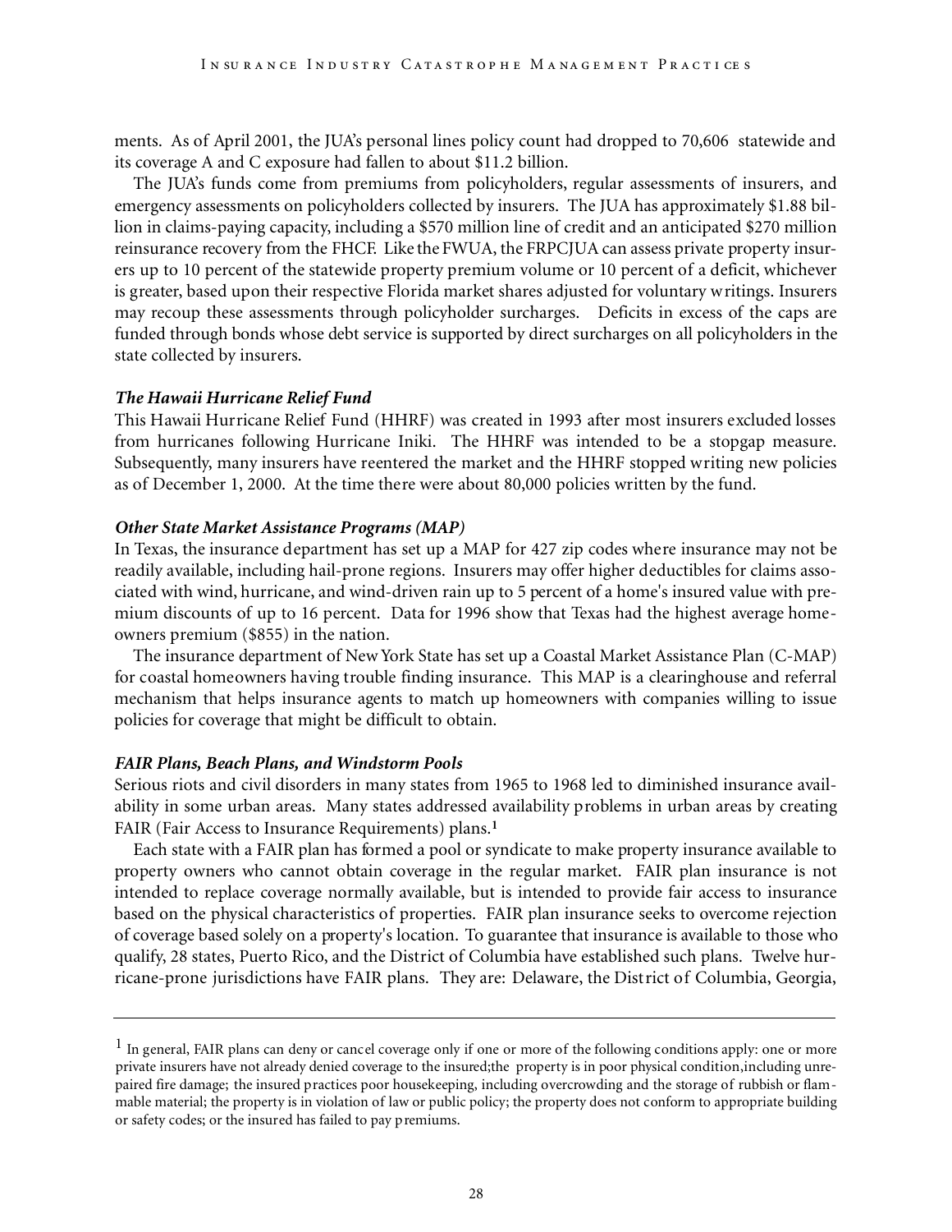ments. As of April 2001, the JUA's personal lines policy count had dropped to 70,606 statewide and its coverage A and C exposure had fallen to about $11.2 billion.

The JUA's funds come from premiums from policyholders, regular assessments of insurers, and emergency assessments on policyholders collected by insurers. The JUA has approximately $1.88 billion in claims-paying capacity, including a $570 million line of credit and an anticipated $270 million reinsurance recovery from the FHCF. Like the FWUA, the FRPCJUA can assess private property insurers up to 10 percent of the statewide property premium volume or 10 percent of a deficit, whichever is greater, based upon their respective Florida market shares adjusted for voluntary writings. Insurers may recoup these assessments through policyholder surcharges. Deficits in excess of the caps are funded through bonds whose debt service is supported by direct surcharges on all policyholders in the state collected by insurers.

***The Hawaii Hurricane Relief Fund***

This Hawaii Hurricane Relief Fund (HHRF) was created in 1993 after most insurers excluded losses from hurricanes following Hurricane Iniki. The HHRF was intended to be a stopgap measure. Subsequently, many insurers have reentered the market and the HHRF stopped writing new policies as of December 1, 2000. At the time there were about 80,000 policies written by the fund.

***Other State Market Assistance Programs (MAP)***

In Texas, the insurance department has set up a MAP for 427 zip codes where insurance may not be readily available, including hail-prone regions. Insurers may offer higher deductibles for claims associated with wind, hurricane, and wind-driven rain up to 5 percent of a home's insured value with premium discounts of up to 16 percent. Data for 1996 show that Texas had the highest average homeowners premium ($855) in the nation.

The insurance department of New York State has set up a Coastal Market Assistance Plan (C-MAP) for coastal homeowners having trouble finding insurance. This MAP is a clearinghouse and referral mechanism that helps insurance agents to match up homeowners with companies willing to issue policies for coverage that might be difficult to obtain.

***FAIR Plans, Beach Plans, and Windstorm Pools***

Serious riots and civil disorders in many states from 1965 to 1968 led to diminished insurance availability in some urban areas. Many states addressed availability problems in urban areas by creating FAIR (Fair Access to Insurance Requirements) plans.[1]

Each state with a FAIR plan has formed a pool or syndicate to make property insurance available to property owners who cannot obtain coverage in the regular market. FAIR plan insurance is not intended to replace coverage normally available, but is intended to provide fair access to insurance based on the physical characteristics of properties. FAIR plan insurance seeks to overcome rejection of coverage based solely on a property's location. To guarantee that insurance is available to those who qualify, 28 states, Puerto Rico, and the District of Columbia have established such plans. Twelve hurricane-prone jurisdictions have FAIR plans. They are: Delaware, the District of Columbia, Georgia,

---

[1] In general, FAIR plans can deny or cancel coverage only if one or more of the following conditions apply: one or more private insurers have not already denied coverage to the insured;the property is in poor physical condition,including unrepaired fire damage; the insured practices poor housekeeping, including overcrowding and the storage of rubbish or flammable material; the property is in violation of law or public policy; the property does not conform to appropriate building or safety codes; or the insured has failed to pay premiums.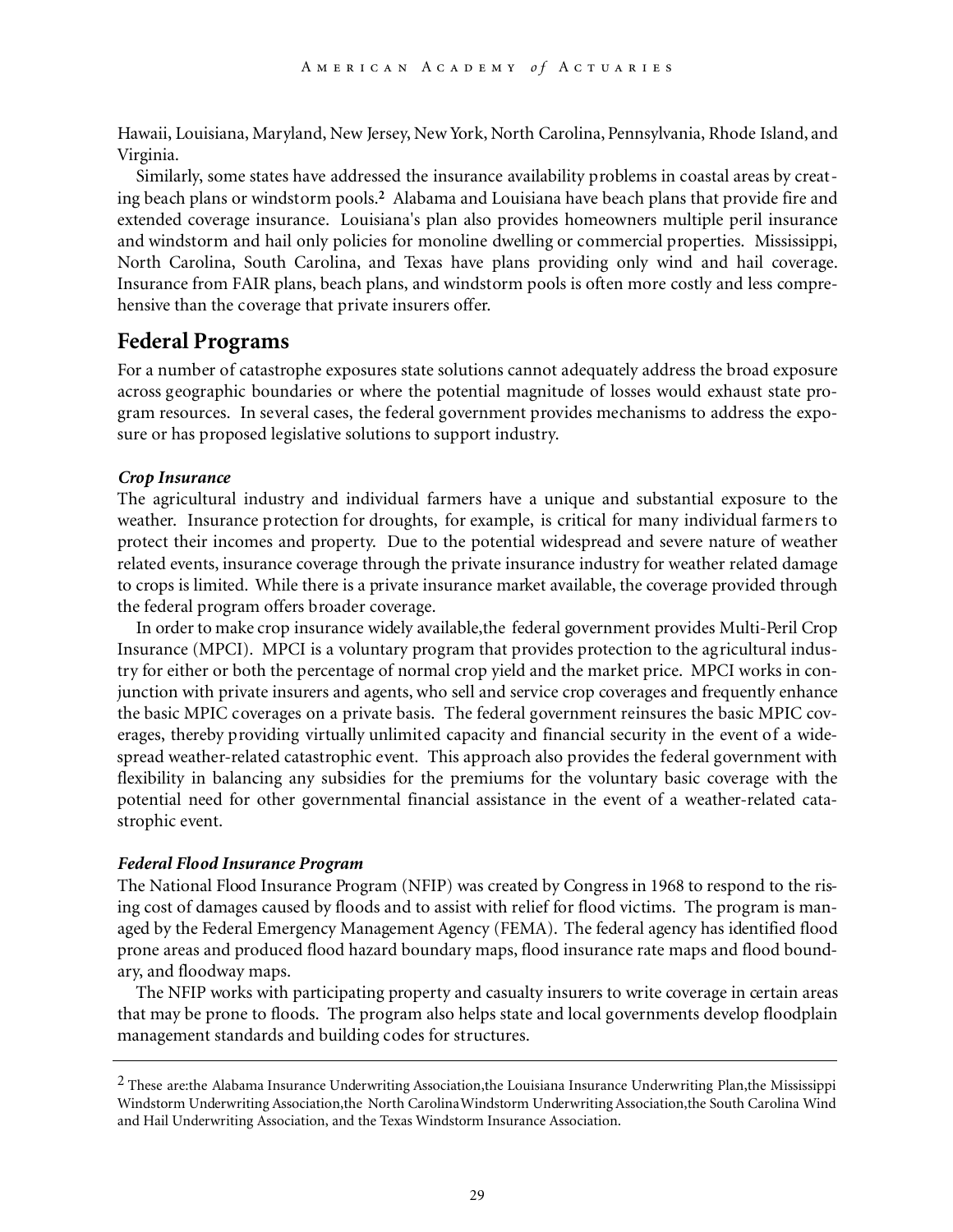Hawaii, Louisiana, Maryland, New Jersey, New York, North Carolina, Pennsylvania, Rhode Island, and Virginia.

Similarly, some states have addressed the insurance availability problems in coastal areas by creating beach plans or windstorm pools.[2] Alabama and Louisiana have beach plans that provide fire and extended coverage insurance. Louisiana's plan also provides homeowners multiple peril insurance and windstorm and hail only policies for monoline dwelling or commercial properties. Mississippi, North Carolina, South Carolina, and Texas have plans providing only wind and hail coverage. Insurance from FAIR plans, beach plans, and windstorm pools is often more costly and less comprehensive than the coverage that private insurers offer.

## Federal Programs

For a number of catastrophe exposures state solutions cannot adequately address the broad exposure across geographic boundaries or where the potential magnitude of losses would exhaust state program resources. In several cases, the federal government provides mechanisms to address the exposure or has proposed legislative solutions to support industry.

### *Crop Insurance*

The agricultural industry and individual farmers have a unique and substantial exposure to the weather. Insurance protection for droughts, for example, is critical for many individual farmers to protect their incomes and property. Due to the potential widespread and severe nature of weather related events, insurance coverage through the private insurance industry for weather related damage to crops is limited. While there is a private insurance market available, the coverage provided through the federal program offers broader coverage.

In order to make crop insurance widely available,the federal government provides Multi-Peril Crop Insurance (MPCI). MPCI is a voluntary program that provides protection to the agricultural industry for either or both the percentage of normal crop yield and the market price. MPCI works in conjunction with private insurers and agents, who sell and service crop coverages and frequently enhance the basic MPIC coverages on a private basis. The federal government reinsures the basic MPIC coverages, thereby providing virtually unlimited capacity and financial security in the event of a widespread weather-related catastrophic event. This approach also provides the federal government with flexibility in balancing any subsidies for the premiums for the voluntary basic coverage with the potential need for other governmental financial assistance in the event of a weather-related catastrophic event.

### *Federal Flood Insurance Program*

The National Flood Insurance Program (NFIP) was created by Congress in 1968 to respond to the rising cost of damages caused by floods and to assist with relief for flood victims. The program is managed by the Federal Emergency Management Agency (FEMA). The federal agency has identified flood prone areas and produced flood hazard boundary maps, flood insurance rate maps and flood boundary, and floodway maps.

The NFIP works with participating property and casualty insurers to write coverage in certain areas that may be prone to floods. The program also helps state and local governments develop floodplain management standards and building codes for structures.

---

[2] These are:the Alabama Insurance Underwriting Association,the Louisiana Insurance Underwriting Plan,the Mississippi Windstorm Underwriting Association,the North Carolina Windstorm Underwriting Association,the South Carolina Wind and Hail Underwriting Association, and the Texas Windstorm Insurance Association.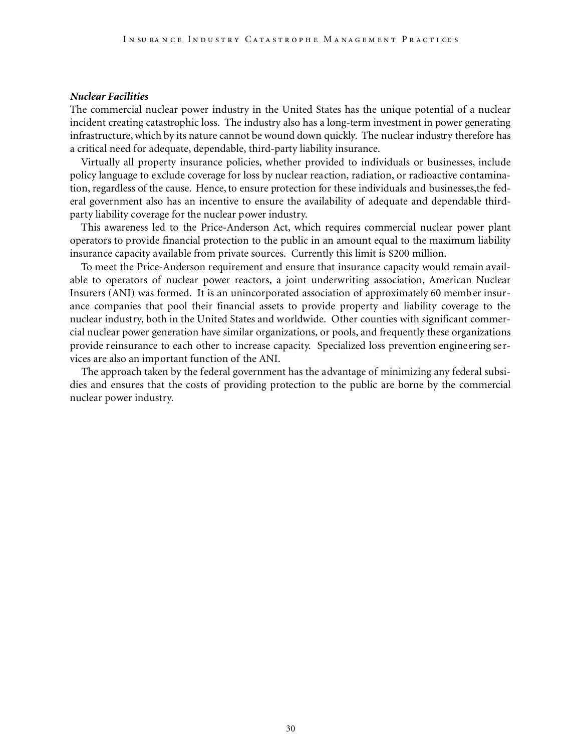***Nuclear Facilities***

The commercial nuclear power industry in the United States has the unique potential of a nuclear incident creating catastrophic loss. The industry also has a long-term investment in power generating infrastructure, which by its nature cannot be wound down quickly. The nuclear industry therefore has a critical need for adequate, dependable, third-party liability insurance.

Virtually all property insurance policies, whether provided to individuals or businesses, include policy language to exclude coverage for loss by nuclear reaction, radiation, or radioactive contamination, regardless of the cause. Hence, to ensure protection for these individuals and businesses,the federal government also has an incentive to ensure the availability of adequate and dependable third-party liability coverage for the nuclear power industry.

This awareness led to the Price-Anderson Act, which requires commercial nuclear power plant operators to provide financial protection to the public in an amount equal to the maximum liability insurance capacity available from private sources. Currently this limit is $200 million.

To meet the Price-Anderson requirement and ensure that insurance capacity would remain available to operators of nuclear power reactors, a joint underwriting association, American Nuclear Insurers (ANI) was formed. It is an unincorporated association of approximately 60 member insurance companies that pool their financial assets to provide property and liability coverage to the nuclear industry, both in the United States and worldwide. Other counties with significant commercial nuclear power generation have similar organizations, or pools, and frequently these organizations provide reinsurance to each other to increase capacity. Specialized loss prevention engineering services are also an important function of the ANI.

The approach taken by the federal government has the advantage of minimizing any federal subsidies and ensures that the costs of providing protection to the public are borne by the commercial nuclear power industry.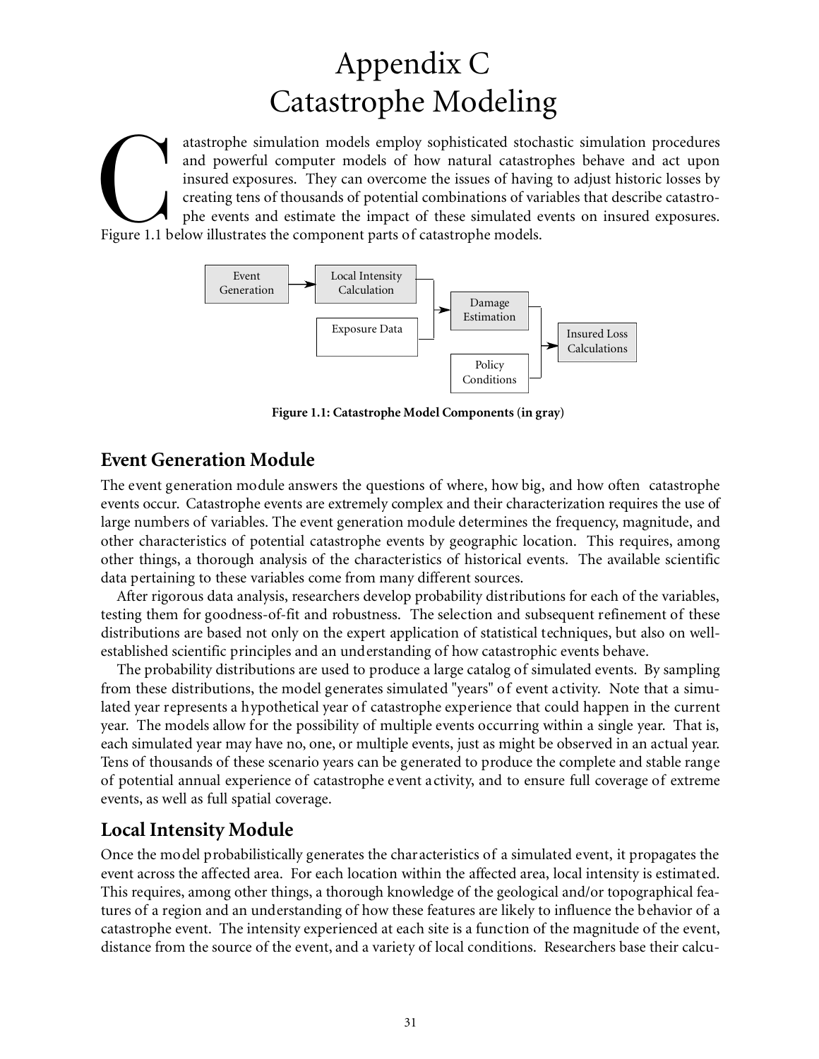# Appendix C
# Catastrophe Modeling

Catastrophe simulation models employ sophisticated stochastic simulation procedures and powerful computer models of how natural catastrophes behave and act upon insured exposures. They can overcome the issues of having to adjust historic losses by creating tens of thousands of potential combinations of variables that describe catastrophe events and estimate the impact of these simulated events on insured exposures. Figure 1.1 below illustrates the component parts of catastrophe models.

Event Generation → Local Intensity Calculation

Local Intensity Calculation + Exposure Data → Damage Estimation

Damage Estimation + Policy Conditions → Insured Loss Calculations

**Figure 1.1: Catastrophe Model Components (in gray)**

## Event Generation Module

The event generation module answers the questions of where, how big, and how often catastrophe events occur. Catastrophe events are extremely complex and their characterization requires the use of large numbers of variables. The event generation module determines the frequency, magnitude, and other characteristics of potential catastrophe events by geographic location. This requires, among other things, a thorough analysis of the characteristics of historical events. The available scientific data pertaining to these variables come from many different sources.

After rigorous data analysis, researchers develop probability distributions for each of the variables, testing them for goodness-of-fit and robustness. The selection and subsequent refinement of these distributions are based not only on the expert application of statistical techniques, but also on well-established scientific principles and an understanding of how catastrophic events behave.

The probability distributions are used to produce a large catalog of simulated events. By sampling from these distributions, the model generates simulated "years" of event activity. Note that a simulated year represents a hypothetical year of catastrophe experience that could happen in the current year. The models allow for the possibility of multiple events occurring within a single year. That is, each simulated year may have no, one, or multiple events, just as might be observed in an actual year. Tens of thousands of these scenario years can be generated to produce the complete and stable range of potential annual experience of catastrophe event activity, and to ensure full coverage of extreme events, as well as full spatial coverage.

## Local Intensity Module

Once the model probabilistically generates the characteristics of a simulated event, it propagates the event across the affected area. For each location within the affected area, local intensity is estimated. This requires, among other things, a thorough knowledge of the geological and/or topographical features of a region and an understanding of how these features are likely to influence the behavior of a catastrophe event. The intensity experienced at each site is a function of the magnitude of the event, distance from the source of the event, and a variety of local conditions. Researchers base their calcu-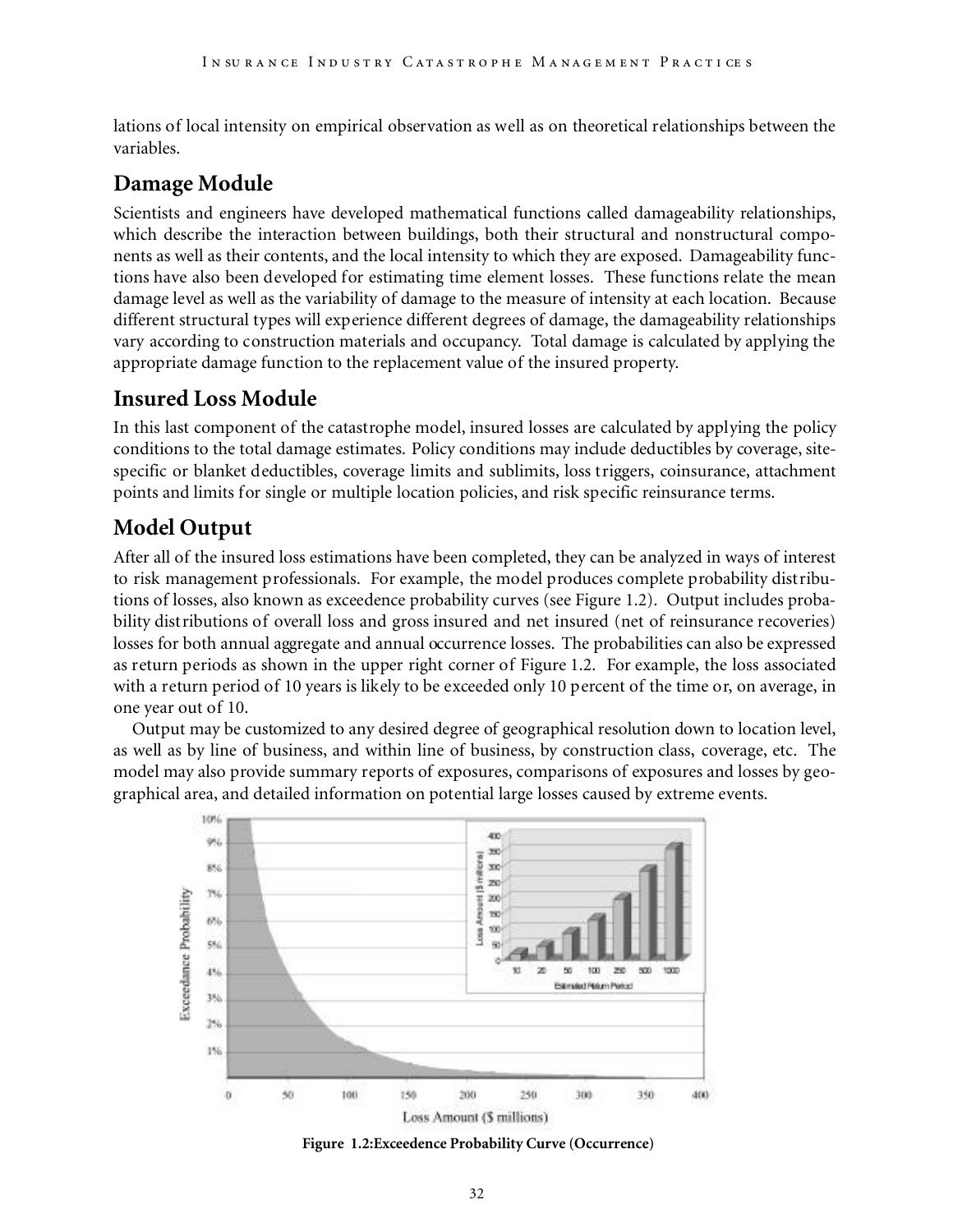lations of local intensity on empirical observation as well as on theoretical relationships between the variables.

## Damage Module

Scientists and engineers have developed mathematical functions called damageability relationships, which describe the interaction between buildings, both their structural and nonstructural components as well as their contents, and the local intensity to which they are exposed. Damageability functions have also been developed for estimating time element losses. These functions relate the mean damage level as well as the variability of damage to the measure of intensity at each location. Because different structural types will experience different degrees of damage, the damageability relationships vary according to construction materials and occupancy. Total damage is calculated by applying the appropriate damage function to the replacement value of the insured property.

## Insured Loss Module

In this last component of the catastrophe model, insured losses are calculated by applying the policy conditions to the total damage estimates. Policy conditions may include deductibles by coverage, site-specific or blanket deductibles, coverage limits and sublimits, loss triggers, coinsurance, attachment points and limits for single or multiple location policies, and risk specific reinsurance terms.

## Model Output

After all of the insured loss estimations have been completed, they can be analyzed in ways of interest to risk management professionals. For example, the model produces complete probability distributions of losses, also known as exceedence probability curves (see Figure 1.2). Output includes probability distributions of overall loss and gross insured and net insured (net of reinsurance recoveries) losses for both annual aggregate and annual occurrence losses. The probabilities can also be expressed as return periods as shown in the upper right corner of Figure 1.2. For example, the loss associated with a return period of 10 years is likely to be exceeded only 10 percent of the time or, on average, in one year out of 10.

Output may be customized to any desired degree of geographical resolution down to location level, as well as by line of business, and within line of business, by construction class, coverage, etc. The model may also provide summary reports of exposures, comparisons of exposures and losses by geographical area, and detailed information on potential large losses caused by extreme events.

**Figure 1.2: Exceedence Probability Curve (Occurrence)**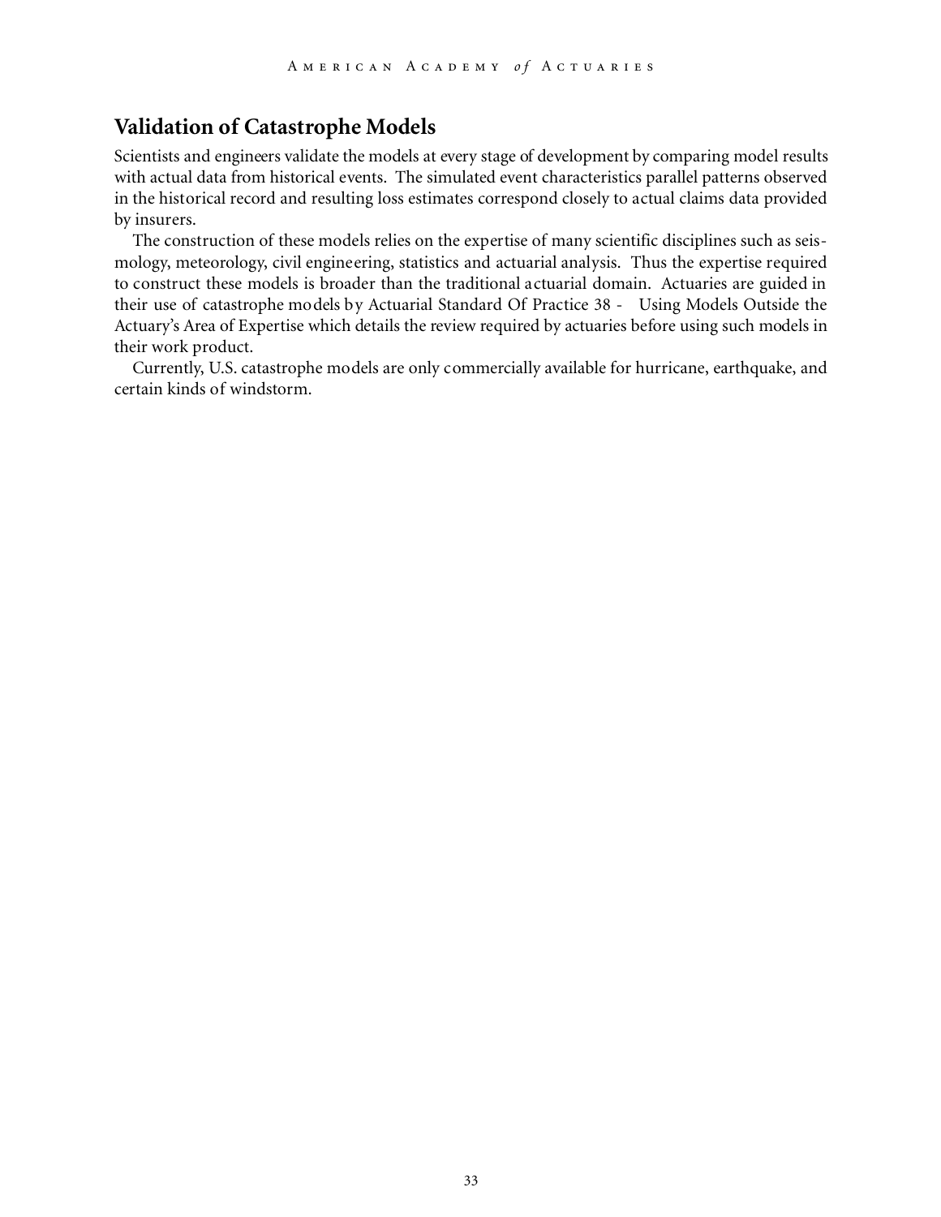## Validation of Catastrophe Models

Scientists and engineers validate the models at every stage of development by comparing model results with actual data from historical events. The simulated event characteristics parallel patterns observed in the historical record and resulting loss estimates correspond closely to actual claims data provided by insurers.

The construction of these models relies on the expertise of many scientific disciplines such as seismology, meteorology, civil engineering, statistics and actuarial analysis. Thus the expertise required to construct these models is broader than the traditional actuarial domain. Actuaries are guided in their use of catastrophe models by Actuarial Standard Of Practice 38 - Using Models Outside the Actuary's Area of Expertise which details the review required by actuaries before using such models in their work product.

Currently, U.S. catastrophe models are only commercially available for hurricane, earthquake, and certain kinds of windstorm.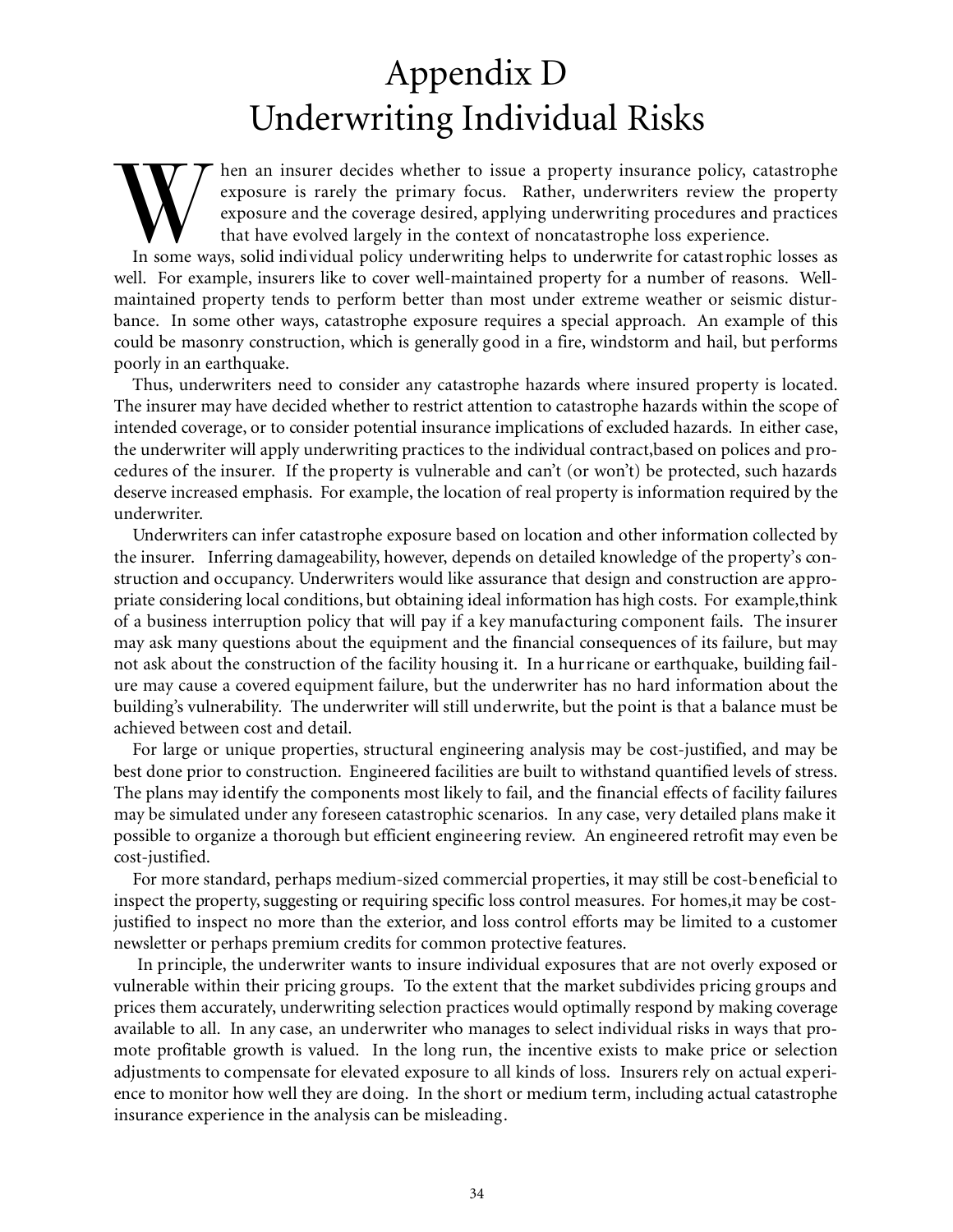# Appendix D
# Underwriting Individual Risks

When an insurer decides whether to issue a property insurance policy, catastrophe exposure is rarely the primary focus. Rather, underwriters review the property exposure and the coverage desired, applying underwriting procedures and practices that have evolved largely in the context of noncatastrophe loss experience.

In some ways, solid individual policy underwriting helps to underwrite for catastrophic losses as well. For example, insurers like to cover well-maintained property for a number of reasons. Well-maintained property tends to perform better than most under extreme weather or seismic disturbance. In some other ways, catastrophe exposure requires a special approach. An example of this could be masonry construction, which is generally good in a fire, windstorm and hail, but performs poorly in an earthquake.

Thus, underwriters need to consider any catastrophe hazards where insured property is located. The insurer may have decided whether to restrict attention to catastrophe hazards within the scope of intended coverage, or to consider potential insurance implications of excluded hazards. In either case, the underwriter will apply underwriting practices to the individual contract,based on polices and procedures of the insurer. If the property is vulnerable and can't (or won't) be protected, such hazards deserve increased emphasis. For example, the location of real property is information required by the underwriter.

Underwriters can infer catastrophe exposure based on location and other information collected by the insurer. Inferring damageability, however, depends on detailed knowledge of the property's construction and occupancy. Underwriters would like assurance that design and construction are appropriate considering local conditions, but obtaining ideal information has high costs. For example,think of a business interruption policy that will pay if a key manufacturing component fails. The insurer may ask many questions about the equipment and the financial consequences of its failure, but may not ask about the construction of the facility housing it. In a hurricane or earthquake, building failure may cause a covered equipment failure, but the underwriter has no hard information about the building's vulnerability. The underwriter will still underwrite, but the point is that a balance must be achieved between cost and detail.

For large or unique properties, structural engineering analysis may be cost-justified, and may be best done prior to construction. Engineered facilities are built to withstand quantified levels of stress. The plans may identify the components most likely to fail, and the financial effects of facility failures may be simulated under any foreseen catastrophic scenarios. In any case, very detailed plans make it possible to organize a thorough but efficient engineering review. An engineered retrofit may even be cost-justified.

For more standard, perhaps medium-sized commercial properties, it may still be cost-beneficial to inspect the property, suggesting or requiring specific loss control measures. For homes,it may be cost-justified to inspect no more than the exterior, and loss control efforts may be limited to a customer newsletter or perhaps premium credits for common protective features.

In principle, the underwriter wants to insure individual exposures that are not overly exposed or vulnerable within their pricing groups. To the extent that the market subdivides pricing groups and prices them accurately, underwriting selection practices would optimally respond by making coverage available to all. In any case, an underwriter who manages to select individual risks in ways that promote profitable growth is valued. In the long run, the incentive exists to make price or selection adjustments to compensate for elevated exposure to all kinds of loss. Insurers rely on actual experience to monitor how well they are doing. In the short or medium term, including actual catastrophe insurance experience in the analysis can be misleading.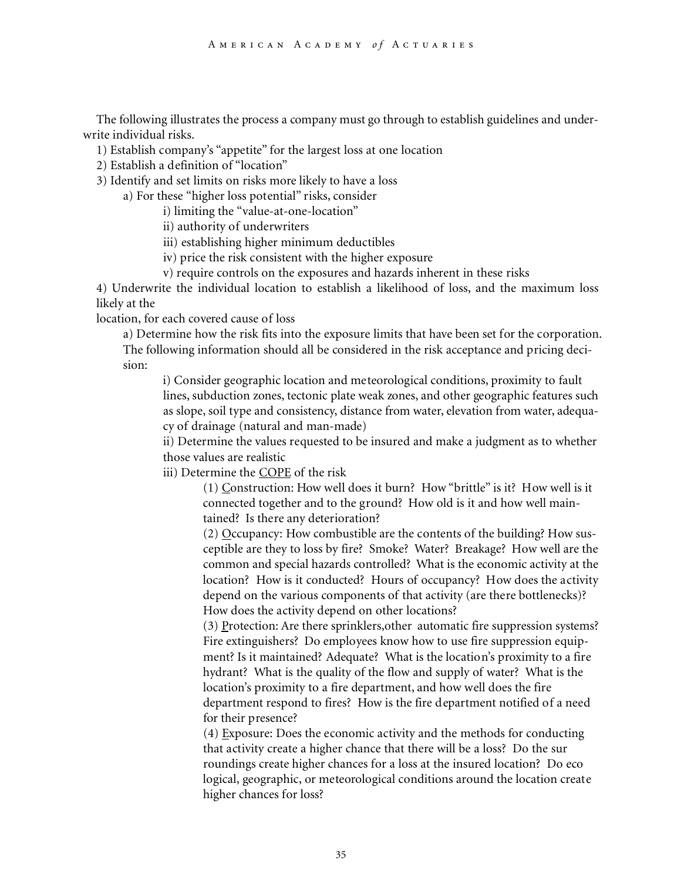The following illustrates the process a company must go through to establish guidelines and underwrite individual risks.

1) Establish company's "appetite" for the largest loss at one location
2) Establish a definition of "location"
3) Identify and set limits on risks more likely to have a loss
   - a) For these "higher loss potential" risks, consider
     - i) limiting the "value-at-one-location"
     - ii) authority of underwriters
     - iii) establishing higher minimum deductibles
     - iv) price the risk consistent with the higher exposure
     - v) require controls on the exposures and hazards inherent in these risks
4) Underwrite the individual location to establish a likelihood of loss, and the maximum loss likely at the location, for each covered cause of loss
   - a) Determine how the risk fits into the exposure limits that have been set for the corporation. The following information should all be considered in the risk acceptance and pricing decision:
     - i) Consider geographic location and meteorological conditions, proximity to fault lines, subduction zones, tectonic plate weak zones, and other geographic features such as slope, soil type and consistency, distance from water, elevation from water, adequacy of drainage (natural and man-made)
     - ii) Determine the values requested to be insured and make a judgment as to whether those values are realistic
     - iii) Determine the <u>COPE</u> of the risk
       - (1) <u>C</u>onstruction: How well does it burn? How "brittle" is it? How well is it connected together and to the ground? How old is it and how well maintained? Is there any deterioration?
       - (2) <u>O</u>ccupancy: How combustible are the contents of the building? How susceptible are they to loss by fire? Smoke? Water? Breakage? How well are the common and special hazards controlled? What is the economic activity at the location? How is it conducted? Hours of occupancy? How does the activity depend on the various components of that activity (are there bottlenecks)? How does the activity depend on other locations?
       - (3) <u>P</u>rotection: Are there sprinklers, other automatic fire suppression systems? Fire extinguishers? Do employees know how to use fire suppression equipment? Is it maintained? Adequate? What is the location's proximity to a fire hydrant? What is the quality of the flow and supply of water? What is the location's proximity to a fire department, and how well does the fire department respond to fires? How is the fire department notified of a need for their presence?
       - (4) <u>E</u>xposure: Does the economic activity and the methods for conducting that activity create a higher chance that there will be a loss? Do the surroundings create higher chances for a loss at the insured location? Do ecological, geographic, or meteorological conditions around the location create higher chances for loss?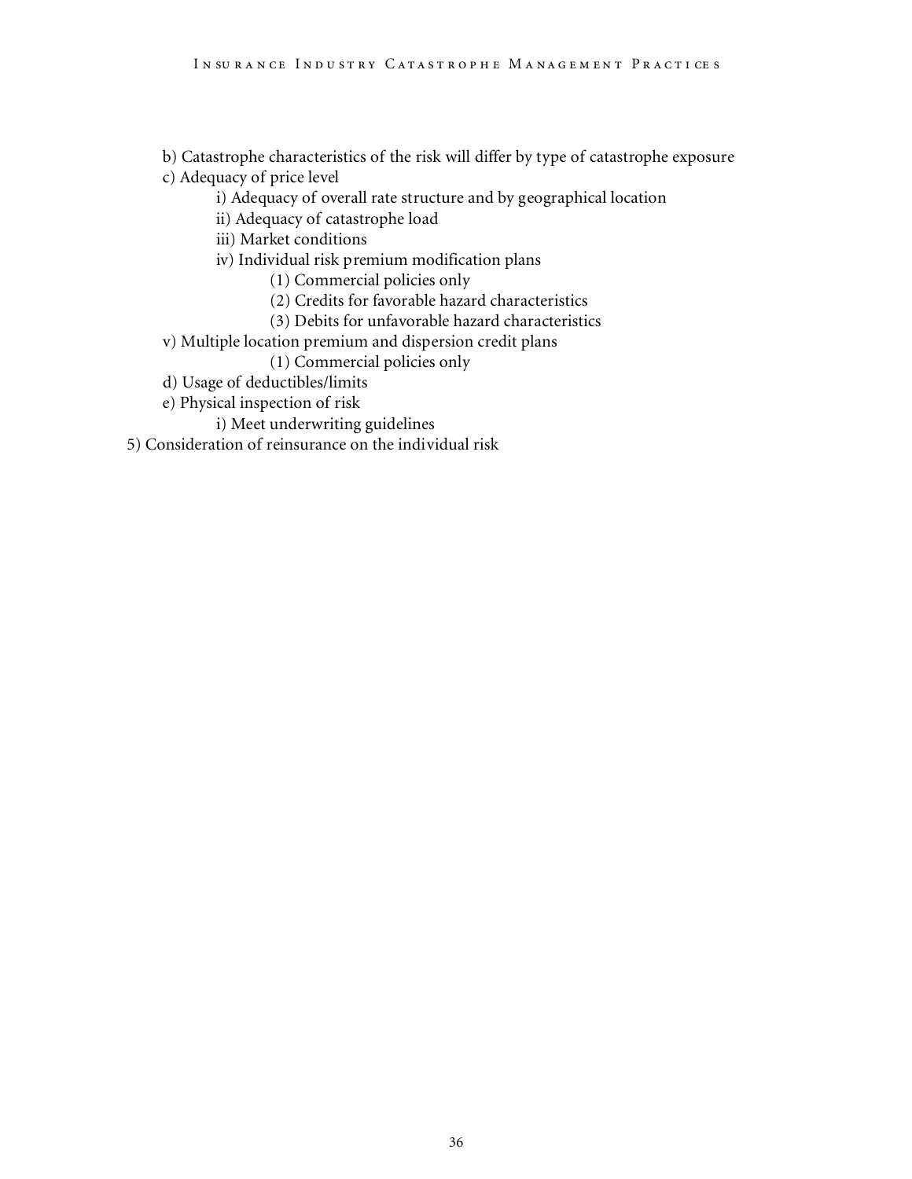- b) Catastrophe characteristics of the risk will differ by type of catastrophe exposure
- c) Adequacy of price level
    - i) Adequacy of overall rate structure and by geographical location
    - ii) Adequacy of catastrophe load
    - iii) Market conditions
    - iv) Individual risk premium modification plans
        - (1) Commercial policies only
        - (2) Credits for favorable hazard characteristics
        - (3) Debits for unfavorable hazard characteristics
- v) Multiple location premium and dispersion credit plans
    - (1) Commercial policies only
- d) Usage of deductibles/limits
- e) Physical inspection of risk
    - i) Meet underwriting guidelines

5) Consideration of reinsurance on the individual risk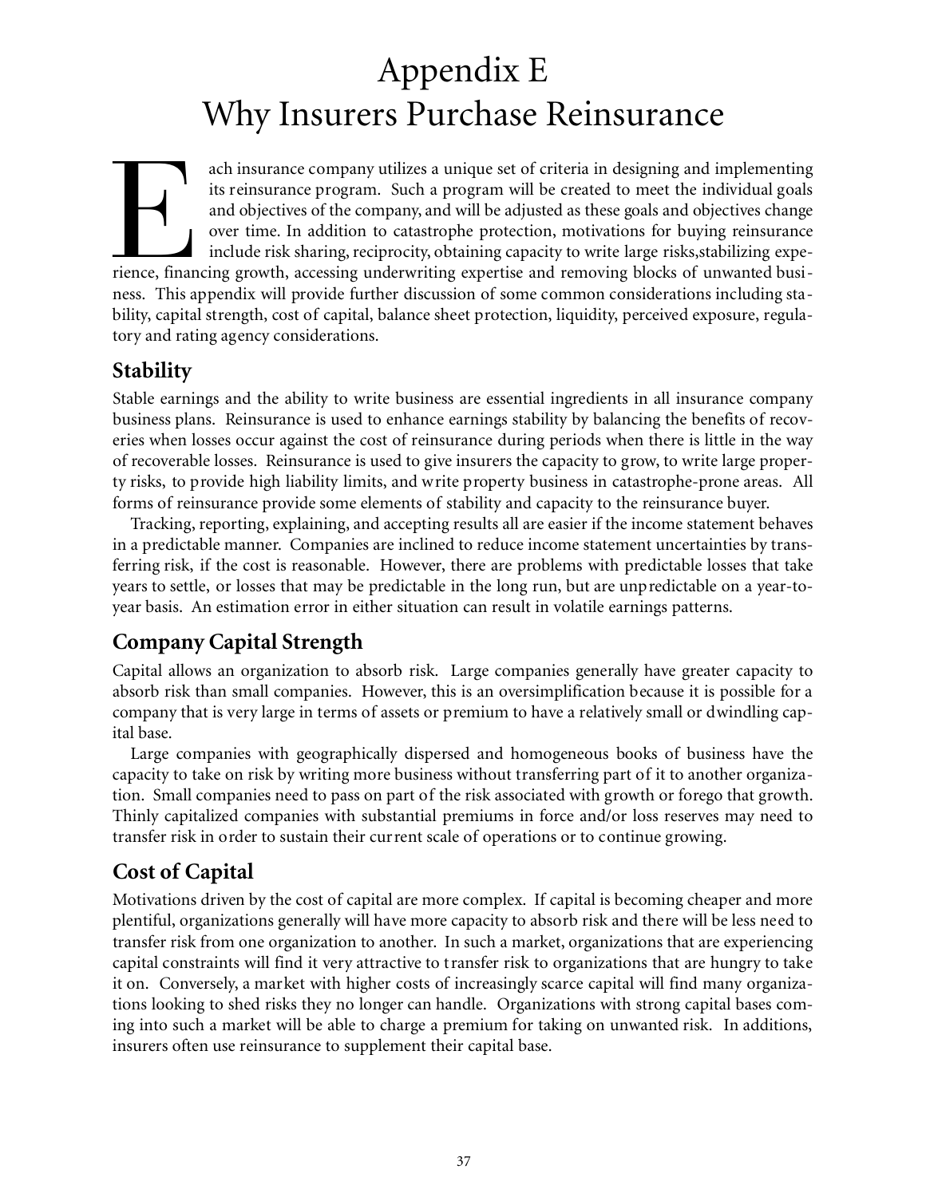# Appendix E
# Why Insurers Purchase Reinsurance

Each insurance company utilizes a unique set of criteria in designing and implementing its reinsurance program. Such a program will be created to meet the individual goals and objectives of the company, and will be adjusted as these goals and objectives change over time. In addition to catastrophe protection, motivations for buying reinsurance include risk sharing, reciprocity, obtaining capacity to write large risks,stabilizing experience, financing growth, accessing underwriting expertise and removing blocks of unwanted business. This appendix will provide further discussion of some common considerations including stability, capital strength, cost of capital, balance sheet protection, liquidity, perceived exposure, regulatory and rating agency considerations.

## Stability

Stable earnings and the ability to write business are essential ingredients in all insurance company business plans. Reinsurance is used to enhance earnings stability by balancing the benefits of recoveries when losses occur against the cost of reinsurance during periods when there is little in the way of recoverable losses. Reinsurance is used to give insurers the capacity to grow, to write large property risks, to provide high liability limits, and write property business in catastrophe-prone areas. All forms of reinsurance provide some elements of stability and capacity to the reinsurance buyer.

Tracking, reporting, explaining, and accepting results all are easier if the income statement behaves in a predictable manner. Companies are inclined to reduce income statement uncertainties by transferring risk, if the cost is reasonable. However, there are problems with predictable losses that take years to settle, or losses that may be predictable in the long run, but are unpredictable on a year-to-year basis. An estimation error in either situation can result in volatile earnings patterns.

## Company Capital Strength

Capital allows an organization to absorb risk. Large companies generally have greater capacity to absorb risk than small companies. However, this is an oversimplification because it is possible for a company that is very large in terms of assets or premium to have a relatively small or dwindling capital base.

Large companies with geographically dispersed and homogeneous books of business have the capacity to take on risk by writing more business without transferring part of it to another organization. Small companies need to pass on part of the risk associated with growth or forego that growth. Thinly capitalized companies with substantial premiums in force and/or loss reserves may need to transfer risk in order to sustain their current scale of operations or to continue growing.

## Cost of Capital

Motivations driven by the cost of capital are more complex. If capital is becoming cheaper and more plentiful, organizations generally will have more capacity to absorb risk and there will be less need to transfer risk from one organization to another. In such a market, organizations that are experiencing capital constraints will find it very attractive to transfer risk to organizations that are hungry to take it on. Conversely, a market with higher costs of increasingly scarce capital will find many organizations looking to shed risks they no longer can handle. Organizations with strong capital bases coming into such a market will be able to charge a premium for taking on unwanted risk. In additions, insurers often use reinsurance to supplement their capital base.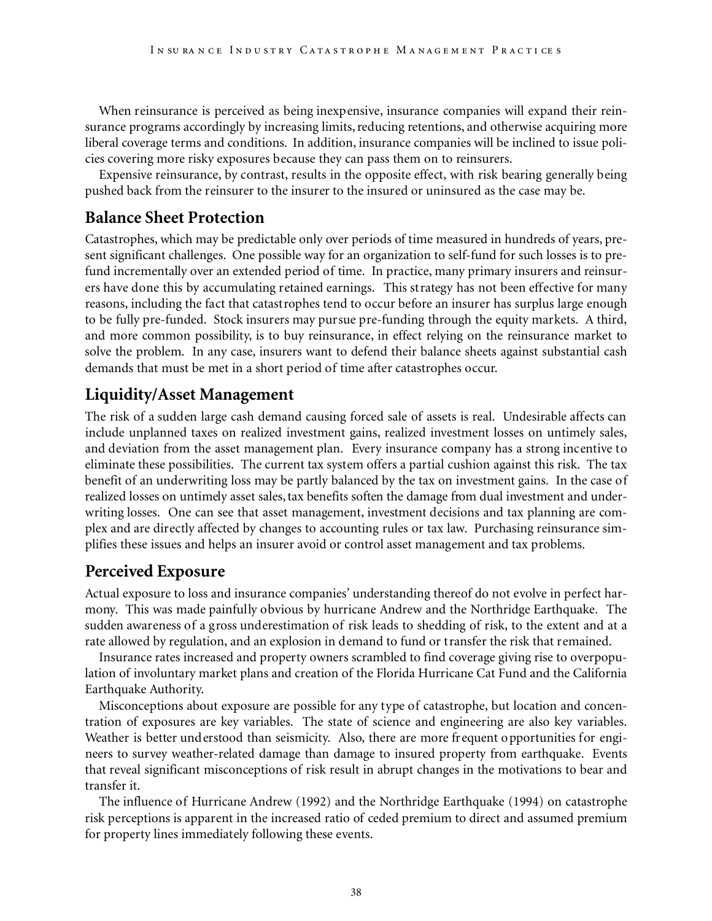When reinsurance is perceived as being inexpensive, insurance companies will expand their reinsurance programs accordingly by increasing limits, reducing retentions, and otherwise acquiring more liberal coverage terms and conditions. In addition, insurance companies will be inclined to issue policies covering more risky exposures because they can pass them on to reinsurers.

Expensive reinsurance, by contrast, results in the opposite effect, with risk bearing generally being pushed back from the reinsurer to the insurer to the insured or uninsured as the case may be.

## Balance Sheet Protection

Catastrophes, which may be predictable only over periods of time measured in hundreds of years, present significant challenges. One possible way for an organization to self-fund for such losses is to pre-fund incrementally over an extended period of time. In practice, many primary insurers and reinsurers have done this by accumulating retained earnings. This strategy has not been effective for many reasons, including the fact that catastrophes tend to occur before an insurer has surplus large enough to be fully pre-funded. Stock insurers may pursue pre-funding through the equity markets. A third, and more common possibility, is to buy reinsurance, in effect relying on the reinsurance market to solve the problem. In any case, insurers want to defend their balance sheets against substantial cash demands that must be met in a short period of time after catastrophes occur.

## Liquidity/Asset Management

The risk of a sudden large cash demand causing forced sale of assets is real. Undesirable affects can include unplanned taxes on realized investment gains, realized investment losses on untimely sales, and deviation from the asset management plan. Every insurance company has a strong incentive to eliminate these possibilities. The current tax system offers a partial cushion against this risk. The tax benefit of an underwriting loss may be partly balanced by the tax on investment gains. In the case of realized losses on untimely asset sales, tax benefits soften the damage from dual investment and underwriting losses. One can see that asset management, investment decisions and tax planning are complex and are directly affected by changes to accounting rules or tax law. Purchasing reinsurance simplifies these issues and helps an insurer avoid or control asset management and tax problems.

## Perceived Exposure

Actual exposure to loss and insurance companies' understanding thereof do not evolve in perfect harmony. This was made painfully obvious by hurricane Andrew and the Northridge Earthquake. The sudden awareness of a gross underestimation of risk leads to shedding of risk, to the extent and at a rate allowed by regulation, and an explosion in demand to fund or transfer the risk that remained.

Insurance rates increased and property owners scrambled to find coverage giving rise to overpopulation of involuntary market plans and creation of the Florida Hurricane Cat Fund and the California Earthquake Authority.

Misconceptions about exposure are possible for any type of catastrophe, but location and concentration of exposures are key variables. The state of science and engineering are also key variables. Weather is better understood than seismicity. Also, there are more frequent opportunities for engineers to survey weather-related damage than damage to insured property from earthquake. Events that reveal significant misconceptions of risk result in abrupt changes in the motivations to bear and transfer it.

The influence of Hurricane Andrew (1992) and the Northridge Earthquake (1994) on catastrophe risk perceptions is apparent in the increased ratio of ceded premium to direct and assumed premium for property lines immediately following these events.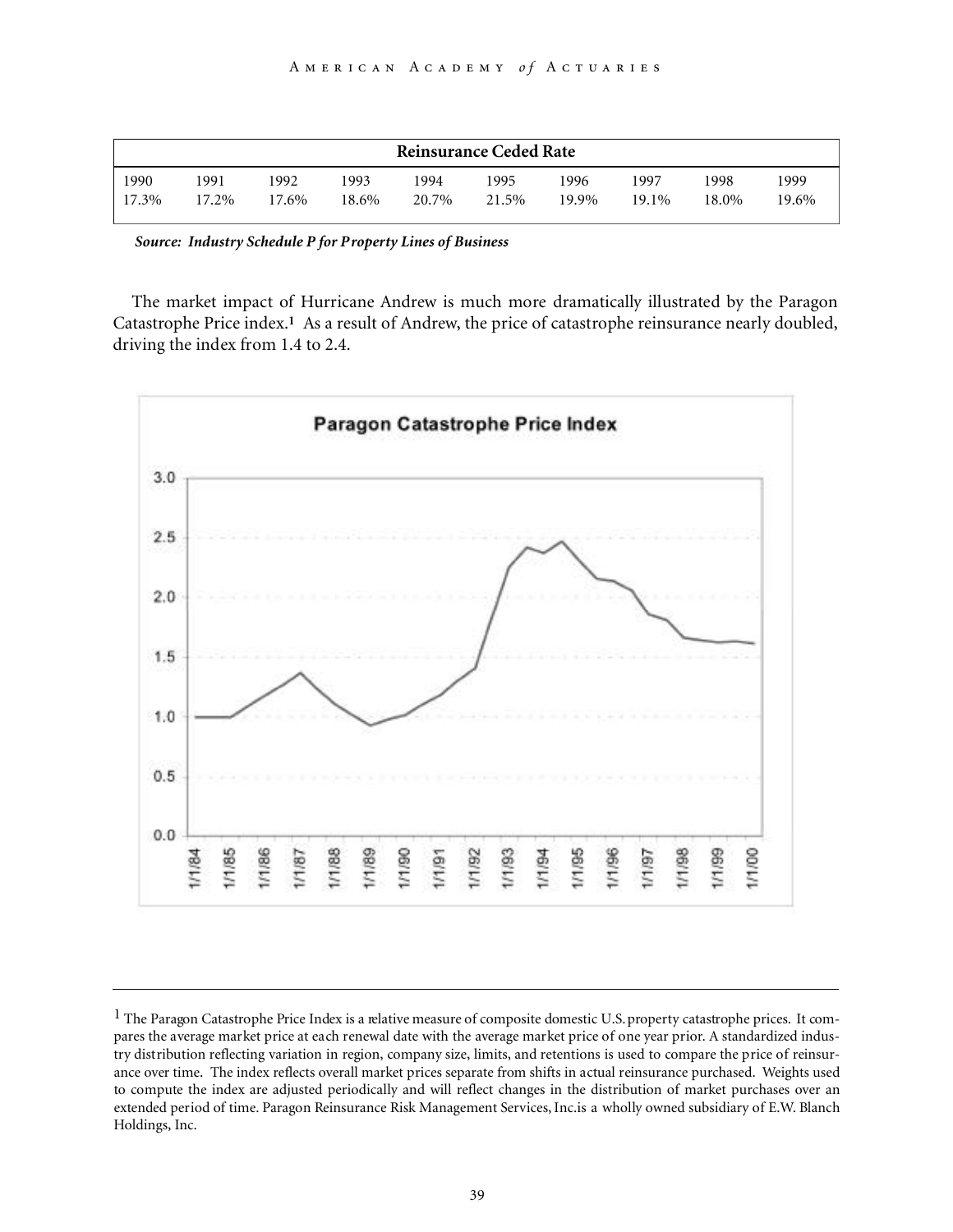| Reinsurance Ceded Rate | | | | | | | | | |
|---|---|---|---|---|---|---|---|---|---|
| 1990 | 1991 | 1992 | 1993 | 1994 | 1995 | 1996 | 1997 | 1998 | 1999 |
| 17.3% | 17.2% | 17.6% | 18.6% | 20.7% | 21.5% | 19.9% | 19.1% | 18.0% | 19.6% |

***Source: Industry Schedule P for Property Lines of Business***

The market impact of Hurricane Andrew is much more dramatically illustrated by the Paragon Catastrophe Price index.[1] As a result of Andrew, the price of catastrophe reinsurance nearly doubled, driving the index from 1.4 to 2.4.

**Paragon Catastrophe Price Index**

---

[1] The Paragon Catastrophe Price Index is a relative measure of composite domestic U.S. property catastrophe prices. It compares the average market price at each renewal date with the average market price of one year prior. A standardized industry distribution reflecting variation in region, company size, limits, and retentions is used to compare the price of reinsurance over time. The index reflects overall market prices separate from shifts in actual reinsurance purchased. Weights used to compute the index are adjusted periodically and will reflect changes in the distribution of market purchases over an extended period of time. Paragon Reinsurance Risk Management Services, Inc.is a wholly owned subsidiary of E.W. Blanch Holdings, Inc.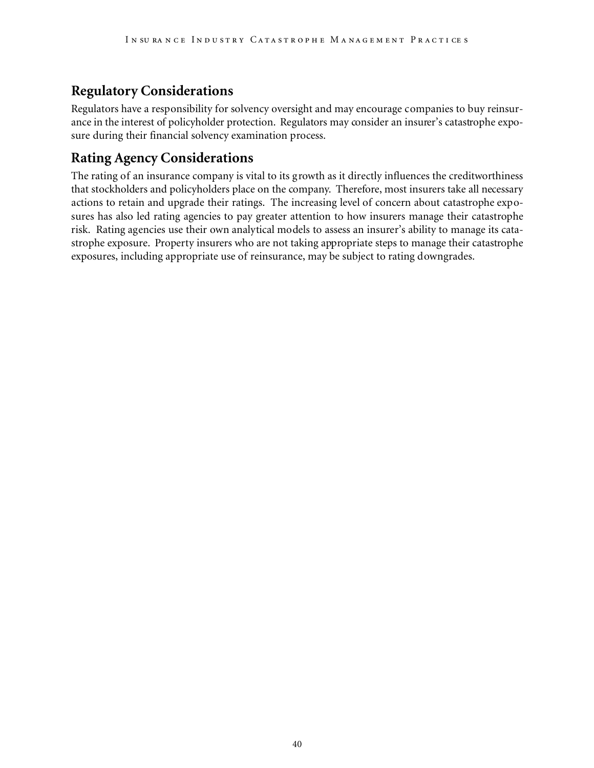## Regulatory Considerations

Regulators have a responsibility for solvency oversight and may encourage companies to buy reinsurance in the interest of policyholder protection. Regulators may consider an insurer's catastrophe exposure during their financial solvency examination process.

## Rating Agency Considerations

The rating of an insurance company is vital to its growth as it directly influences the creditworthiness that stockholders and policyholders place on the company. Therefore, most insurers take all necessary actions to retain and upgrade their ratings. The increasing level of concern about catastrophe exposures has also led rating agencies to pay greater attention to how insurers manage their catastrophe risk. Rating agencies use their own analytical models to assess an insurer's ability to manage its catastrophe exposure. Property insurers who are not taking appropriate steps to manage their catastrophe exposures, including appropriate use of reinsurance, may be subject to rating downgrades.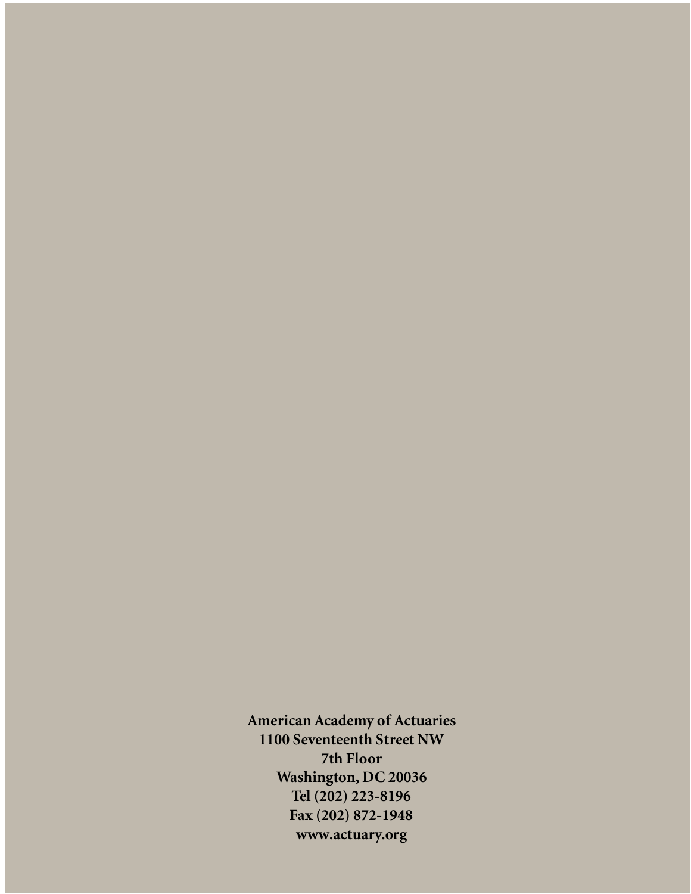**American Academy of Actuaries**
**1100 Seventeenth Street NW**
**7th Floor**
**Washington, DC 20036**
**Tel (202) 223-8196**
**Fax (202) 872-1948**
**www.actuary.org**